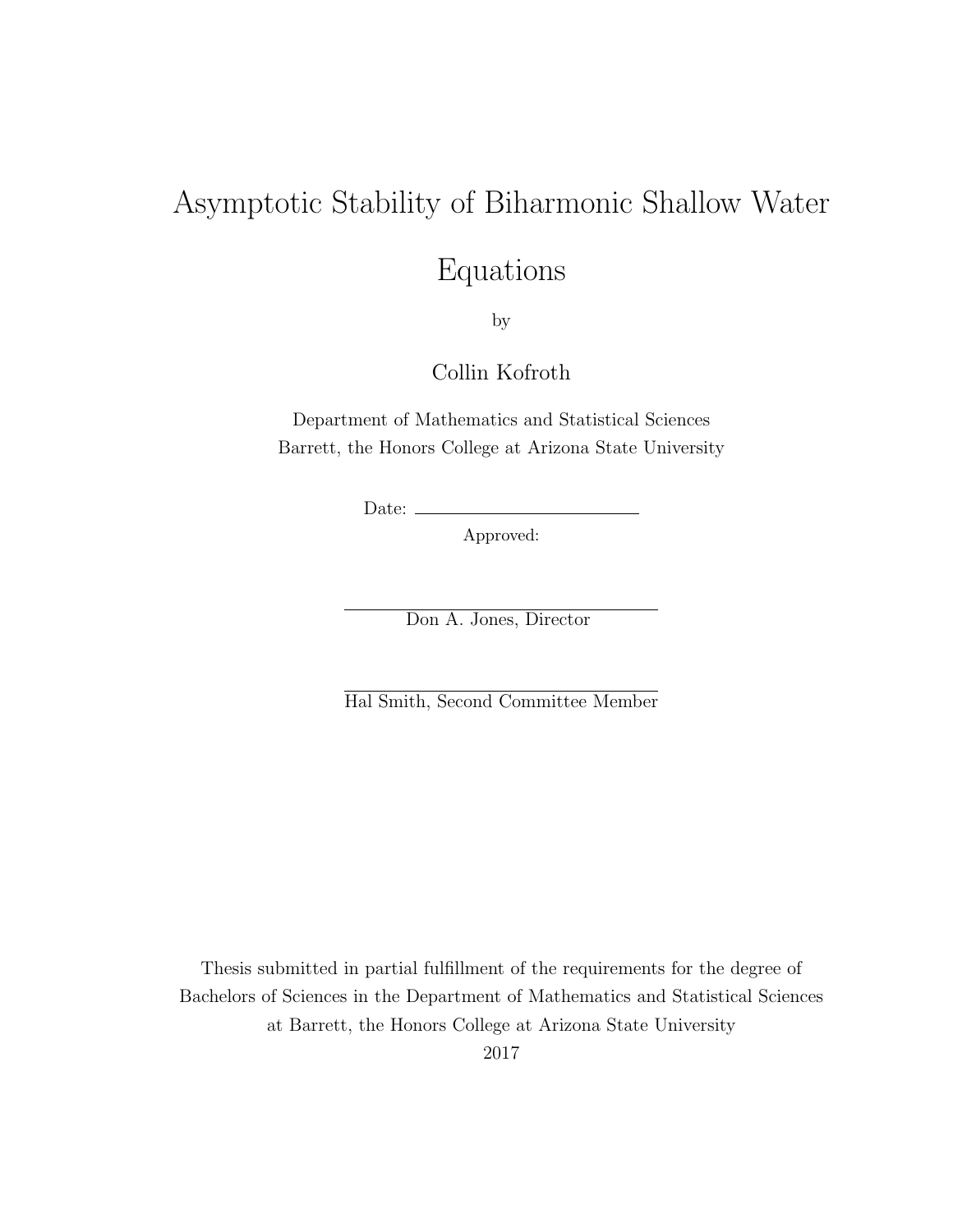# Asymptotic Stability of Biharmonic Shallow Water Equations

by

Collin Kofroth

Department of Mathematics and Statistical Sciences
Barrett, the Honors College at Arizona State University

Date: \_\_\_\_\_\_\_\_\_\_\_\_\_\_\_\_\_\_\_\_\_\_\_\_

Approved:

\_\_\_\_\_\_\_\_\_\_\_\_\_\_\_\_\_\_\_\_\_\_\_\_\_\_\_\_

Don A. Jones, Director

\_\_\_\_\_\_\_\_\_\_\_\_\_\_\_\_\_\_\_\_\_\_\_\_\_\_\_\_

Hal Smith, Second Committee Member

Thesis submitted in partial fulfillment of the requirements for the degree of Bachelors of Sciences in the Department of Mathematics and Statistical Sciences at Barrett, the Honors College at Arizona State University

2017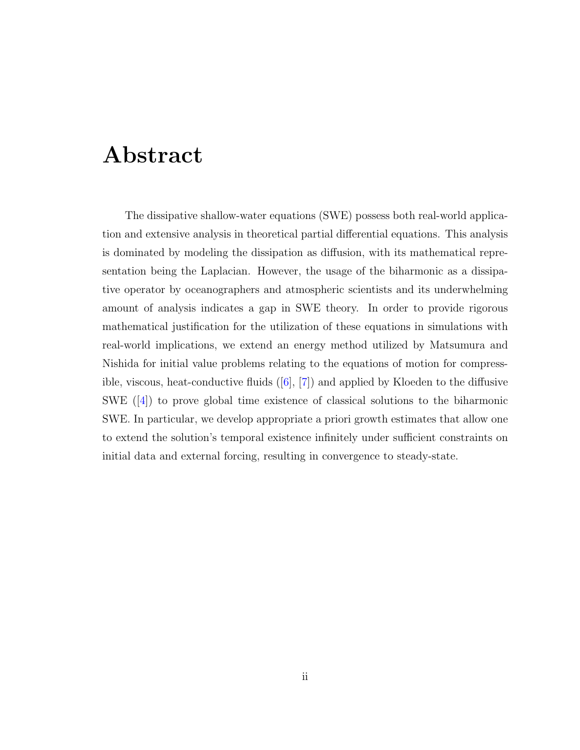# Abstract

The dissipative shallow-water equations (SWE) possess both real-world application and extensive analysis in theoretical partial differential equations. This analysis is dominated by modeling the dissipation as diffusion, with its mathematical representation being the Laplacian. However, the usage of the biharmonic as a dissipative operator by oceanographers and atmospheric scientists and its underwhelming amount of analysis indicates a gap in SWE theory. In order to provide rigorous mathematical justification for the utilization of these equations in simulations with real-world implications, we extend an energy method utilized by Matsumura and Nishida for initial value problems relating to the equations of motion for compressible, viscous, heat-conductive fluids ([6], [7]) and applied by Kloeden to the diffusive SWE ([4]) to prove global time existence of classical solutions to the biharmonic SWE. In particular, we develop appropriate a priori growth estimates that allow one to extend the solution's temporal existence infinitely under sufficient constraints on initial data and external forcing, resulting in convergence to steady-state.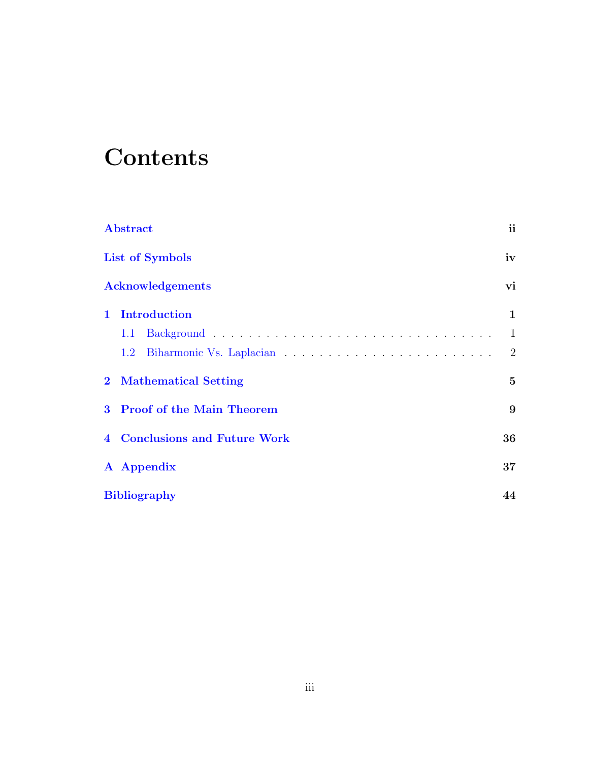# Contents

- **Abstract** — ii
- **List of Symbols** — iv
- **Acknowledgements** — vi
- **1 Introduction** — 1
  - 1.1 Background — 1
  - 1.2 Biharmonic Vs. Laplacian — 2
- **2 Mathematical Setting** — 5
- **3 Proof of the Main Theorem** — 9
- **4 Conclusions and Future Work** — 36
- **A Appendix** — 37
- **Bibliography** — 44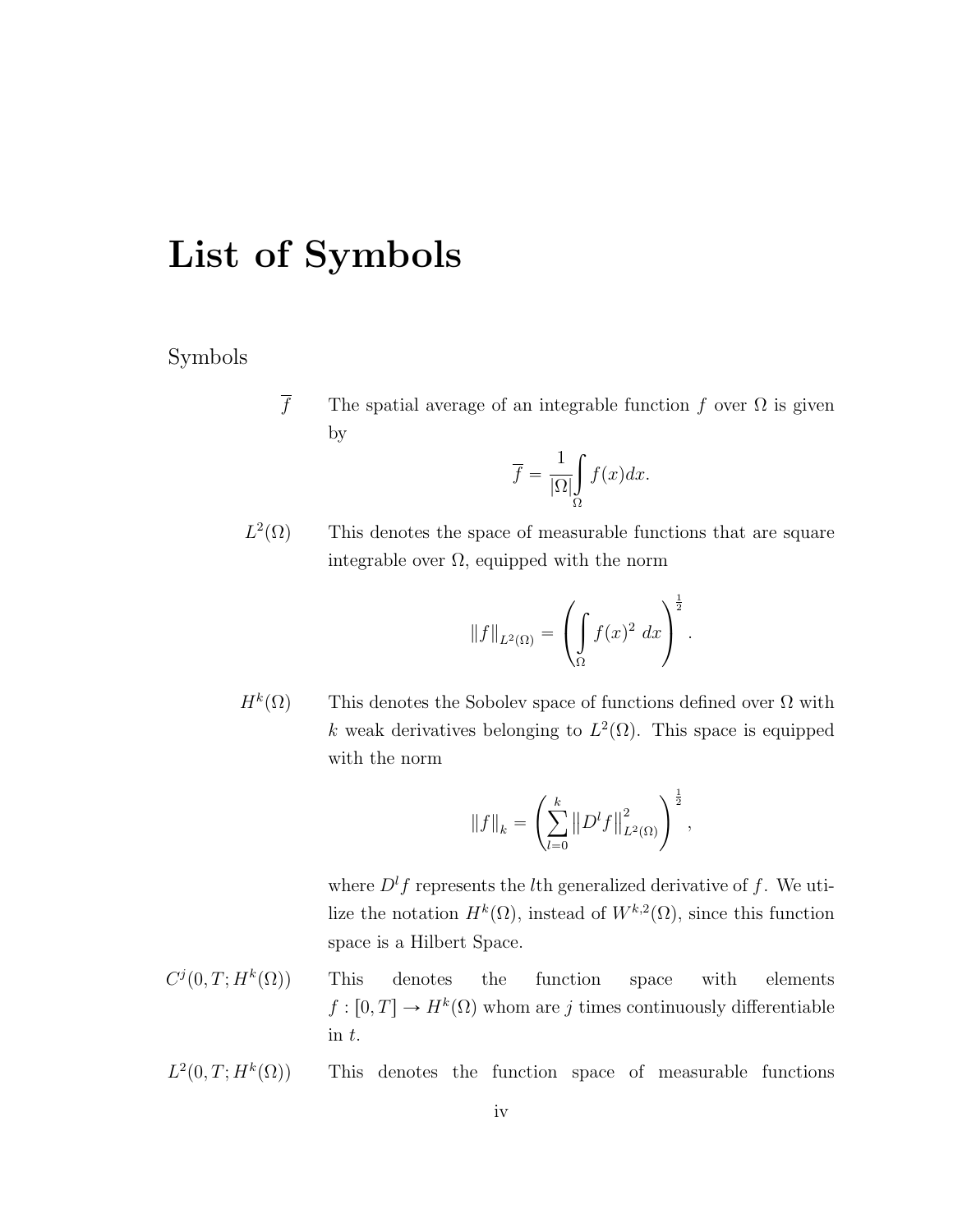# List of Symbols

## Symbols

$\overline{f}$ The spatial average of an integrable function $f$ over $\Omega$ is given by

$$\overline{f} = \frac{1}{|\Omega|} \int_{\Omega} f(x) dx.$$

$L^2(\Omega)$ This denotes the space of measurable functions that are square integrable over $\Omega$, equipped with the norm

$$\|f\|_{L^2(\Omega)} = \left( \int_{\Omega} f(x)^2 \, dx \right)^{\frac{1}{2}}.$$

$H^k(\Omega)$ This denotes the Sobolev space of functions defined over $\Omega$ with $k$ weak derivatives belonging to $L^2(\Omega)$. This space is equipped with the norm

$$\|f\|_k = \left( \sum_{l=0}^{k} \left\| D^l f \right\|_{L^2(\Omega)}^2 \right)^{\frac{1}{2}},$$

where $D^l f$ represents the $l$th generalized derivative of $f$. We utilize the notation $H^k(\Omega)$, instead of $W^{k,2}(\Omega)$, since this function space is a Hilbert Space.

$C^j(0, T; H^k(\Omega))$ This denotes the function space with elements $f : [0, T] \to H^k(\Omega)$ whom are $j$ times continuously differentiable in $t$.

$L^2(0, T; H^k(\Omega))$ This denotes the function space of measurable functions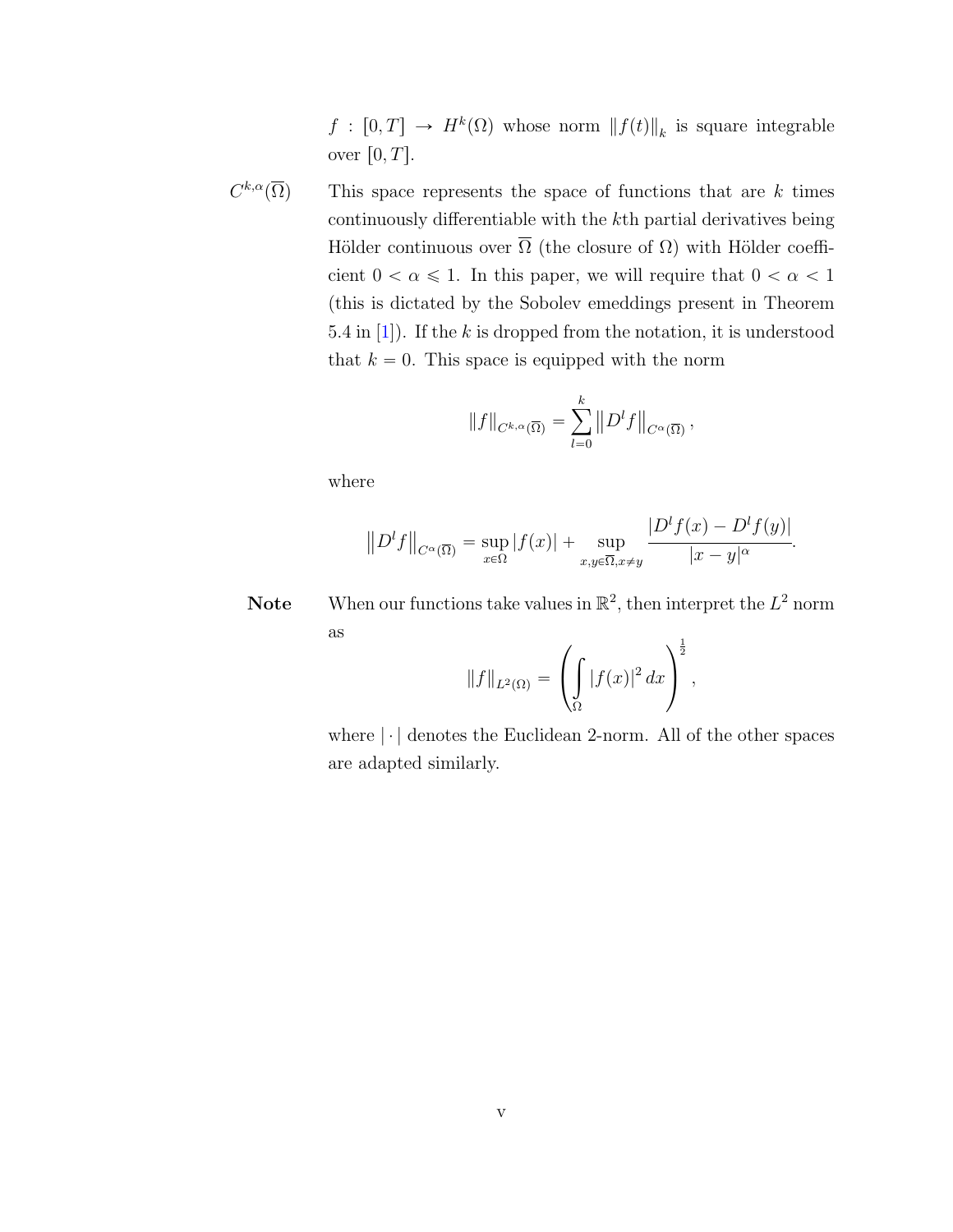$f : [0,T] \to H^k(\Omega)$ whose norm $\|f(t)\|_k$ is square integrable over $[0,T]$.

**$C^{k,\alpha}(\overline{\Omega})$** This space represents the space of functions that are $k$ times continuously differentiable with the $k$th partial derivatives being Hölder continuous over $\overline{\Omega}$ (the closure of $\Omega$) with Hölder coefficient $0 < \alpha \leqslant 1$. In this paper, we will require that $0 < \alpha < 1$ (this is dictated by the Sobolev emeddings present in Theorem 5.4 in [1]). If the $k$ is dropped from the notation, it is understood that $k = 0$. This space is equipped with the norm

$$\|f\|_{C^{k,\alpha}(\overline{\Omega})} = \sum_{l=0}^{k} \left\|D^l f\right\|_{C^{\alpha}(\overline{\Omega})},$$

where

$$\left\|D^l f\right\|_{C^{\alpha}(\overline{\Omega})} = \sup_{x \in \Omega} |f(x)| + \sup_{x,y \in \overline{\Omega}, x \neq y} \frac{|D^l f(x) - D^l f(y)|}{|x-y|^{\alpha}}.$$

**Note** When our functions take values in $\mathbb{R}^2$, then interpret the $L^2$ norm as

$$\|f\|_{L^2(\Omega)} = \left( \int_{\Omega} |f(x)|^2 \, dx \right)^{\frac{1}{2}},$$

where $|\cdot|$ denotes the Euclidean 2-norm. All of the other spaces are adapted similarly.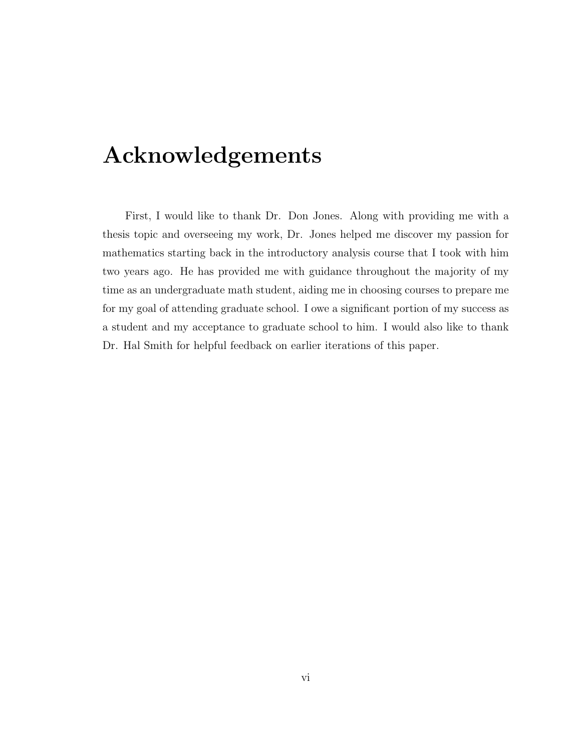# Acknowledgements

First, I would like to thank Dr. Don Jones. Along with providing me with a thesis topic and overseeing my work, Dr. Jones helped me discover my passion for mathematics starting back in the introductory analysis course that I took with him two years ago. He has provided me with guidance throughout the majority of my time as an undergraduate math student, aiding me in choosing courses to prepare me for my goal of attending graduate school. I owe a significant portion of my success as a student and my acceptance to graduate school to him. I would also like to thank Dr. Hal Smith for helpful feedback on earlier iterations of this paper.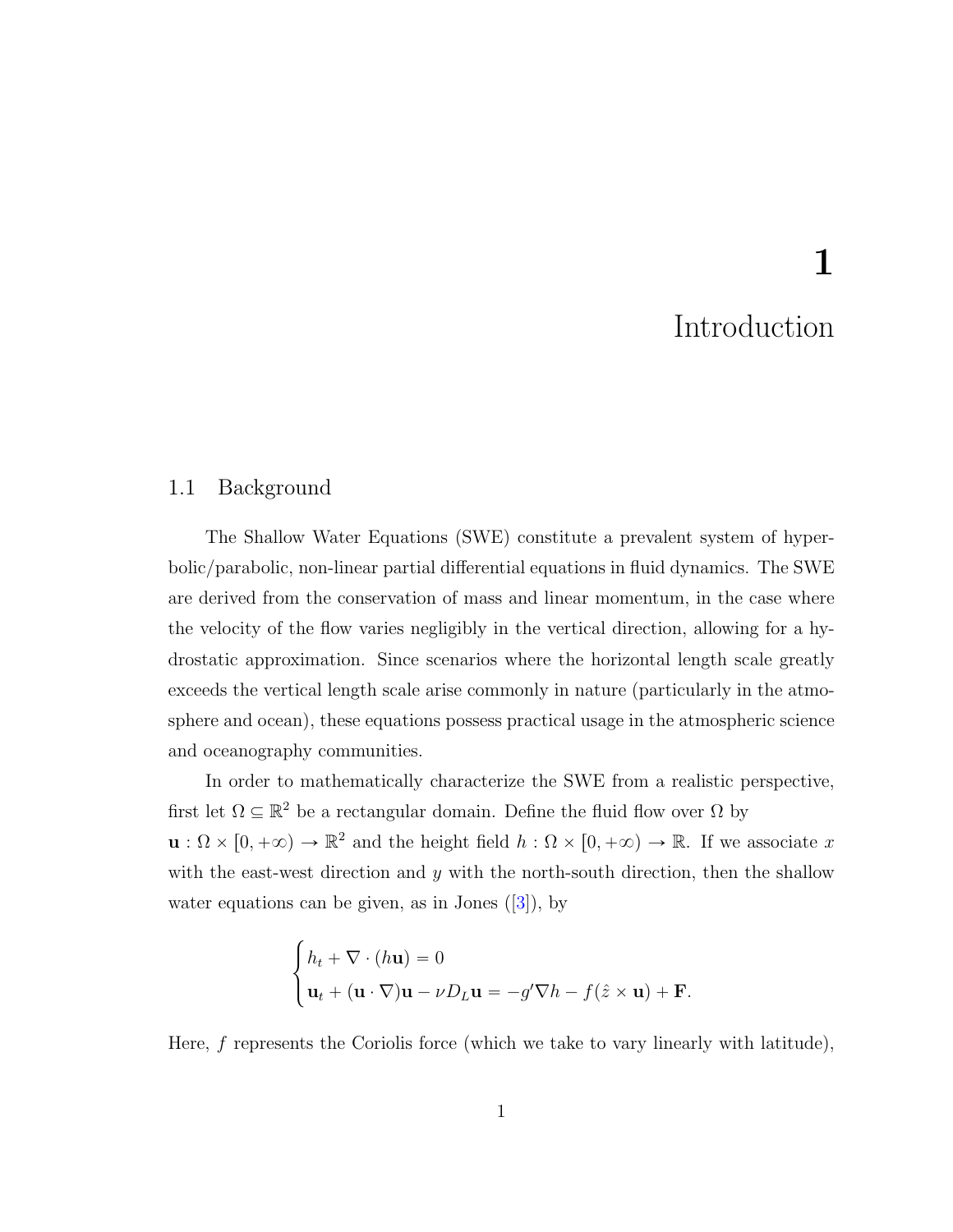# 1 Introduction

## 1.1 Background

The Shallow Water Equations (SWE) constitute a prevalent system of hyperbolic/parabolic, non-linear partial differential equations in fluid dynamics. The SWE are derived from the conservation of mass and linear momentum, in the case where the velocity of the flow varies negligibly in the vertical direction, allowing for a hydrostatic approximation. Since scenarios where the horizontal length scale greatly exceeds the vertical length scale arise commonly in nature (particularly in the atmosphere and ocean), these equations possess practical usage in the atmospheric science and oceanography communities.

In order to mathematically characterize the SWE from a realistic perspective, first let $\Omega \subseteq \mathbb{R}^2$ be a rectangular domain. Define the fluid flow over $\Omega$ by $\mathbf{u} : \Omega \times [0, +\infty) \to \mathbb{R}^2$ and the height field $h : \Omega \times [0, +\infty) \to \mathbb{R}$. If we associate $x$ with the east-west direction and $y$ with the north-south direction, then the shallow water equations can be given, as in Jones ([3]), by

$$
\begin{cases}
h_t + \nabla \cdot (h\mathbf{u}) = 0 \\
\mathbf{u}_t + (\mathbf{u} \cdot \nabla)\mathbf{u} - \nu D_L \mathbf{u} = -g' \nabla h - f(\hat{z} \times \mathbf{u}) + \mathbf{F}.
\end{cases}
$$

Here, $f$ represents the Coriolis force (which we take to vary linearly with latitude),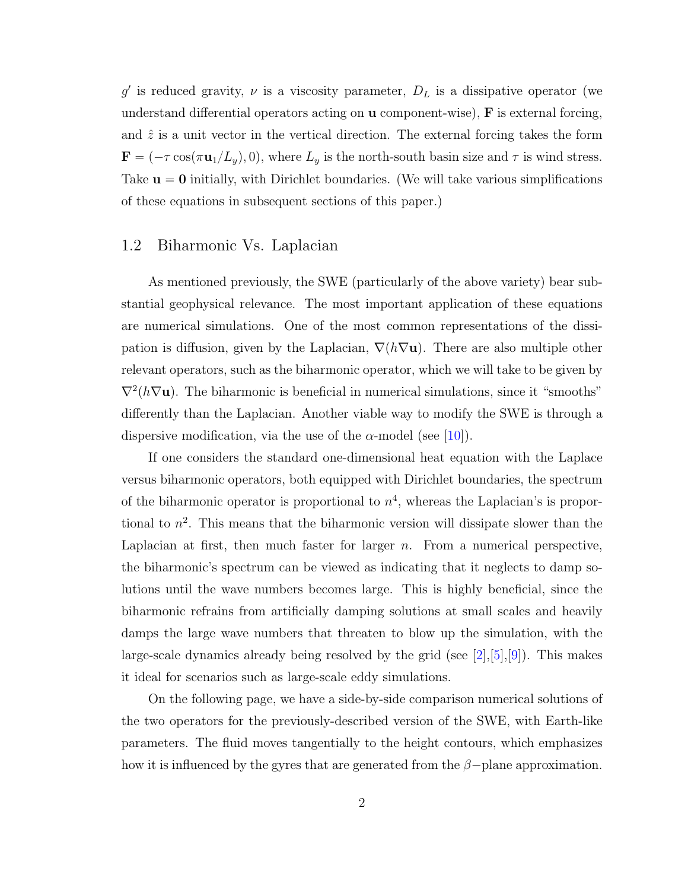$g'$ is reduced gravity, $\nu$ is a viscosity parameter, $D_L$ is a dissipative operator (we understand differential operators acting on $\mathbf{u}$ component-wise), $\mathbf{F}$ is external forcing, and $\hat{z}$ is a unit vector in the vertical direction. The external forcing takes the form $\mathbf{F} = (-\tau \cos(\pi \mathbf{u}_1 / L_y), 0)$, where $L_y$ is the north-south basin size and $\tau$ is wind stress. Take $\mathbf{u} = \mathbf{0}$ initially, with Dirichlet boundaries. (We will take various simplifications of these equations in subsequent sections of this paper.)

## 1.2 Biharmonic Vs. Laplacian

As mentioned previously, the SWE (particularly of the above variety) bear substantial geophysical relevance. The most important application of these equations are numerical simulations. One of the most common representations of the dissipation is diffusion, given by the Laplacian, $\nabla(h\nabla\mathbf{u})$. There are also multiple other relevant operators, such as the biharmonic operator, which we will take to be given by $\nabla^2(h\nabla\mathbf{u})$. The biharmonic is beneficial in numerical simulations, since it "smooths" differently than the Laplacian. Another viable way to modify the SWE is through a dispersive modification, via the use of the $\alpha$-model (see [10]).

If one considers the standard one-dimensional heat equation with the Laplace versus biharmonic operators, both equipped with Dirichlet boundaries, the spectrum of the biharmonic operator is proportional to $n^4$, whereas the Laplacian's is proportional to $n^2$. This means that the biharmonic version will dissipate slower than the Laplacian at first, then much faster for larger $n$. From a numerical perspective, the biharmonic's spectrum can be viewed as indicating that it neglects to damp solutions until the wave numbers becomes large. This is highly beneficial, since the biharmonic refrains from artificially damping solutions at small scales and heavily damps the large wave numbers that threaten to blow up the simulation, with the large-scale dynamics already being resolved by the grid (see [2],[5],[9]). This makes it ideal for scenarios such as large-scale eddy simulations.

On the following page, we have a side-by-side comparison numerical solutions of the two operators for the previously-described version of the SWE, with Earth-like parameters. The fluid moves tangentially to the height contours, which emphasizes how it is influenced by the gyres that are generated from the $\beta-$plane approximation.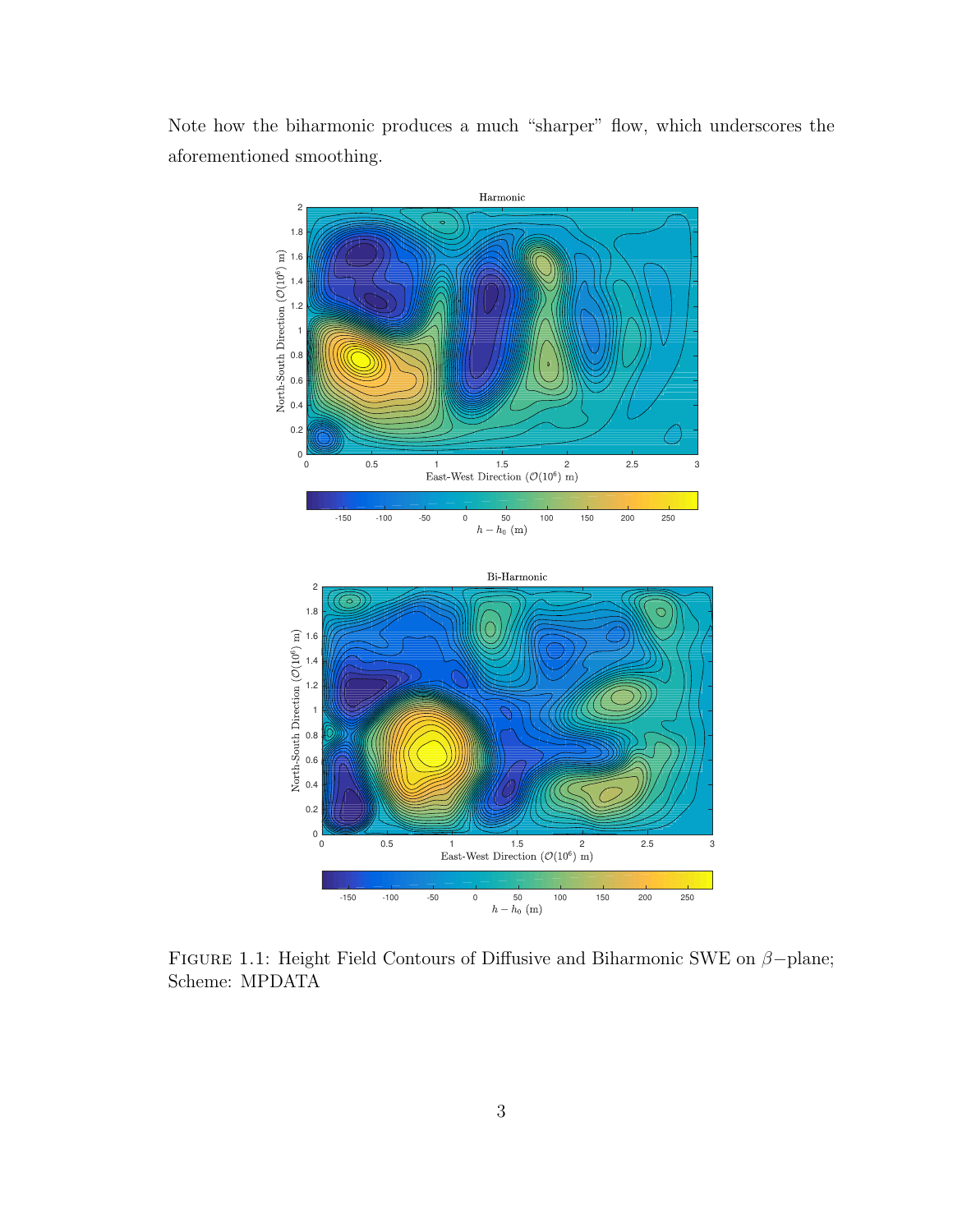Note how the biharmonic produces a much "sharper" flow, which underscores the aforementioned smoothing.

FIGURE 1.1: Height Field Contours of Diffusive and Biharmonic SWE on $\beta-$plane; Scheme: MPDATA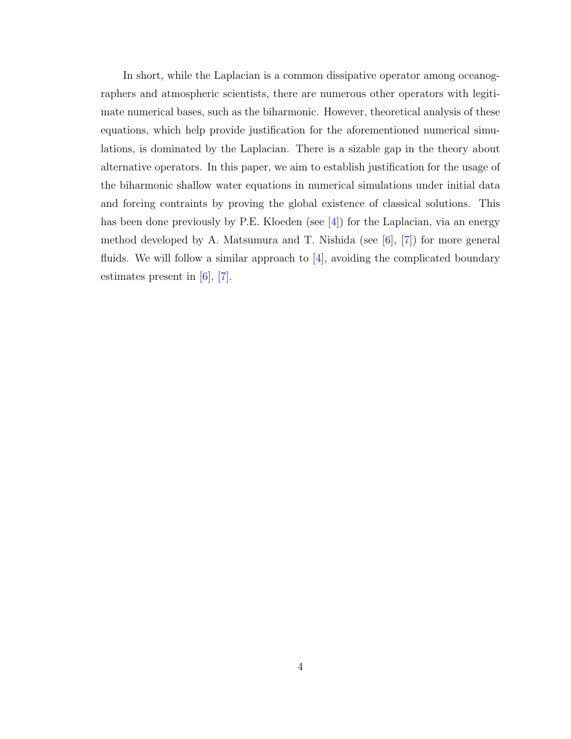In short, while the Laplacian is a common dissipative operator among oceanographers and atmospheric scientists, there are numerous other operators with legitimate numerical bases, such as the biharmonic. However, theoretical analysis of these equations, which help provide justification for the aforementioned numerical simulations, is dominated by the Laplacian. There is a sizable gap in the theory about alternative operators. In this paper, we aim to establish justification for the usage of the biharmonic shallow water equations in numerical simulations under initial data and forcing contraints by proving the global existence of classical solutions. This has been done previously by P.E. Kloeden (see [4]) for the Laplacian, via an energy method developed by A. Matsumura and T. Nishida (see [6], [7]) for more general fluids. We will follow a similar approach to [4], avoiding the complicated boundary estimates present in [6], [7].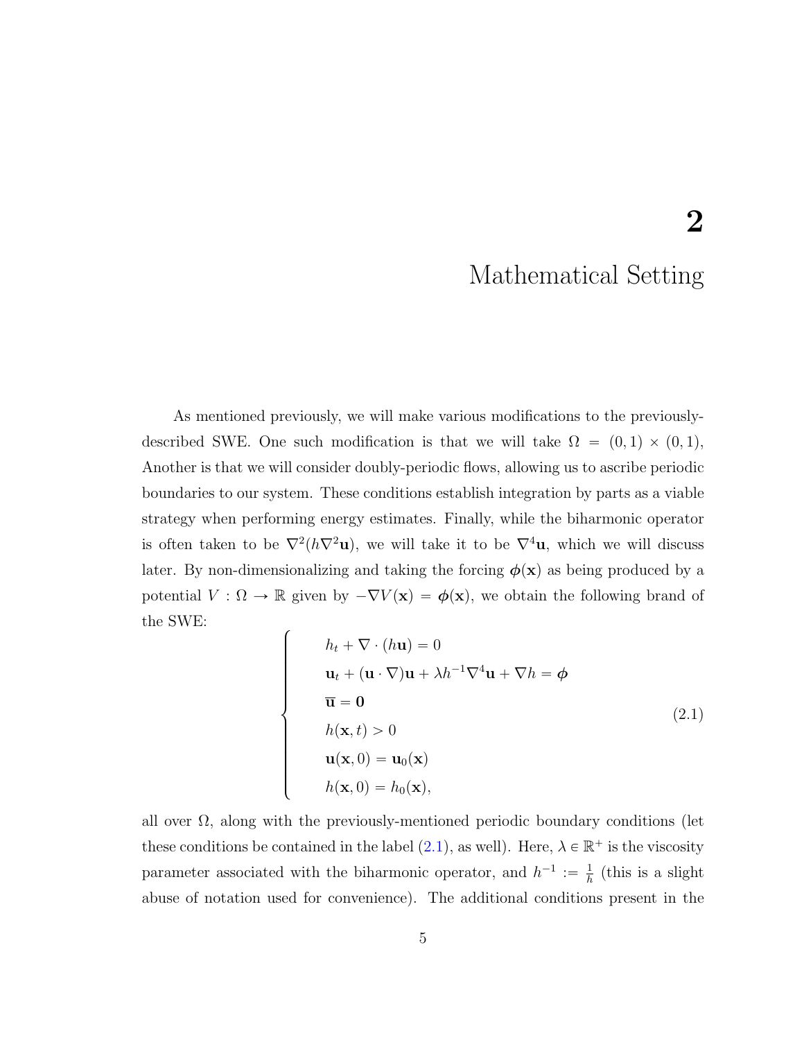# 2 Mathematical Setting

As mentioned previously, we will make various modifications to the previously-described SWE. One such modification is that we will take $\Omega = (0, 1) \times (0, 1)$, Another is that we will consider doubly-periodic flows, allowing us to ascribe periodic boundaries to our system. These conditions establish integration by parts as a viable strategy when performing energy estimates. Finally, while the biharmonic operator is often taken to be $\nabla^2(h\nabla^2\mathbf{u})$, we will take it to be $\nabla^4\mathbf{u}$, which we will discuss later. By non-dimensionalizing and taking the forcing $\boldsymbol{\phi}(\mathbf{x})$ as being produced by a potential $V : \Omega \to \mathbb{R}$ given by $-\nabla V(\mathbf{x}) = \boldsymbol{\phi}(\mathbf{x})$, we obtain the following brand of the SWE:

$$
\begin{cases}
h_t + \nabla \cdot (h\mathbf{u}) = 0 \\
\mathbf{u}_t + (\mathbf{u} \cdot \nabla)\mathbf{u} + \lambda h^{-1}\nabla^4\mathbf{u} + \nabla h = \boldsymbol{\phi} \\
\overline{\mathbf{u}} = \mathbf{0} \\
h(\mathbf{x}, t) > 0 \\
\mathbf{u}(\mathbf{x}, 0) = \mathbf{u}_0(\mathbf{x}) \\
h(\mathbf{x}, 0) = h_0(\mathbf{x}),
\end{cases}
\tag{2.1}
$$

all over $\Omega$, along with the previously-mentioned periodic boundary conditions (let these conditions be contained in the label (2.1), as well). Here, $\lambda \in \mathbb{R}^+$ is the viscosity parameter associated with the biharmonic operator, and $h^{-1} := \frac{1}{h}$ (this is a slight abuse of notation used for convenience). The additional conditions present in the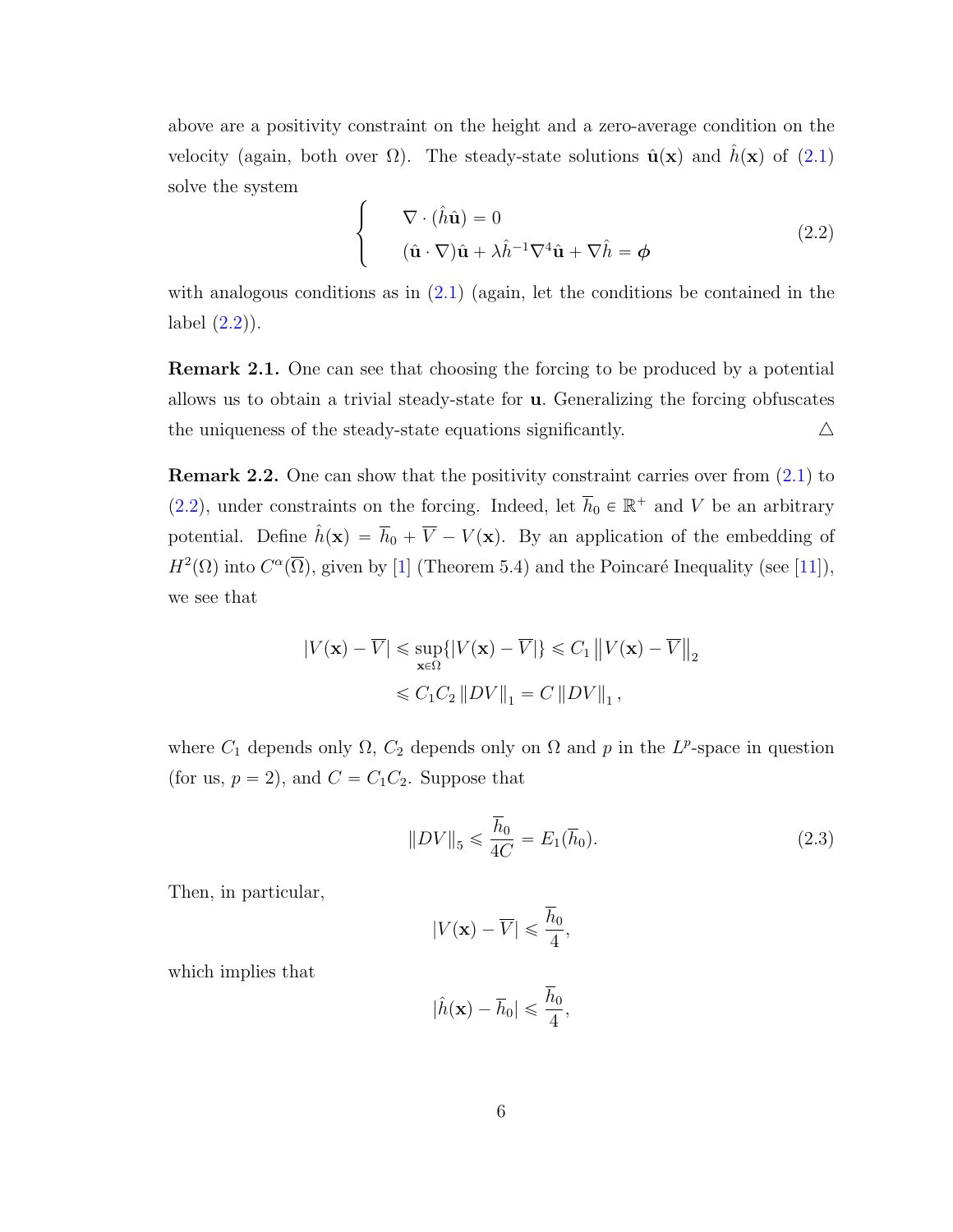above are a positivity constraint on the height and a zero-average condition on the velocity (again, both over $\Omega$). The steady-state solutions $\hat{\mathbf{u}}(\mathbf{x})$ and $\hat{h}(\mathbf{x})$ of (2.1) solve the system

$$
\begin{cases}
\nabla \cdot (\hat{h}\hat{\mathbf{u}}) = 0 \\
(\hat{\mathbf{u}} \cdot \nabla)\hat{\mathbf{u}} + \lambda \hat{h}^{-1} \nabla^4 \hat{\mathbf{u}} + \nabla \hat{h} = \boldsymbol{\phi}
\end{cases}
\tag{2.2}
$$

with analogous conditions as in (2.1) (again, let the conditions be contained in the label (2.2)).

**Remark 2.1.** One can see that choosing the forcing to be produced by a potential allows us to obtain a trivial steady-state for $\mathbf{u}$. Generalizing the forcing obfuscates the uniqueness of the steady-state equations significantly. △

**Remark 2.2.** One can show that the positivity constraint carries over from (2.1) to (2.2), under constraints on the forcing. Indeed, let $\overline{h}_0 \in \mathbb{R}^+$ and $V$ be an arbitrary potential. Define $\hat{h}(\mathbf{x}) = \overline{h}_0 + \overline{V} - V(\mathbf{x})$. By an application of the embedding of $H^2(\Omega)$ into $C^\alpha(\overline{\Omega})$, given by [1] (Theorem 5.4) and the Poincaré Inequality (see [11]), we see that

$$
\begin{aligned}
|V(\mathbf{x}) - \overline{V}| &\leqslant \sup_{\mathbf{x}\in\Omega}\{|V(\mathbf{x}) - \overline{V}|\} \leqslant C_1 \left\| V(\mathbf{x}) - \overline{V} \right\|_2 \\
&\leqslant C_1 C_2 \left\| DV \right\|_1 = C \left\| DV \right\|_1,
\end{aligned}
$$

where $C_1$ depends only $\Omega$, $C_2$ depends only on $\Omega$ and $p$ in the $L^p$-space in question (for us, $p = 2$), and $C = C_1 C_2$. Suppose that

$$
\left\| DV \right\|_5 \leqslant \frac{\overline{h}_0}{4C} = E_1(\overline{h}_0).
\tag{2.3}
$$

Then, in particular,

$$
|V(\mathbf{x}) - \overline{V}| \leqslant \frac{\overline{h}_0}{4},
$$

which implies that

$$
|\hat{h}(\mathbf{x}) - \overline{h}_0| \leqslant \frac{\overline{h}_0}{4},
$$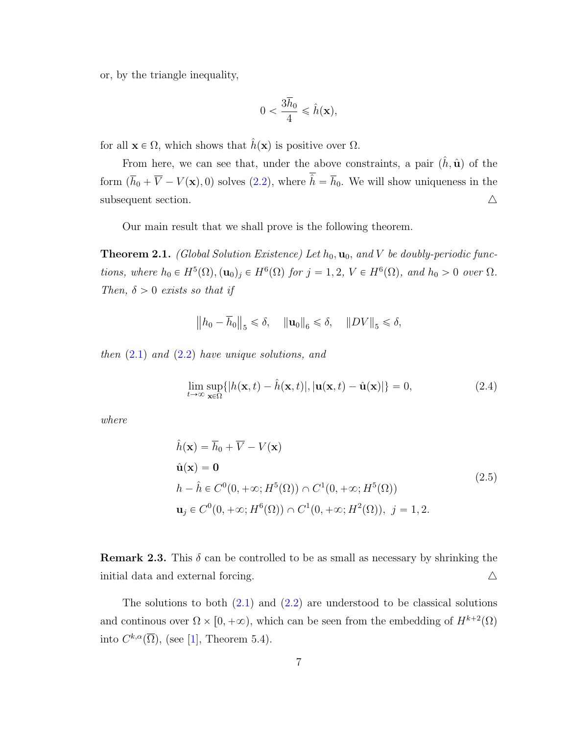or, by the triangle inequality,

$$0 < \frac{3\overline{h}_0}{4} \leqslant \hat{h}(\mathbf{x}),$$

for all $\mathbf{x} \in \Omega$, which shows that $\hat{h}(\mathbf{x})$ is positive over $\Omega$.

From here, we can see that, under the above constraints, a pair $(\hat{h}, \hat{\mathbf{u}})$ of the form $(\overline{h}_0 + \overline{V} - V(\mathbf{x}), 0)$ solves (2.2), where $\overline{\hat{h}} = \overline{h}_0$. We will show uniqueness in the subsequent section. △

Our main result that we shall prove is the following theorem.

**Theorem 2.1.** *(Global Solution Existence) Let $h_0, \mathbf{u}_0$, and $V$ be doubly-periodic functions, where $h_0 \in H^5(\Omega), (\mathbf{u}_0)_j \in H^6(\Omega)$ for $j = 1, 2$, $V \in H^6(\Omega)$, and $h_0 > 0$ over $\Omega$. Then, $\delta > 0$ exists so that if*

$$\left\|h_0 - \overline{h}_0\right\|_5 \leqslant \delta, \quad \left\|\mathbf{u}_0\right\|_6 \leqslant \delta, \quad \left\|DV\right\|_5 \leqslant \delta,$$

*then (2.1) and (2.2) have unique solutions, and*

$$\lim_{t \to \infty} \sup_{\mathbf{x} \in \Omega} \{|h(\mathbf{x}, t) - \hat{h}(\mathbf{x}, t)|, |\mathbf{u}(\mathbf{x}, t) - \hat{\mathbf{u}}(\mathbf{x})|\} = 0, \tag{2.4}$$

*where*

$$\begin{aligned}
&\hat{h}(\mathbf{x}) = \overline{h}_0 + \overline{V} - V(\mathbf{x}) \\
&\hat{\mathbf{u}}(\mathbf{x}) = \mathbf{0} \\
&h - \hat{h} \in C^0(0, +\infty; H^5(\Omega)) \cap C^1(0, +\infty; H^5(\Omega)) \\
&\mathbf{u}_j \in C^0(0, +\infty; H^6(\Omega)) \cap C^1(0, +\infty; H^2(\Omega)), \ j = 1, 2.
\end{aligned} \tag{2.5}$$

**Remark 2.3.** This $\delta$ can be controlled to be as small as necessary by shrinking the initial data and external forcing. △

The solutions to both (2.1) and (2.2) are understood to be classical solutions and continous over $\Omega \times [0, +\infty)$, which can be seen from the embedding of $H^{k+2}(\Omega)$ into $C^{k,\alpha}(\overline{\Omega})$, (see [1], Theorem 5.4).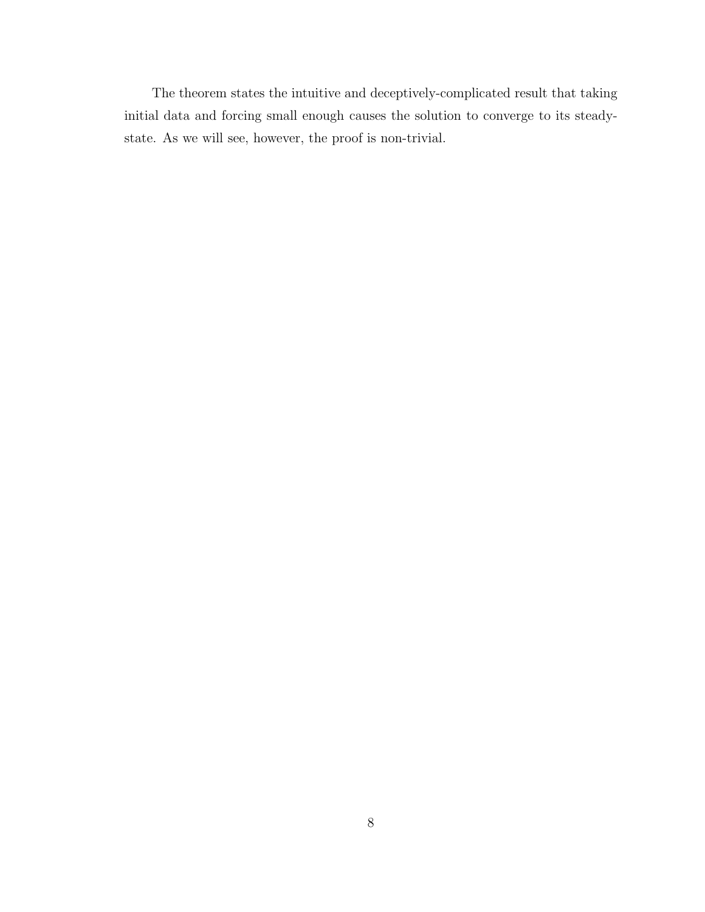The theorem states the intuitive and deceptively-complicated result that taking initial data and forcing small enough causes the solution to converge to its steady-state. As we will see, however, the proof is non-trivial.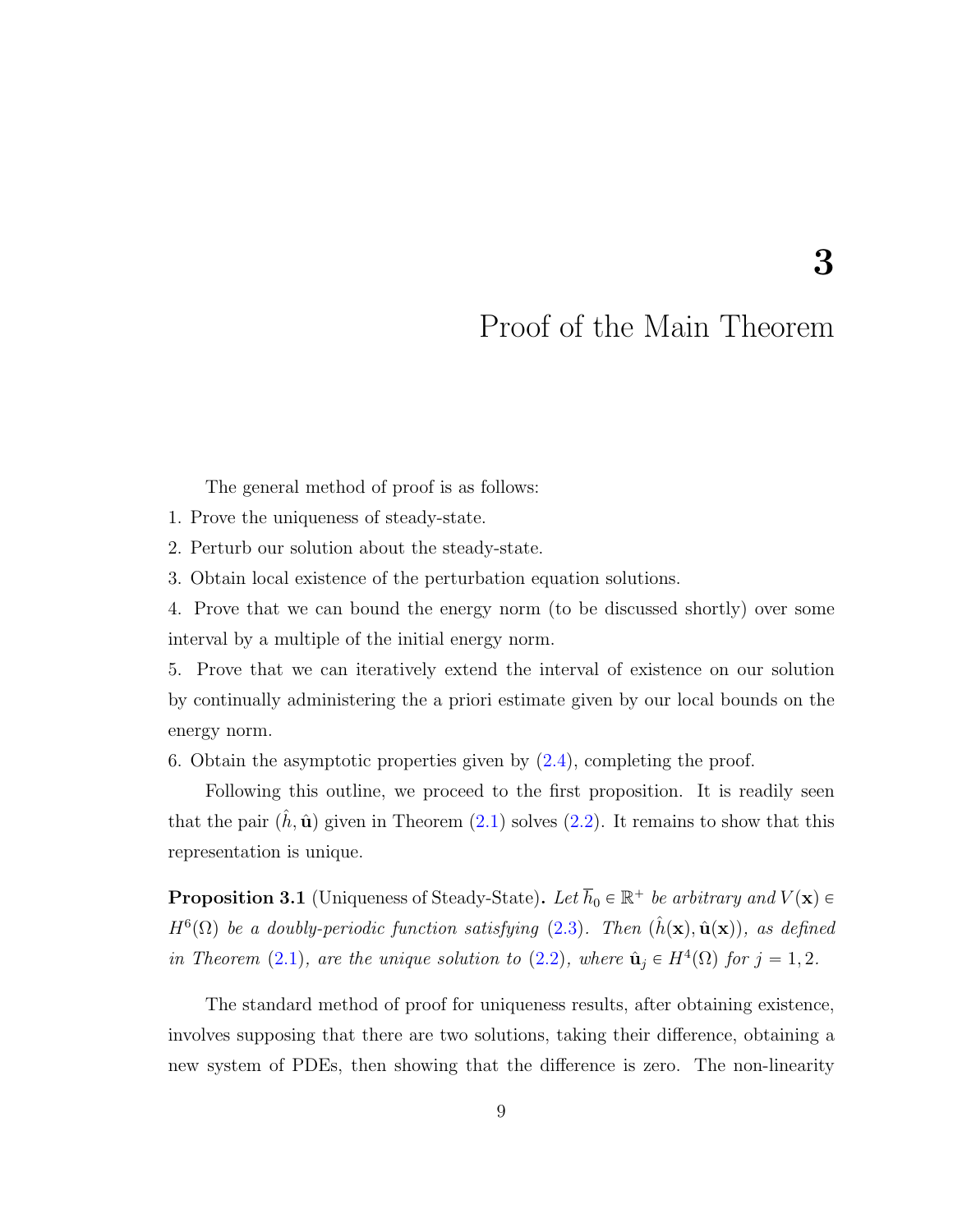# 3

# Proof of the Main Theorem

The general method of proof is as follows:

1. Prove the uniqueness of steady-state.

2. Perturb our solution about the steady-state.

3. Obtain local existence of the perturbation equation solutions.

4. Prove that we can bound the energy norm (to be discussed shortly) over some interval by a multiple of the initial energy norm.

5. Prove that we can iteratively extend the interval of existence on our solution by continually administering the a priori estimate given by our local bounds on the energy norm.

6. Obtain the asymptotic properties given by (2.4), completing the proof.

Following this outline, we proceed to the first proposition. It is readily seen that the pair $(\hat{h}, \hat{\mathbf{u}})$ given in Theorem (2.1) solves (2.2). It remains to show that this representation is unique.

**Proposition 3.1** (Uniqueness of Steady-State)**.** *Let $\overline{h}_0 \in \mathbb{R}^+$ be arbitrary and $V(\mathbf{x}) \in H^6(\Omega)$ be a doubly-periodic function satisfying (2.3). Then $(\hat{h}(\mathbf{x}), \hat{\mathbf{u}}(\mathbf{x}))$, as defined in Theorem (2.1), are the unique solution to (2.2), where $\hat{\mathbf{u}}_j \in H^4(\Omega)$ for $j = 1, 2$.*

The standard method of proof for uniqueness results, after obtaining existence, involves supposing that there are two solutions, taking their difference, obtaining a new system of PDEs, then showing that the difference is zero. The non-linearity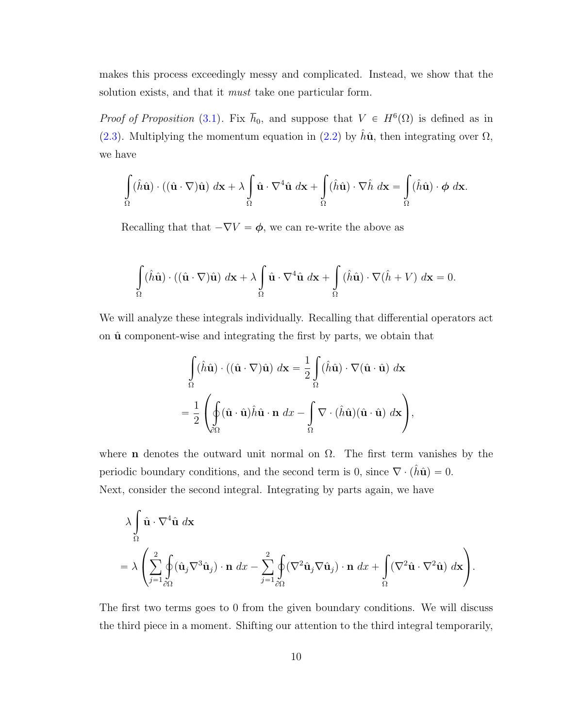makes this process exceedingly messy and complicated. Instead, we show that the solution exists, and that it *must* take one particular form.

*Proof of Proposition* (3.1). Fix $\overline{h}_0$, and suppose that $V \in H^6(\Omega)$ is defined as in (2.3). Multiplying the momentum equation in (2.2) by $\hat{h}\hat{\mathbf{u}}$, then integrating over $\Omega$, we have

$$\int_\Omega (\hat{h}\hat{\mathbf{u}}) \cdot ((\hat{\mathbf{u}} \cdot \nabla)\hat{\mathbf{u}}) \; d\mathbf{x} + \lambda \int_\Omega \hat{\mathbf{u}} \cdot \nabla^4 \hat{\mathbf{u}} \; d\mathbf{x} + \int_\Omega (\hat{h}\hat{\mathbf{u}}) \cdot \nabla \hat{h} \; d\mathbf{x} = \int_\Omega (\hat{h}\hat{\mathbf{u}}) \cdot \boldsymbol{\phi} \; d\mathbf{x}.$$

Recalling that that $-\nabla V = \boldsymbol{\phi}$, we can re-write the above as

$$\int_\Omega (\hat{h}\hat{\mathbf{u}}) \cdot ((\hat{\mathbf{u}} \cdot \nabla)\hat{\mathbf{u}}) \; d\mathbf{x} + \lambda \int_\Omega \hat{\mathbf{u}} \cdot \nabla^4 \hat{\mathbf{u}} \; d\mathbf{x} + \int_\Omega (\hat{h}\hat{\mathbf{u}}) \cdot \nabla(\hat{h} + V) \; d\mathbf{x} = 0.$$

We will analyze these integrals individually. Recalling that differential operators act on $\hat{\mathbf{u}}$ component-wise and integrating the first by parts, we obtain that

$$\begin{aligned}
\int_\Omega (\hat{h}\hat{\mathbf{u}}) \cdot ((\hat{\mathbf{u}} \cdot \nabla)\hat{\mathbf{u}}) \; d\mathbf{x} &= \frac{1}{2} \int_\Omega (\hat{h}\hat{\mathbf{u}}) \cdot \nabla(\hat{\mathbf{u}} \cdot \hat{\mathbf{u}}) \; d\mathbf{x} \\
&= \frac{1}{2} \left( \oint_{\partial\Omega} (\hat{\mathbf{u}} \cdot \hat{\mathbf{u}}) \hat{h}\hat{\mathbf{u}} \cdot \mathbf{n} \; dx - \int_\Omega \nabla \cdot (\hat{h}\hat{\mathbf{u}})(\hat{\mathbf{u}} \cdot \hat{\mathbf{u}}) \; d\mathbf{x} \right),
\end{aligned}$$

where $\mathbf{n}$ denotes the outward unit normal on $\Omega$. The first term vanishes by the periodic boundary conditions, and the second term is 0, since $\nabla \cdot (\hat{h}\hat{\mathbf{u}}) = 0$.
Next, consider the second integral. Integrating by parts again, we have

$$\begin{aligned}
&\lambda \int_\Omega \hat{\mathbf{u}} \cdot \nabla^4 \hat{\mathbf{u}} \; d\mathbf{x} \\
&= \lambda \left( \sum_{j=1}^{2} \oint_{\partial\Omega} (\hat{\mathbf{u}}_j \nabla^3 \hat{\mathbf{u}}_j) \cdot \mathbf{n} \; dx - \sum_{j=1}^{2} \oint_{\partial\Omega} (\nabla^2 \hat{\mathbf{u}}_j \nabla \hat{\mathbf{u}}_j) \cdot \mathbf{n} \; dx + \int_\Omega (\nabla^2 \hat{\mathbf{u}} \cdot \nabla^2 \hat{\mathbf{u}}) \; d\mathbf{x} \right).
\end{aligned}$$

The first two terms goes to 0 from the given boundary conditions. We will discuss the third piece in a moment. Shifting our attention to the third integral temporarily,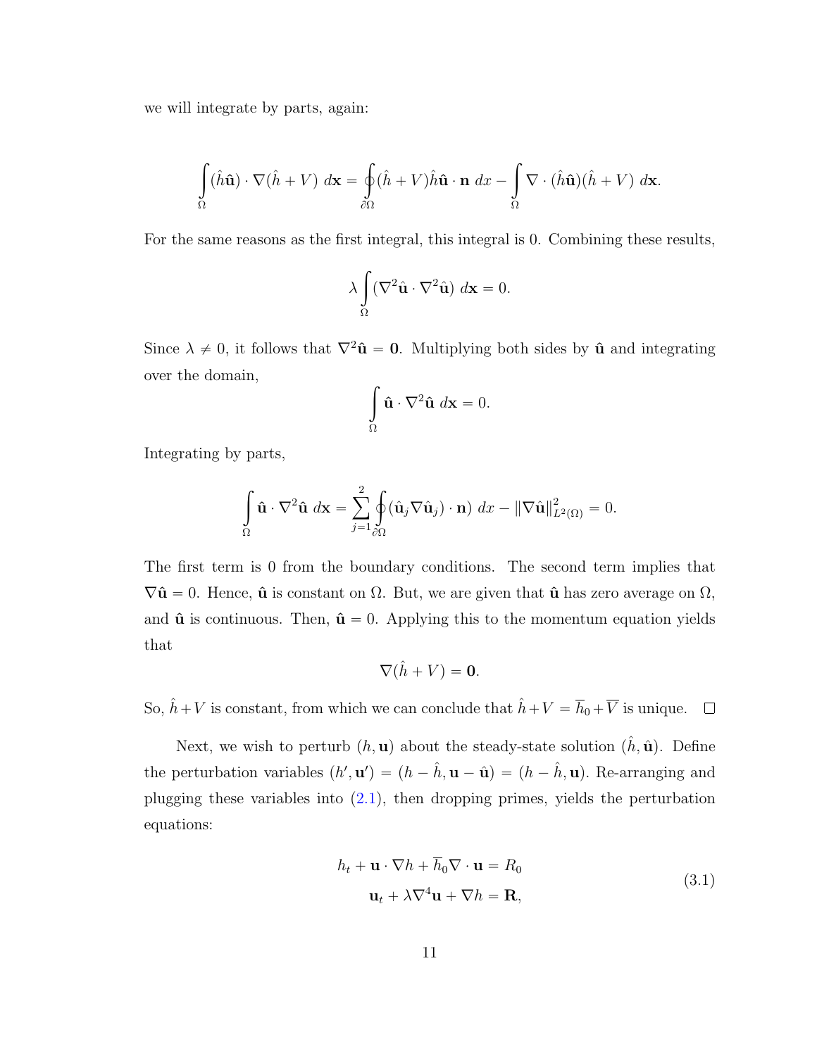we will integrate by parts, again:

$$\int_{\Omega} (\hat{h}\hat{\mathbf{u}}) \cdot \nabla(\hat{h} + V) \, d\mathbf{x} = \oint_{\partial\Omega} (\hat{h} + V)\hat{h}\hat{\mathbf{u}} \cdot \mathbf{n} \, dx - \int_{\Omega} \nabla \cdot (\hat{h}\hat{\mathbf{u}})(\hat{h} + V) \, d\mathbf{x}.$$

For the same reasons as the first integral, this integral is 0. Combining these results,

$$\lambda \int_{\Omega} (\nabla^2 \hat{\mathbf{u}} \cdot \nabla^2 \hat{\mathbf{u}}) \, d\mathbf{x} = 0.$$

Since $\lambda \neq 0$, it follows that $\nabla^2 \hat{\mathbf{u}} = \mathbf{0}$. Multiplying both sides by $\hat{\mathbf{u}}$ and integrating over the domain,

$$\int_{\Omega} \hat{\mathbf{u}} \cdot \nabla^2 \hat{\mathbf{u}} \, d\mathbf{x} = 0.$$

Integrating by parts,

$$\int_{\Omega} \hat{\mathbf{u}} \cdot \nabla^2 \hat{\mathbf{u}} \, d\mathbf{x} = \sum_{j=1}^{2} \oint_{\partial\Omega} (\hat{\mathbf{u}}_j \nabla \hat{\mathbf{u}}_j) \cdot \mathbf{n}) \, dx - \|\nabla \hat{\mathbf{u}}\|_{L^2(\Omega)}^2 = 0.$$

The first term is 0 from the boundary conditions. The second term implies that $\nabla \hat{\mathbf{u}} = 0$. Hence, $\hat{\mathbf{u}}$ is constant on $\Omega$. But, we are given that $\hat{\mathbf{u}}$ has zero average on $\Omega$, and $\hat{\mathbf{u}}$ is continuous. Then, $\hat{\mathbf{u}} = 0$. Applying this to the momentum equation yields that

$$\nabla(\hat{h} + V) = \mathbf{0}.$$

So, $\hat{h} + V$ is constant, from which we can conclude that $\hat{h} + V = \overline{h}_0 + \overline{V}$ is unique. $\square$

Next, we wish to perturb $(h, \mathbf{u})$ about the steady-state solution $(\hat{h}, \hat{\mathbf{u}})$. Define the perturbation variables $(h', \mathbf{u}') = (h - \hat{h}, \mathbf{u} - \hat{\mathbf{u}}) = (h - \hat{h}, \mathbf{u})$. Re-arranging and plugging these variables into (2.1), then dropping primes, yields the perturbation equations:

$$\begin{aligned} h_t + \mathbf{u} \cdot \nabla h + \overline{h}_0 \nabla \cdot \mathbf{u} &= R_0 \\ \mathbf{u}_t + \lambda \nabla^4 \mathbf{u} + \nabla h &= \mathbf{R}, \end{aligned} \tag{3.1}$$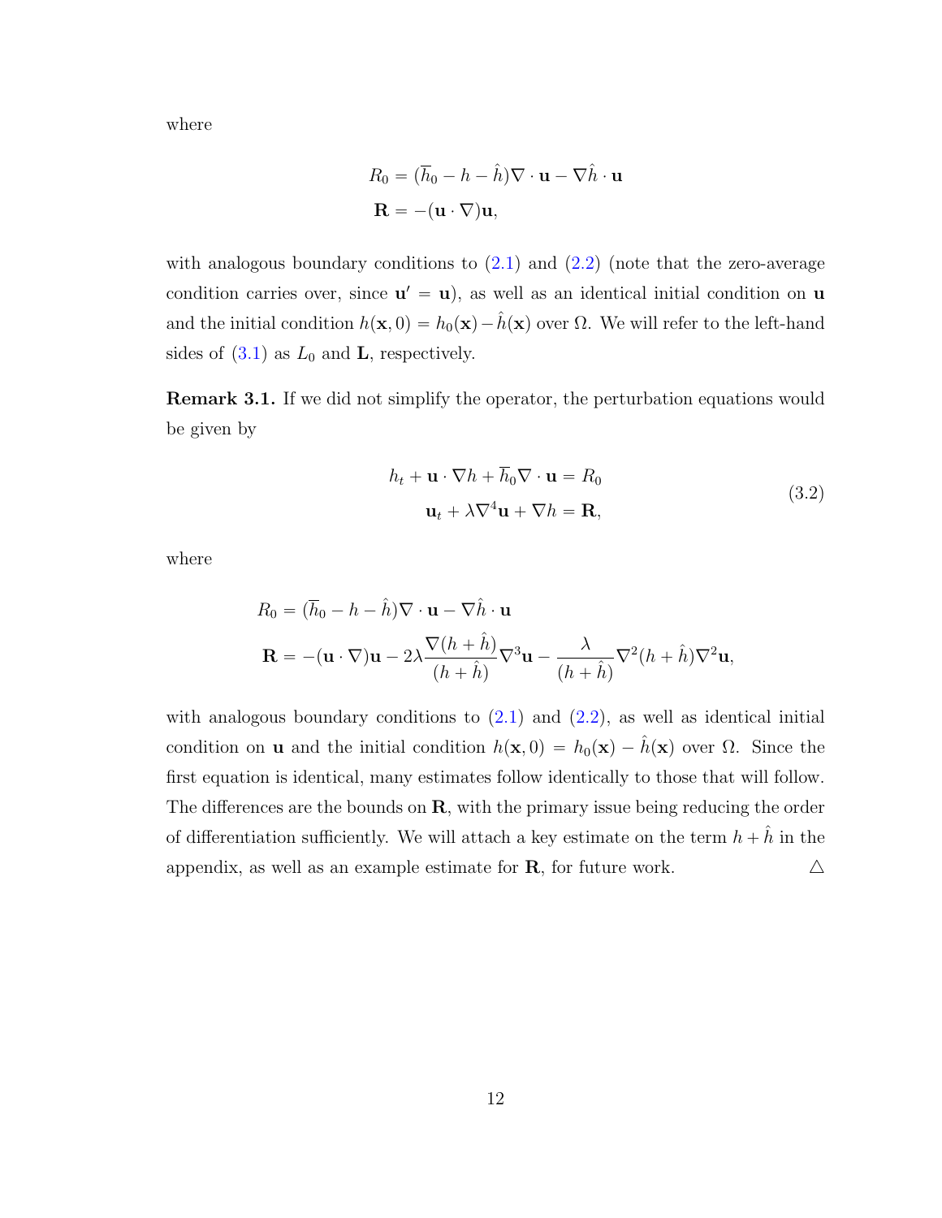where

$$
\begin{aligned}
R_0 &= (\overline{h}_0 - h - \hat{h})\nabla \cdot \mathbf{u} - \nabla \hat{h} \cdot \mathbf{u} \\
\mathbf{R} &= -(\mathbf{u} \cdot \nabla)\mathbf{u},
\end{aligned}
$$

with analogous boundary conditions to (2.1) and (2.2) (note that the zero-average condition carries over, since $\mathbf{u}' = \mathbf{u}$), as well as an identical initial condition on $\mathbf{u}$ and the initial condition $h(\mathbf{x}, 0) = h_0(\mathbf{x}) - \hat{h}(\mathbf{x})$ over $\Omega$. We will refer to the left-hand sides of (3.1) as $L_0$ and $\mathbf{L}$, respectively.

**Remark 3.1.** If we did not simplify the operator, the perturbation equations would be given by

$$
\begin{aligned}
h_t + \mathbf{u} \cdot \nabla h + \overline{h}_0 \nabla \cdot \mathbf{u} &= R_0 \\
\mathbf{u}_t + \lambda \nabla^4 \mathbf{u} + \nabla h &= \mathbf{R},
\end{aligned}
\tag{3.2}
$$

where

$$
\begin{aligned}
R_0 &= (\overline{h}_0 - h - \hat{h})\nabla \cdot \mathbf{u} - \nabla \hat{h} \cdot \mathbf{u} \\
\mathbf{R} &= -(\mathbf{u} \cdot \nabla)\mathbf{u} - 2\lambda \frac{\nabla(h + \hat{h})}{(h + \hat{h})}\nabla^3 \mathbf{u} - \frac{\lambda}{(h + \hat{h})}\nabla^2 (h + \hat{h})\nabla^2 \mathbf{u},
\end{aligned}
$$

with analogous boundary conditions to (2.1) and (2.2), as well as identical initial condition on $\mathbf{u}$ and the initial condition $h(\mathbf{x}, 0) = h_0(\mathbf{x}) - \hat{h}(\mathbf{x})$ over $\Omega$. Since the first equation is identical, many estimates follow identically to those that will follow. The differences are the bounds on $\mathbf{R}$, with the primary issue being reducing the order of differentiation sufficiently. We will attach a key estimate on the term $h + \hat{h}$ in the appendix, as well as an example estimate for $\mathbf{R}$, for future work. △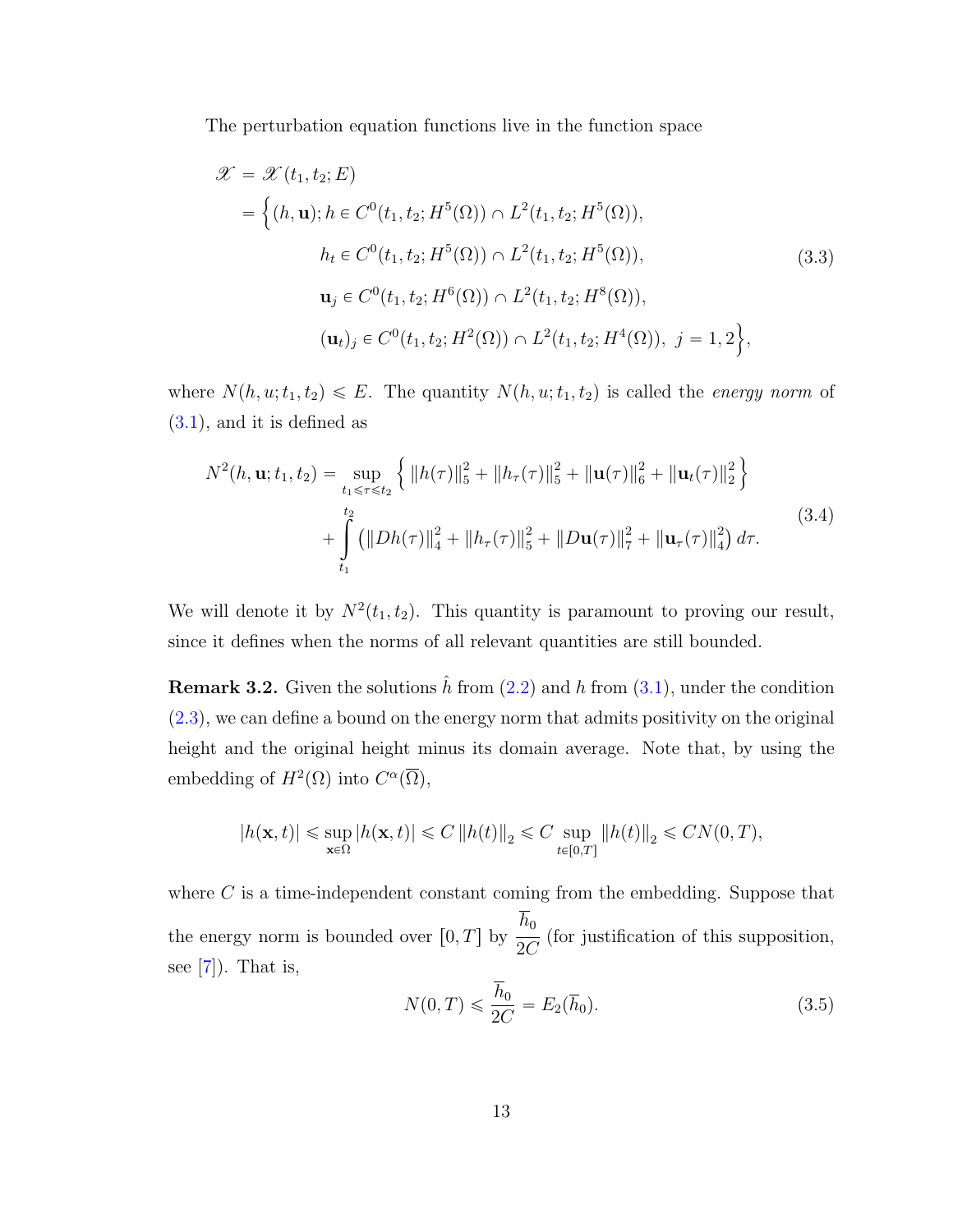The perturbation equation functions live in the function space

$$
\begin{aligned}
\mathscr{X} &= \mathscr{X}(t_1, t_2; E) \\
&= \Big\{(h, \mathbf{u}); h \in C^0(t_1, t_2; H^5(\Omega)) \cap L^2(t_1, t_2; H^5(\Omega)), \\
&\qquad\qquad h_t \in C^0(t_1, t_2; H^5(\Omega)) \cap L^2(t_1, t_2; H^5(\Omega)), \\
&\qquad\qquad \mathbf{u}_j \in C^0(t_1, t_2; H^6(\Omega)) \cap L^2(t_1, t_2; H^8(\Omega)), \\
&\qquad\qquad (\mathbf{u}_t)_j \in C^0(t_1, t_2; H^2(\Omega)) \cap L^2(t_1, t_2; H^4(\Omega)),\ j = 1, 2\Big\},
\end{aligned}
\tag{3.3}
$$

where $N(h, u; t_1, t_2) \leqslant E$. The quantity $N(h, u; t_1, t_2)$ is called the *energy norm* of (3.1), and it is defined as

$$
\begin{aligned}
N^2(h, \mathbf{u}; t_1, t_2) = &\sup_{t_1 \leqslant \tau \leqslant t_2} \Big\{ \|h(\tau)\|_5^2 + \|h_\tau(\tau)\|_5^2 + \|\mathbf{u}(\tau)\|_6^2 + \|\mathbf{u}_t(\tau)\|_2^2 \Big\} \\
&+ \int_{t_1}^{t_2} \left( \|Dh(\tau)\|_4^2 + \|h_\tau(\tau)\|_5^2 + \|D\mathbf{u}(\tau)\|_7^2 + \|\mathbf{u}_\tau(\tau)\|_4^2 \right) d\tau.
\end{aligned}
\tag{3.4}
$$

We will denote it by $N^2(t_1, t_2)$. This quantity is paramount to proving our result, since it defines when the norms of all relevant quantities are still bounded.

**Remark 3.2.** Given the solutions $\hat{h}$ from (2.2) and $h$ from (3.1), under the condition (2.3), we can define a bound on the energy norm that admits positivity on the original height and the original height minus its domain average. Note that, by using the embedding of $H^2(\Omega)$ into $C^\alpha(\overline{\Omega})$,

$$
|h(\mathbf{x}, t)| \leqslant \sup_{\mathbf{x} \in \Omega} |h(\mathbf{x}, t)| \leqslant C \|h(t)\|_2 \leqslant C \sup_{t \in [0,T]} \|h(t)\|_2 \leqslant C N(0, T),
$$

where $C$ is a time-independent constant coming from the embedding. Suppose that the energy norm is bounded over $[0, T]$ by $\dfrac{\overline{h}_0}{2C}$ (for justification of this supposition, see [7]). That is,

$$
N(0, T) \leqslant \frac{\overline{h}_0}{2C} = E_2(\overline{h}_0). \tag{3.5}
$$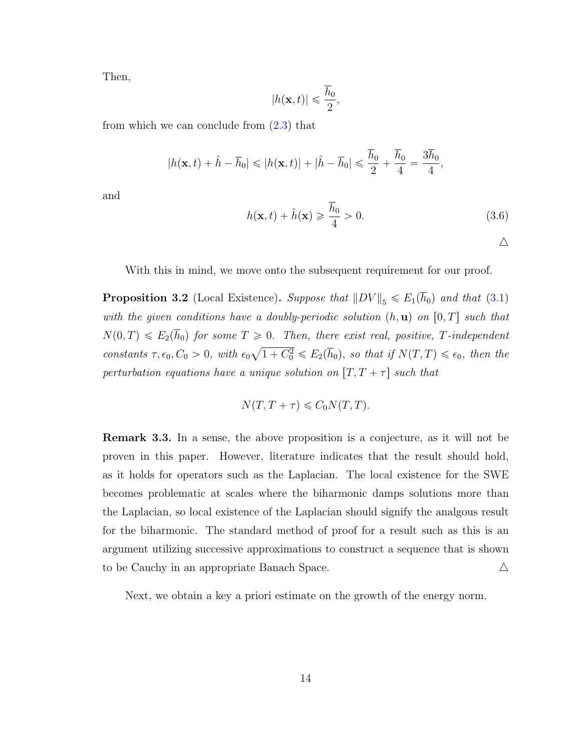Then,

$$|h(\mathbf{x}, t)| \leqslant \frac{\overline{h}_0}{2},$$

from which we can conclude from (2.3) that

$$|h(\mathbf{x}, t) + \hat{h} - \overline{h}_0| \leqslant |h(\mathbf{x}, t)| + |\hat{h} - \overline{h}_0| \leqslant \frac{\overline{h}_0}{2} + \frac{\overline{h}_0}{4} = \frac{3\overline{h}_0}{4},$$

and

$$h(\mathbf{x}, t) + \hat{h}(\mathbf{x}) \geqslant \frac{\overline{h}_0}{4} > 0. \tag{3.6}$$

△

With this in mind, we move onto the subsequent requirement for our proof.

**Proposition 3.2** (Local Existence)**.** *Suppose that $\|DV\|_5 \leqslant E_1(\overline{h}_0)$ and that (3.1) with the given conditions have a doubly-periodic solution $(h, \mathbf{u})$ on $[0, T]$ such that $N(0, T) \leqslant E_2(\overline{h}_0)$ for some $T \geqslant 0$. Then, there exist real, positive, $T$-independent constants $\tau, \epsilon_0, C_0 > 0$, with $\epsilon_0\sqrt{1 + C_0^2} \leqslant E_2(\overline{h}_0)$, so that if $N(T, T) \leqslant \epsilon_0$, then the perturbation equations have a unique solution on $[T, T + \tau]$ such that*

$$N(T, T + \tau) \leqslant C_0 N(T, T).$$

**Remark 3.3.** In a sense, the above proposition is a conjecture, as it will not be proven in this paper. However, literature indicates that the result should hold, as it holds for operators such as the Laplacian. The local existence for the SWE becomes problematic at scales where the biharmonic damps solutions more than the Laplacian, so local existence of the Laplacian should signify the analgous result for the biharmonic. The standard method of proof for a result such as this is an argument utilizing successive approximations to construct a sequence that is shown to be Cauchy in an appropriate Banach Space. △

Next, we obtain a key a priori estimate on the growth of the energy norm.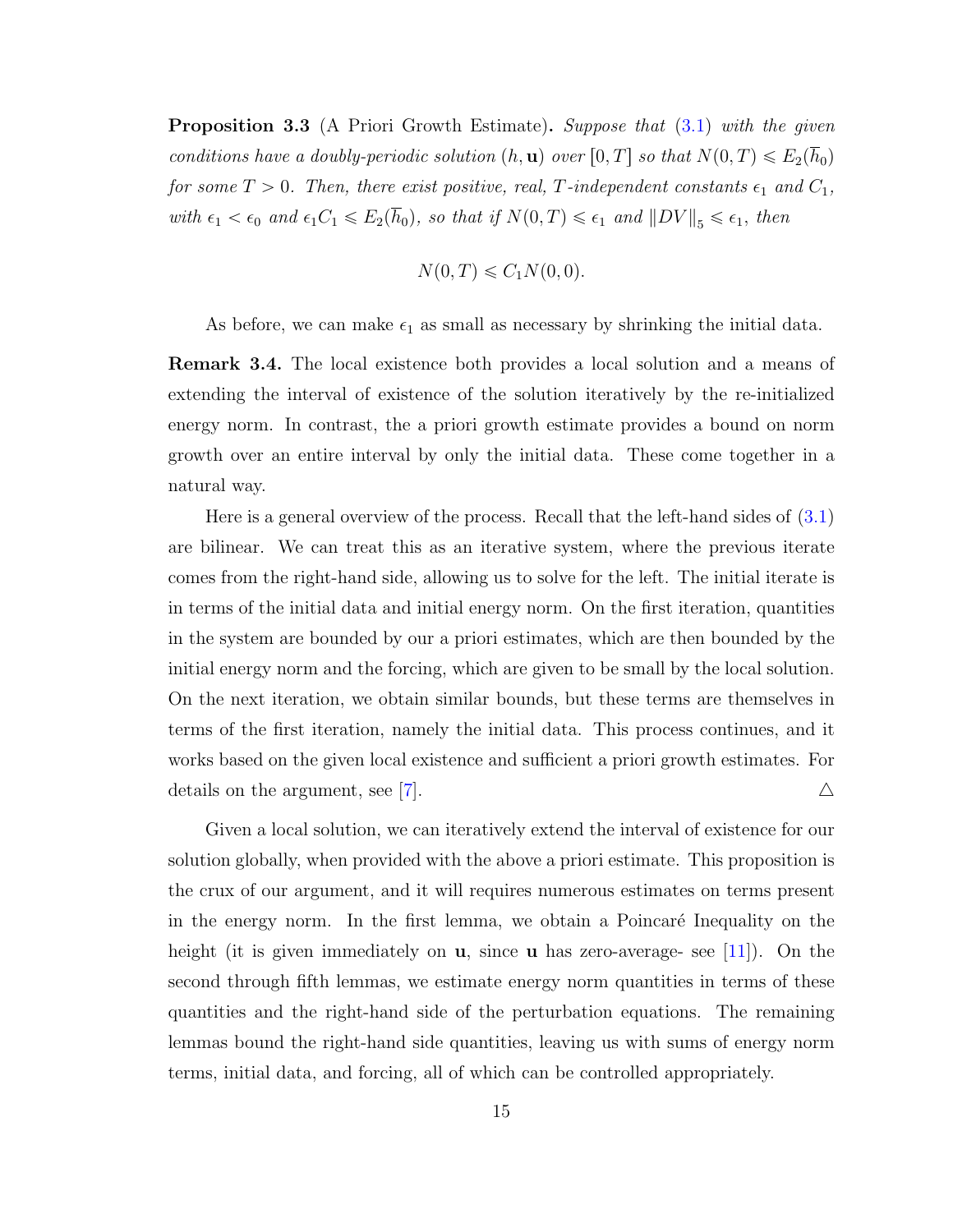**Proposition 3.3** (A Priori Growth Estimate)**.** *Suppose that* (3.1) *with the given conditions have a doubly-periodic solution* $(h, \mathbf{u})$ *over* $[0,T]$ *so that* $N(0,T) \leqslant E_2(\overline{h}_0)$ *for some* $T > 0$*. Then, there exist positive, real,* $T$*-independent constants* $\epsilon_1$ *and* $C_1$*, with* $\epsilon_1 < \epsilon_0$ *and* $\epsilon_1 C_1 \leqslant E_2(\overline{h}_0)$*, so that if* $N(0,T) \leqslant \epsilon_1$ *and* $\|DV\|_5 \leqslant \epsilon_1$*, then*

$$N(0,T) \leqslant C_1 N(0,0).$$

As before, we can make $\epsilon_1$ as small as necessary by shrinking the initial data.

**Remark 3.4.** The local existence both provides a local solution and a means of extending the interval of existence of the solution iteratively by the re-initialized energy norm. In contrast, the a priori growth estimate provides a bound on norm growth over an entire interval by only the initial data. These come together in a natural way.

Here is a general overview of the process. Recall that the left-hand sides of (3.1) are bilinear. We can treat this as an iterative system, where the previous iterate comes from the right-hand side, allowing us to solve for the left. The initial iterate is in terms of the initial data and initial energy norm. On the first iteration, quantities in the system are bounded by our a priori estimates, which are then bounded by the initial energy norm and the forcing, which are given to be small by the local solution. On the next iteration, we obtain similar bounds, but these terms are themselves in terms of the first iteration, namely the initial data. This process continues, and it works based on the given local existence and sufficient a priori growth estimates. For details on the argument, see [7]. △

Given a local solution, we can iteratively extend the interval of existence for our solution globally, when provided with the above a priori estimate. This proposition is the crux of our argument, and it will requires numerous estimates on terms present in the energy norm. In the first lemma, we obtain a Poincaré Inequality on the height (it is given immediately on $\mathbf{u}$, since $\mathbf{u}$ has zero-average- see [11]). On the second through fifth lemmas, we estimate energy norm quantities in terms of these quantities and the right-hand side of the perturbation equations. The remaining lemmas bound the right-hand side quantities, leaving us with sums of energy norm terms, initial data, and forcing, all of which can be controlled appropriately.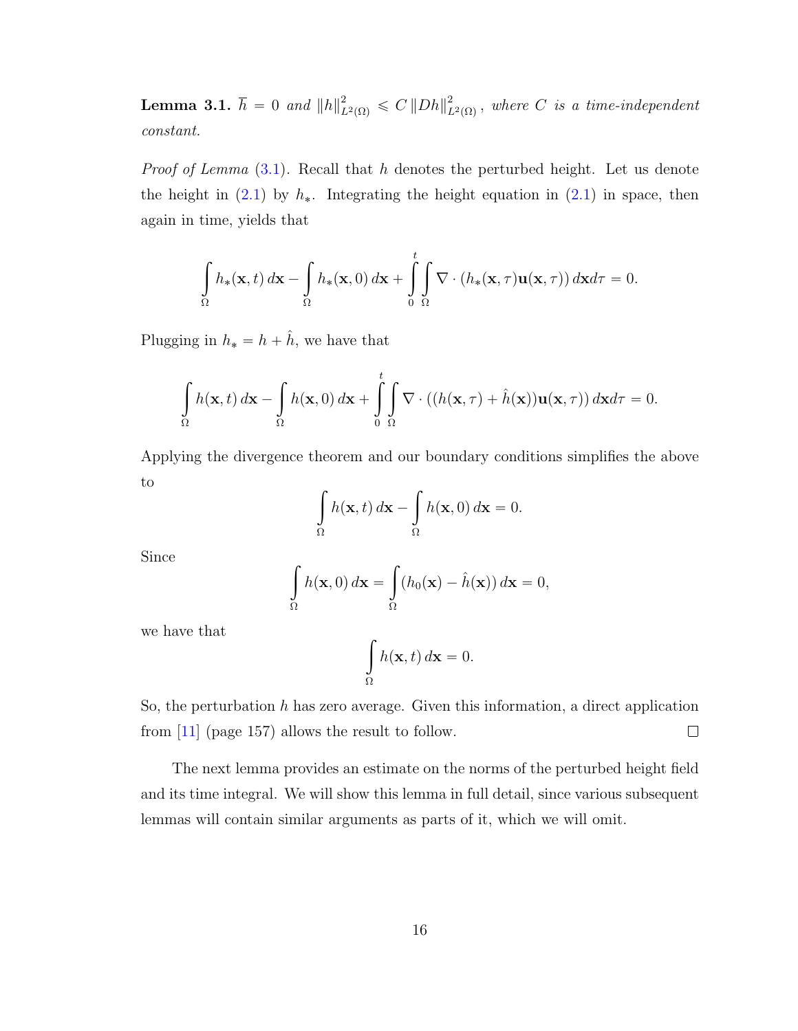**Lemma 3.1.** $\overline{h} = 0$ *and* $\|h\|^2_{L^2(\Omega)} \leqslant C \|Dh\|^2_{L^2(\Omega)}$*, where $C$ is a time-independent constant.*

*Proof of Lemma* (3.1). Recall that $h$ denotes the perturbed height. Let us denote the height in (2.1) by $h_*$. Integrating the height equation in (2.1) in space, then again in time, yields that

$$\int_\Omega h_*(\mathbf{x}, t)\, d\mathbf{x} - \int_\Omega h_*(\mathbf{x}, 0)\, d\mathbf{x} + \int_0^t \int_\Omega \nabla \cdot (h_*(\mathbf{x}, \tau)\mathbf{u}(\mathbf{x}, \tau))\, d\mathbf{x} d\tau = 0.$$

Plugging in $h_* = h + \hat{h}$, we have that

$$\int_\Omega h(\mathbf{x}, t)\, d\mathbf{x} - \int_\Omega h(\mathbf{x}, 0)\, d\mathbf{x} + \int_0^t \int_\Omega \nabla \cdot ((h(\mathbf{x}, \tau) + \hat{h}(\mathbf{x}))\mathbf{u}(\mathbf{x}, \tau))\, d\mathbf{x} d\tau = 0.$$

Applying the divergence theorem and our boundary conditions simplifies the above to

$$\int_\Omega h(\mathbf{x}, t)\, d\mathbf{x} - \int_\Omega h(\mathbf{x}, 0)\, d\mathbf{x} = 0.$$

Since

$$\int_\Omega h(\mathbf{x}, 0)\, d\mathbf{x} = \int_\Omega (h_0(\mathbf{x}) - \hat{h}(\mathbf{x}))\, d\mathbf{x} = 0,$$

we have that

$$\int_\Omega h(\mathbf{x}, t)\, d\mathbf{x} = 0.$$

So, the perturbation $h$ has zero average. Given this information, a direct application from [11] (page 157) allows the result to follow. $\square$

The next lemma provides an estimate on the norms of the perturbed height field and its time integral. We will show this lemma in full detail, since various subsequent lemmas will contain similar arguments as parts of it, which we will omit.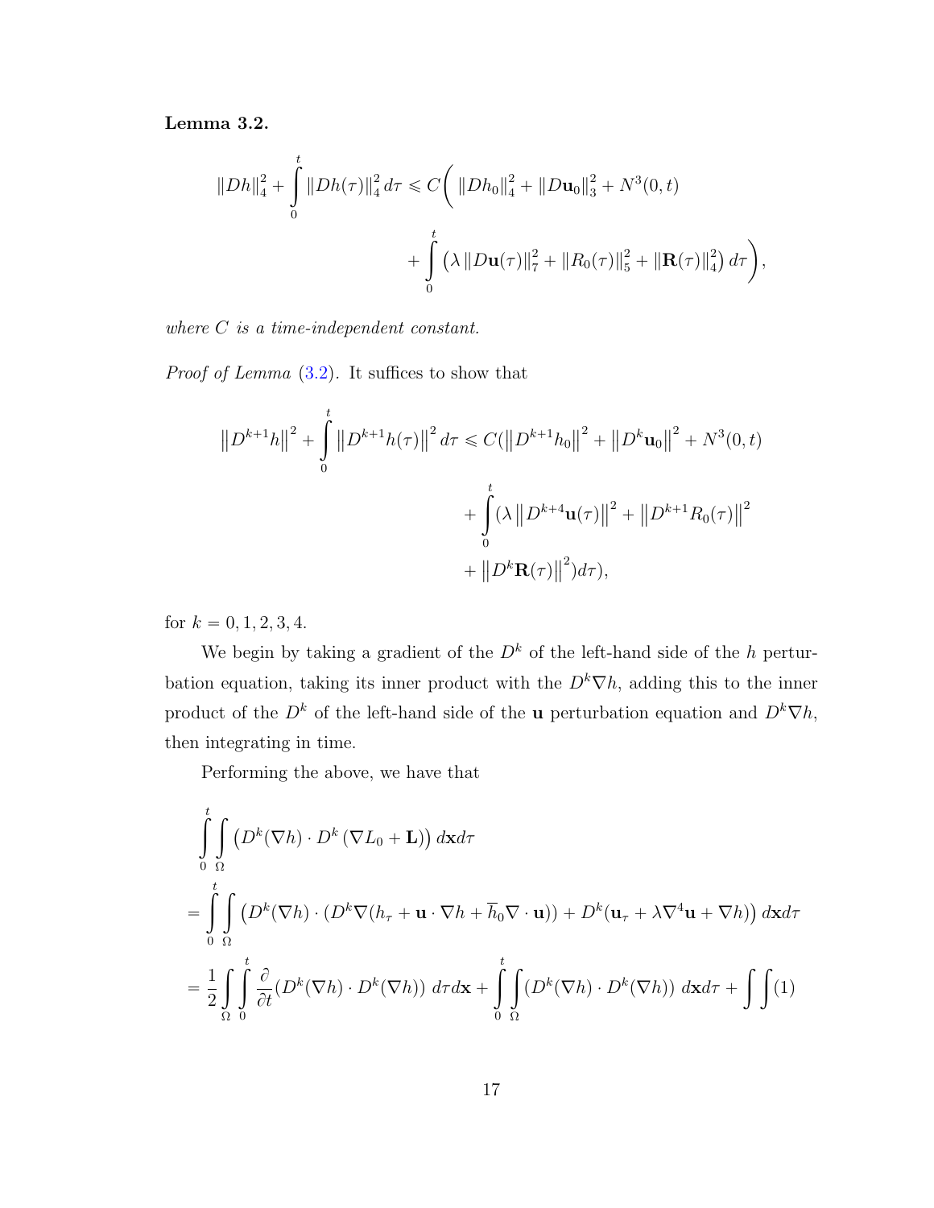**Lemma 3.2.**

$$
\|Dh\|_4^2 + \int_0^t \|Dh(\tau)\|_4^2 \, d\tau \leqslant C\bigg( \|Dh_0\|_4^2 + \|D\mathbf{u}_0\|_3^2 + N^3(0,t) + \int_0^t \left(\lambda \|D\mathbf{u}(\tau)\|_7^2 + \|R_0(\tau)\|_5^2 + \|\mathbf{R}(\tau)\|_4^2\right) d\tau \bigg),
$$

*where $C$ is a time-independent constant.*

*Proof of Lemma* (3.2). It suffices to show that

$$
\left\|D^{k+1}h\right\|^2 + \int_0^t \left\|D^{k+1}h(\tau)\right\|^2 d\tau \leqslant C(\left\|D^{k+1}h_0\right\|^2 + \left\|D^k\mathbf{u}_0\right\|^2 + N^3(0,t) + \int_0^t (\lambda \left\|D^{k+4}\mathbf{u}(\tau)\right\|^2 + \left\|D^{k+1}R_0(\tau)\right\|^2 + \left\|D^k\mathbf{R}(\tau)\right\|^2) d\tau),
$$

for $k = 0, 1, 2, 3, 4$.

We begin by taking a gradient of the $D^k$ of the left-hand side of the $h$ perturbation equation, taking its inner product with the $D^k\nabla h$, adding this to the inner product of the $D^k$ of the left-hand side of the $\mathbf{u}$ perturbation equation and $D^k\nabla h$, then integrating in time.

Performing the above, we have that

$$
\begin{aligned}
&\int_0^t \int_\Omega \left(D^k(\nabla h) \cdot D^k\left(\nabla L_0 + \mathbf{L}\right)\right) d\mathbf{x} d\tau \\
&= \int_0^t \int_\Omega \left(D^k(\nabla h) \cdot (D^k\nabla(h_\tau + \mathbf{u}\cdot\nabla h + \overline{h}_0 \nabla\cdot\mathbf{u})) + D^k(\mathbf{u}_\tau + \lambda\nabla^4\mathbf{u} + \nabla h)\right) d\mathbf{x} d\tau \\
&= \frac{1}{2}\int_\Omega \int_0^t \frac{\partial}{\partial t}(D^k(\nabla h)\cdot D^k(\nabla h)) \, d\tau d\mathbf{x} + \int_0^t \int_\Omega (D^k(\nabla h)\cdot D^k(\nabla h)) \, d\mathbf{x} d\tau + \int\int(1)
\end{aligned}
$$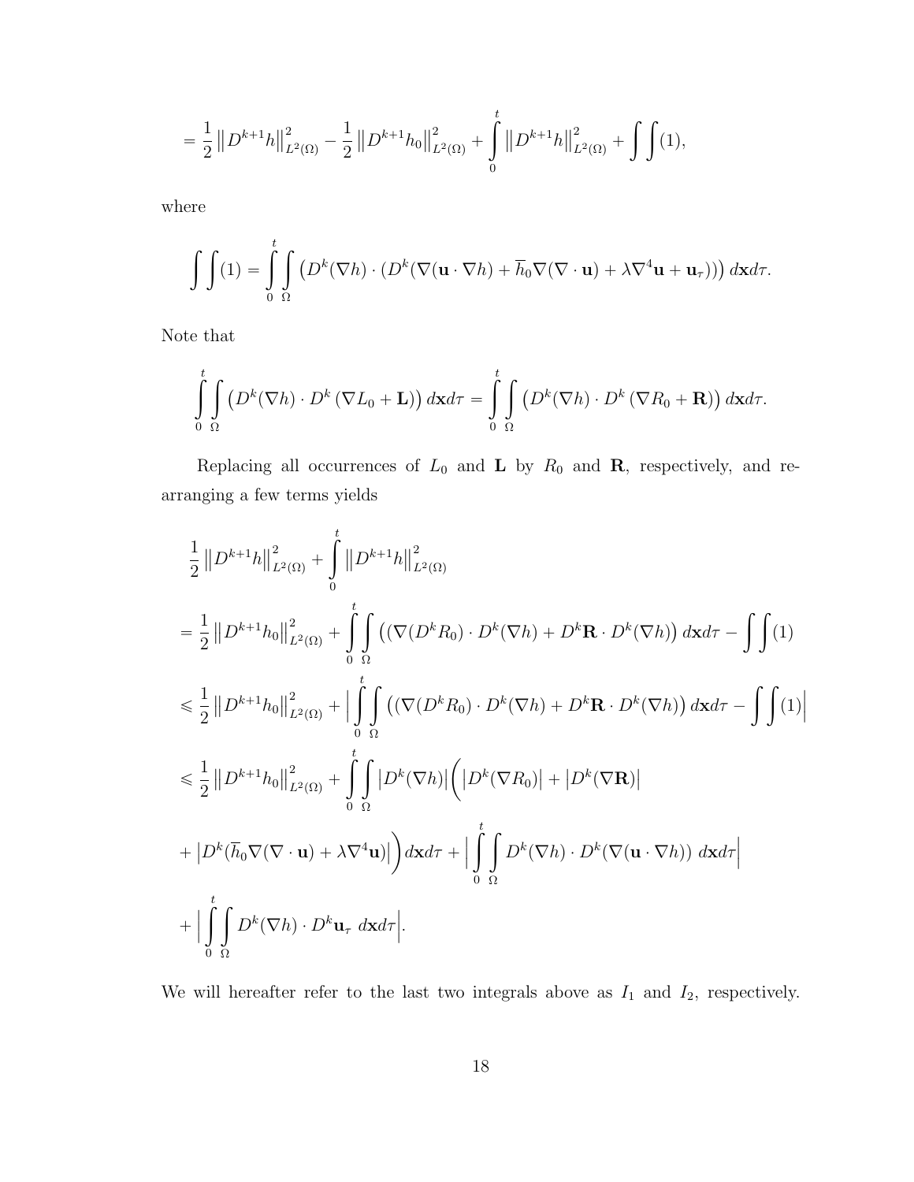$$= \frac{1}{2}\left\|D^{k+1}h\right\|_{L^2(\Omega)}^2 - \frac{1}{2}\left\|D^{k+1}h_0\right\|_{L^2(\Omega)}^2 + \int_0^t \left\|D^{k+1}h\right\|_{L^2(\Omega)}^2 + \int\int(1),$$

where

$$\int\int(1) = \int_0^t\int_\Omega \left(D^k(\nabla h)\cdot(D^k(\nabla(\mathbf{u}\cdot\nabla h) + \overline{h}_0\nabla(\nabla\cdot\mathbf{u}) + \lambda\nabla^4\mathbf{u} + \mathbf{u}_\tau))\right) d\mathbf{x}d\tau.$$

Note that

$$\int_0^t\int_\Omega \left(D^k(\nabla h)\cdot D^k\left(\nabla L_0 + \mathbf{L}\right)\right) d\mathbf{x}d\tau = \int_0^t\int_\Omega \left(D^k(\nabla h)\cdot D^k\left(\nabla R_0 + \mathbf{R}\right)\right) d\mathbf{x}d\tau.$$

Replacing all occurrences of $L_0$ and $\mathbf{L}$ by $R_0$ and $\mathbf{R}$, respectively, and rearranging a few terms yields

$$\begin{aligned}
&\frac{1}{2}\left\|D^{k+1}h\right\|_{L^2(\Omega)}^2 + \int_0^t \left\|D^{k+1}h\right\|_{L^2(\Omega)}^2 \\
&= \frac{1}{2}\left\|D^{k+1}h_0\right\|_{L^2(\Omega)}^2 + \int_0^t\int_\Omega \left((\nabla(D^kR_0)\cdot D^k(\nabla h) + D^k\mathbf{R}\cdot D^k(\nabla h)\right) d\mathbf{x}d\tau - \int\int(1) \\
&\leqslant \frac{1}{2}\left\|D^{k+1}h_0\right\|_{L^2(\Omega)}^2 + \Big|\int_0^t\int_\Omega \left((\nabla(D^kR_0)\cdot D^k(\nabla h) + D^k\mathbf{R}\cdot D^k(\nabla h)\right) d\mathbf{x}d\tau - \int\int(1)\Big| \\
&\leqslant \frac{1}{2}\left\|D^{k+1}h_0\right\|_{L^2(\Omega)}^2 + \int_0^t\int_\Omega \left|D^k(\nabla h)\right|\Big(\left|D^k(\nabla R_0)\right| + \left|D^k(\nabla\mathbf{R})\right| \\
&+ \left|D^k(\overline{h}_0\nabla(\nabla\cdot\mathbf{u}) + \lambda\nabla^4\mathbf{u})\right|\Big)d\mathbf{x}d\tau + \Big|\int_0^t\int_\Omega D^k(\nabla h)\cdot D^k(\nabla(\mathbf{u}\cdot\nabla h))\ d\mathbf{x}d\tau\Big| \\
&+ \Big|\int_0^t\int_\Omega D^k(\nabla h)\cdot D^k\mathbf{u}_\tau\ d\mathbf{x}d\tau\Big|.
\end{aligned}$$

We will hereafter refer to the last two integrals above as $I_1$ and $I_2$, respectively.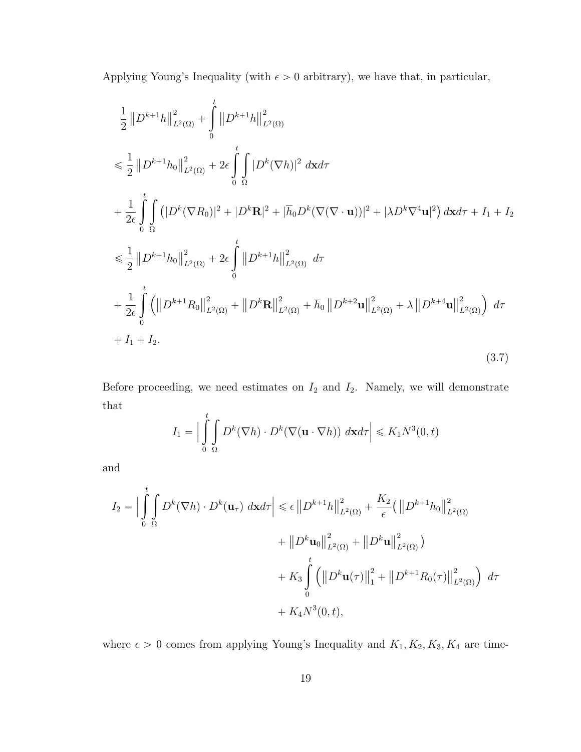Applying Young's Inequality (with $\epsilon > 0$ arbitrary), we have that, in particular,

$$
\begin{aligned}
&\frac{1}{2}\left\|D^{k+1}h\right\|_{L^2(\Omega)}^2 + \int_0^t \left\|D^{k+1}h\right\|_{L^2(\Omega)}^2 \\
&\leqslant \frac{1}{2}\left\|D^{k+1}h_0\right\|_{L^2(\Omega)}^2 + 2\epsilon \int_0^t \int_\Omega |D^k(\nabla h)|^2 \, d\mathbf{x}d\tau \\
&+ \frac{1}{2\epsilon}\int_0^t \int_\Omega \left(|D^k(\nabla R_0)|^2 + |D^k\mathbf{R}|^2 + |\overline{h}_0 D^k(\nabla(\nabla\cdot\mathbf{u}))|^2 + |\lambda D^k\nabla^4\mathbf{u}|^2\right) d\mathbf{x}d\tau + I_1 + I_2 \\
&\leqslant \frac{1}{2}\left\|D^{k+1}h_0\right\|_{L^2(\Omega)}^2 + 2\epsilon \int_0^t \left\|D^{k+1}h\right\|_{L^2(\Omega)}^2 \, d\tau \\
&+ \frac{1}{2\epsilon}\int_0^t \left(\left\|D^{k+1}R_0\right\|_{L^2(\Omega)}^2 + \left\|D^k\mathbf{R}\right\|_{L^2(\Omega)}^2 + \overline{h}_0\left\|D^{k+2}\mathbf{u}\right\|_{L^2(\Omega)}^2 + \lambda\left\|D^{k+4}\mathbf{u}\right\|_{L^2(\Omega)}^2\right) \, d\tau \\
&+ I_1 + I_2.
\end{aligned}
\tag{3.7}
$$

Before proceeding, we need estimates on $I_2$ and $I_2$. Namely, we will demonstrate that

$$
I_1 = \Big|\int_0^t \int_\Omega D^k(\nabla h)\cdot D^k(\nabla(\mathbf{u}\cdot\nabla h)) \, d\mathbf{x}d\tau\Big| \leqslant K_1 N^3(0,t)
$$

and

$$
\begin{aligned}
I_2 = \Big|\int_0^t \int_\Omega D^k(\nabla h)\cdot D^k(\mathbf{u}_\tau) \, d\mathbf{x}d\tau\Big| &\leqslant \epsilon\left\|D^{k+1}h\right\|_{L^2(\Omega)}^2 + \frac{K_2}{\epsilon}\big(\left\|D^{k+1}h_0\right\|_{L^2(\Omega)}^2 \\
&+ \left\|D^k\mathbf{u}_0\right\|_{L^2(\Omega)}^2 + \left\|D^k\mathbf{u}\right\|_{L^2(\Omega)}^2\big) \\
&+ K_3\int_0^t \left(\left\|D^k\mathbf{u}(\tau)\right\|_1^2 + \left\|D^{k+1}R_0(\tau)\right\|_{L^2(\Omega)}^2\right) \, d\tau \\
&+ K_4 N^3(0,t),
\end{aligned}
$$

where $\epsilon > 0$ comes from applying Young's Inequality and $K_1, K_2, K_3, K_4$ are time-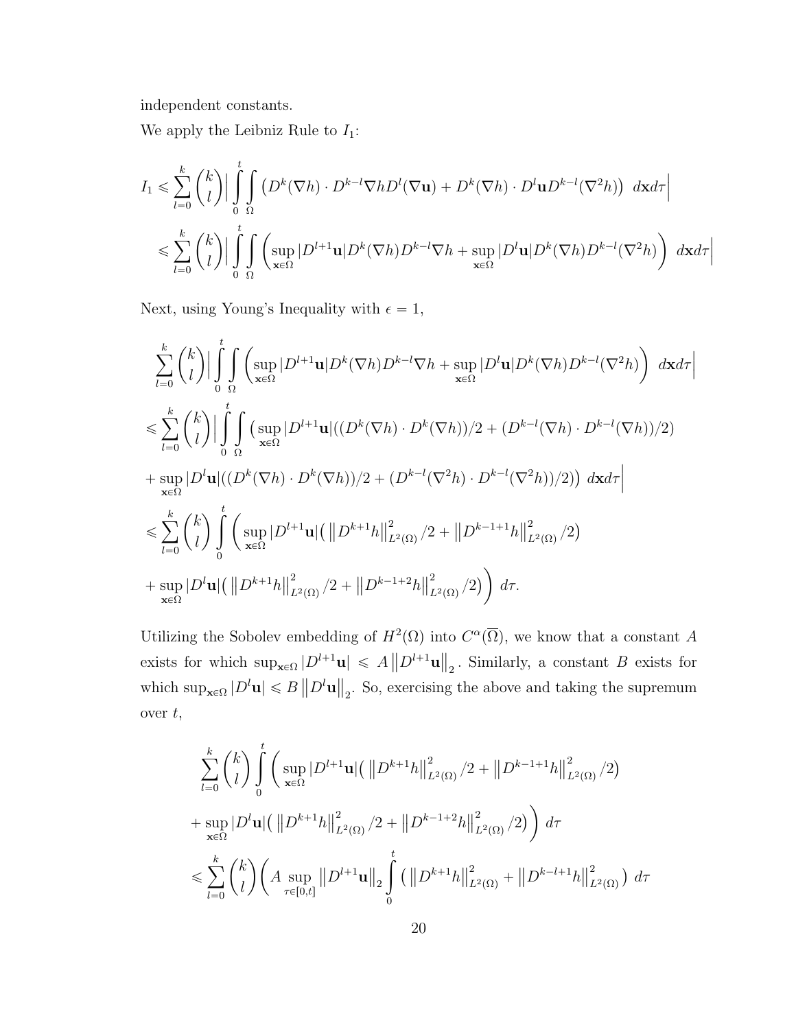independent constants.

We apply the Leibniz Rule to $I_1$:

$$
\begin{aligned}
I_1 &\leqslant \sum_{l=0}^{k} \binom{k}{l} \Big| \int_0^t \int_\Omega \left( D^k(\nabla h) \cdot D^{k-l} \nabla h D^l(\nabla \mathbf{u}) + D^k(\nabla h) \cdot D^l \mathbf{u} D^{k-l}(\nabla^2 h) \right) \, d\mathbf{x} d\tau \Big| \\
&\leqslant \sum_{l=0}^{k} \binom{k}{l} \Big| \int_0^t \int_\Omega \left( \sup_{\mathbf{x}\in\Omega} |D^{l+1}\mathbf{u}| D^k(\nabla h) D^{k-l} \nabla h + \sup_{\mathbf{x}\in\Omega} |D^l \mathbf{u}| D^k(\nabla h) D^{k-l}(\nabla^2 h) \right) \, d\mathbf{x} d\tau \Big|
\end{aligned}
$$

Next, using Young's Inequality with $\epsilon = 1$,

$$
\begin{aligned}
&\sum_{l=0}^{k} \binom{k}{l} \Big| \int_0^t \int_\Omega \left( \sup_{\mathbf{x}\in\Omega} |D^{l+1}\mathbf{u}| D^k(\nabla h) D^{k-l} \nabla h + \sup_{\mathbf{x}\in\Omega} |D^l \mathbf{u}| D^k(\nabla h) D^{k-l}(\nabla^2 h) \right) \, d\mathbf{x} d\tau \Big| \\
&\leqslant \sum_{l=0}^{k} \binom{k}{l} \Big| \int_0^t \int_\Omega \big( \sup_{\mathbf{x}\in\Omega} |D^{l+1}\mathbf{u}| ((D^k(\nabla h) \cdot D^k(\nabla h))/2 + (D^{k-l}(\nabla h) \cdot D^{k-l}(\nabla h))/2) \\
&+ \sup_{\mathbf{x}\in\Omega} |D^l \mathbf{u}| ((D^k(\nabla h) \cdot D^k(\nabla h))/2 + (D^{k-l}(\nabla^2 h) \cdot D^{k-l}(\nabla^2 h))/2) \big) \, d\mathbf{x} d\tau \Big| \\
&\leqslant \sum_{l=0}^{k} \binom{k}{l} \int_0^t \bigg( \sup_{\mathbf{x}\in\Omega} |D^{l+1}\mathbf{u}| \big( \left\| D^{k+1} h \right\|_{L^2(\Omega)}^2 /2 + \left\| D^{k-1+1} h \right\|_{L^2(\Omega)}^2 /2 \big) \\
&+ \sup_{\mathbf{x}\in\Omega} |D^l \mathbf{u}| \big( \left\| D^{k+1} h \right\|_{L^2(\Omega)}^2 /2 + \left\| D^{k-1+2} h \right\|_{L^2(\Omega)}^2 /2 \big) \bigg) \, d\tau.
\end{aligned}
$$

Utilizing the Sobolev embedding of $H^2(\Omega)$ into $C^\alpha(\overline{\Omega})$, we know that a constant $A$ exists for which $\sup_{\mathbf{x}\in\Omega} |D^{l+1}\mathbf{u}| \leqslant A \left\| D^{l+1}\mathbf{u} \right\|_2$. Similarly, a constant $B$ exists for which $\sup_{\mathbf{x}\in\Omega} |D^l \mathbf{u}| \leqslant B \left\| D^l \mathbf{u} \right\|_2$. So, exercising the above and taking the supremum over $t$,

$$
\begin{aligned}
&\sum_{l=0}^{k} \binom{k}{l} \int_0^t \bigg( \sup_{\mathbf{x}\in\Omega} |D^{l+1}\mathbf{u}| \big( \left\| D^{k+1} h \right\|_{L^2(\Omega)}^2 /2 + \left\| D^{k-1+1} h \right\|_{L^2(\Omega)}^2 /2 \big) \\
&+ \sup_{\mathbf{x}\in\Omega} |D^l \mathbf{u}| \big( \left\| D^{k+1} h \right\|_{L^2(\Omega)}^2 /2 + \left\| D^{k-1+2} h \right\|_{L^2(\Omega)}^2 /2 \big) \bigg) \, d\tau \\
&\leqslant \sum_{l=0}^{k} \binom{k}{l} \bigg( A \sup_{\tau\in[0,t]} \left\| D^{l+1}\mathbf{u} \right\|_2 \int_0^t \big( \left\| D^{k+1} h \right\|_{L^2(\Omega)}^2 + \left\| D^{k-l+1} h \right\|_{L^2(\Omega)}^2 \big) \, d\tau
\end{aligned}
$$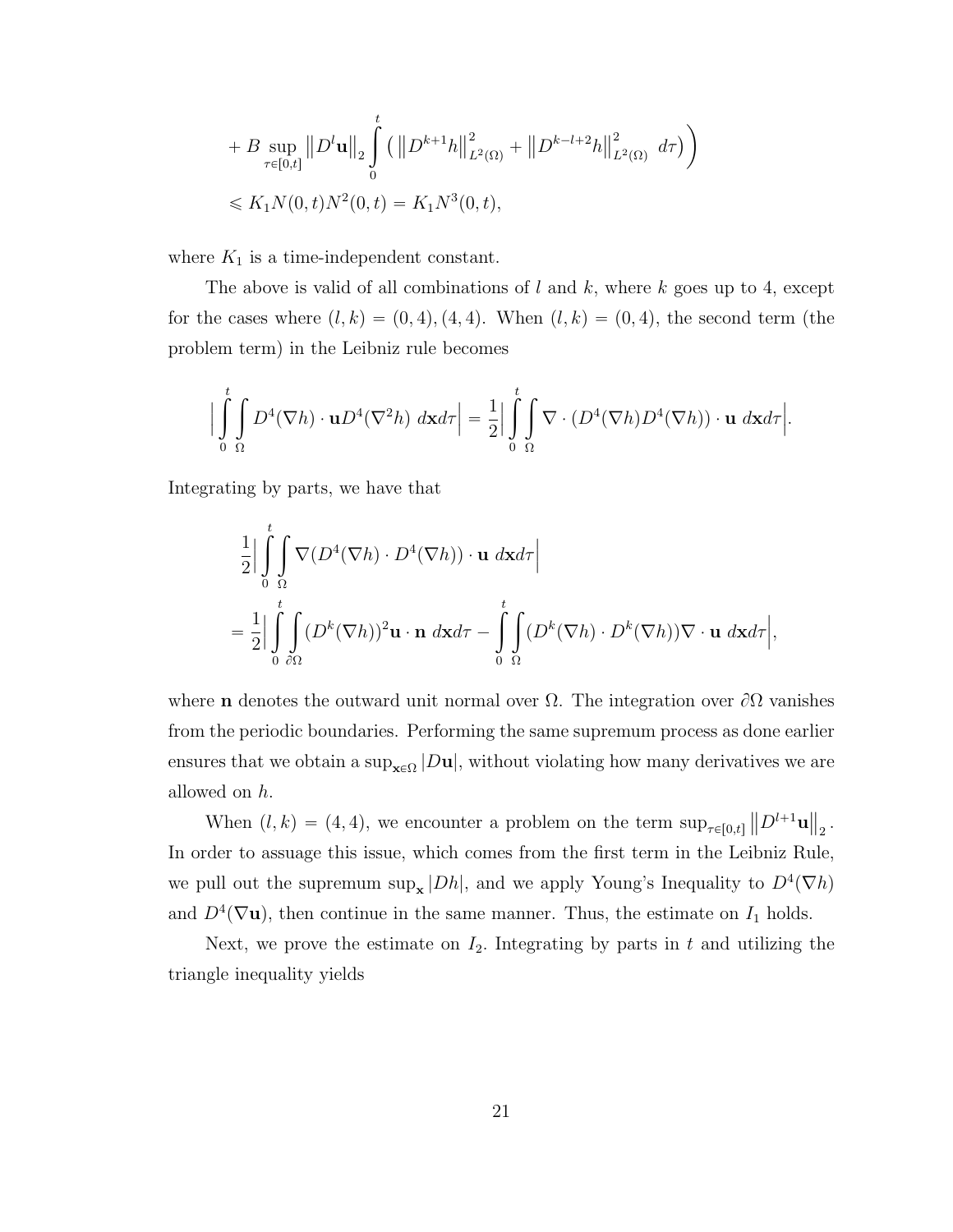$$
+ B \sup_{\tau\in[0,t]} \left\|D^l \mathbf{u}\right\|_2 \int_0^t \left( \left\|D^{k+1}h\right\|^2_{L^2(\Omega)} + \left\|D^{k-l+2}h\right\|^2_{L^2(\Omega)} \; d\tau\right)\Bigg)
$$

$$
\leqslant K_1 N(0,t) N^2(0,t) = K_1 N^3(0,t),
$$

where $K_1$ is a time-independent constant.

The above is valid of all combinations of $l$ and $k$, where $k$ goes up to 4, except for the cases where $(l,k) = (0,4), (4,4)$. When $(l,k) = (0,4)$, the second term (the problem term) in the Leibniz rule becomes

$$
\Big|\int_0^t \int_\Omega D^4(\nabla h)\cdot \mathbf{u} D^4(\nabla^2 h) \; d\mathbf{x} d\tau\Big| = \frac{1}{2}\Big|\int_0^t \int_\Omega \nabla\cdot (D^4(\nabla h) D^4(\nabla h))\cdot \mathbf{u} \; d\mathbf{x} d\tau\Big|.
$$

Integrating by parts, we have that

$$
\frac{1}{2}\Big|\int_0^t \int_\Omega \nabla(D^4(\nabla h)\cdot D^4(\nabla h))\cdot \mathbf{u} \; d\mathbf{x} d\tau\Big|
$$

$$
= \frac{1}{2}\Big|\int_0^t \int_{\partial\Omega} (D^k(\nabla h))^2 \mathbf{u}\cdot\mathbf{n} \; d\mathbf{x} d\tau - \int_0^t \int_\Omega (D^k(\nabla h)\cdot D^k(\nabla h))\nabla\cdot\mathbf{u} \; d\mathbf{x} d\tau\Big|,
$$

where $\mathbf{n}$ denotes the outward unit normal over $\Omega$. The integration over $\partial\Omega$ vanishes from the periodic boundaries. Performing the same supremum process as done earlier ensures that we obtain a $\sup_{\mathbf{x}\in\Omega} |D\mathbf{u}|$, without violating how many derivatives we are allowed on $h$.

When $(l,k) = (4,4)$, we encounter a problem on the term $\sup_{\tau\in[0,t]} \left\|D^{l+1}\mathbf{u}\right\|_2$. In order to assuage this issue, which comes from the first term in the Leibniz Rule, we pull out the supremum $\sup_{\mathbf{x}} |Dh|$, and we apply Young's Inequality to $D^4(\nabla h)$ and $D^4(\nabla \mathbf{u})$, then continue in the same manner. Thus, the estimate on $I_1$ holds.

Next, we prove the estimate on $I_2$. Integrating by parts in $t$ and utilizing the triangle inequality yields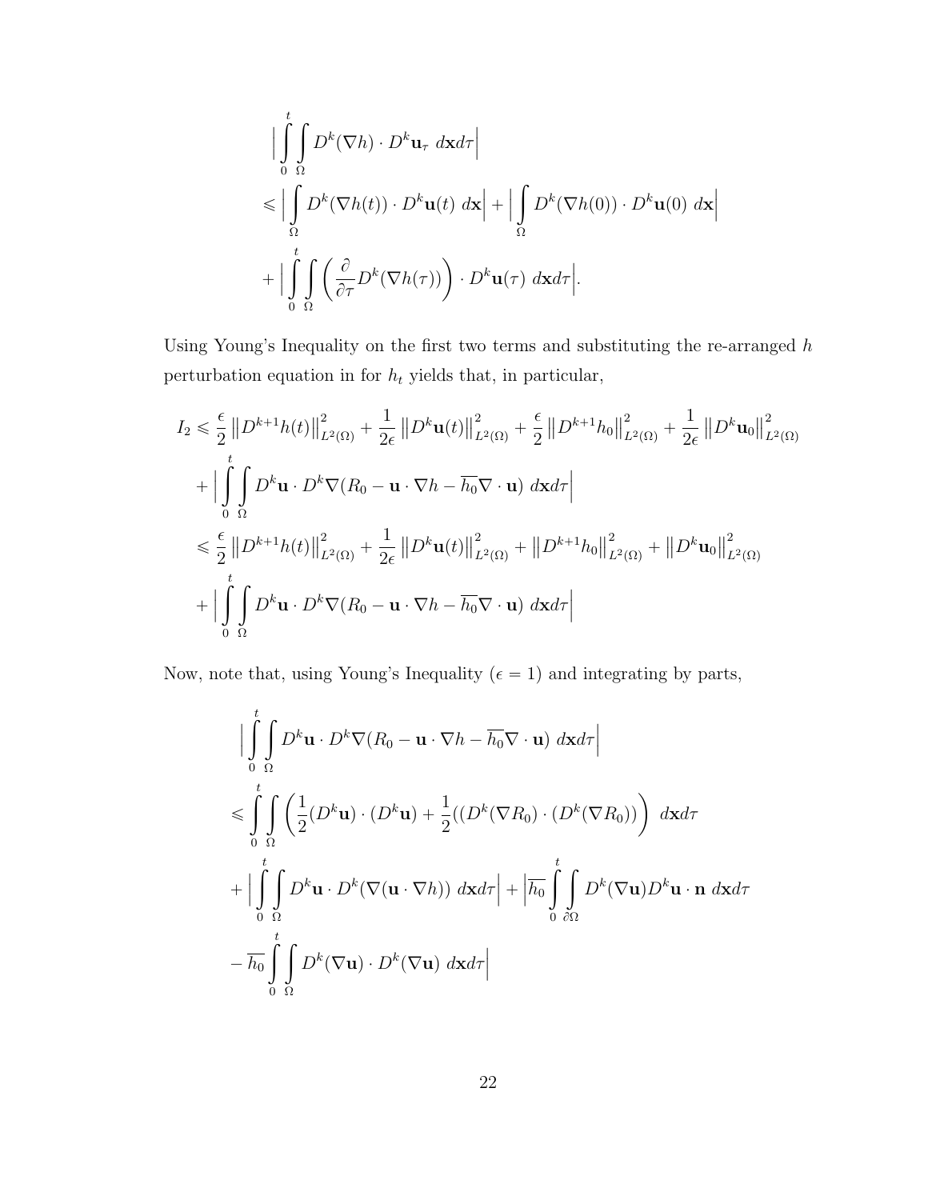$$
\begin{aligned}
&\Big| \int_0^t \int_\Omega D^k(\nabla h) \cdot D^k \mathbf{u}_\tau \; d\mathbf{x} d\tau \Big| \\
&\leqslant \Big| \int_\Omega D^k(\nabla h(t)) \cdot D^k \mathbf{u}(t) \; d\mathbf{x} \Big| + \Big| \int_\Omega D^k(\nabla h(0)) \cdot D^k \mathbf{u}(0) \; d\mathbf{x} \Big| \\
&+ \Big| \int_0^t \int_\Omega \left( \frac{\partial}{\partial \tau} D^k(\nabla h(\tau)) \right) \cdot D^k \mathbf{u}(\tau) \; d\mathbf{x} d\tau \Big|.
\end{aligned}
$$

Using Young's Inequality on the first two terms and substituting the re-arranged $h$ perturbation equation in for $h_t$ yields that, in particular,

$$
\begin{aligned}
I_2 &\leqslant \frac{\epsilon}{2} \left\| D^{k+1} h(t) \right\|_{L^2(\Omega)}^2 + \frac{1}{2\epsilon} \left\| D^k \mathbf{u}(t) \right\|_{L^2(\Omega)}^2 + \frac{\epsilon}{2} \left\| D^{k+1} h_0 \right\|_{L^2(\Omega)}^2 + \frac{1}{2\epsilon} \left\| D^k \mathbf{u}_0 \right\|_{L^2(\Omega)}^2 \\
&+ \Big| \int_0^t \int_\Omega D^k \mathbf{u} \cdot D^k \nabla (R_0 - \mathbf{u} \cdot \nabla h - \overline{h_0} \nabla \cdot \mathbf{u}) \; d\mathbf{x} d\tau \Big| \\
&\leqslant \frac{\epsilon}{2} \left\| D^{k+1} h(t) \right\|_{L^2(\Omega)}^2 + \frac{1}{2\epsilon} \left\| D^k \mathbf{u}(t) \right\|_{L^2(\Omega)}^2 + \left\| D^{k+1} h_0 \right\|_{L^2(\Omega)}^2 + \left\| D^k \mathbf{u}_0 \right\|_{L^2(\Omega)}^2 \\
&+ \Big| \int_0^t \int_\Omega D^k \mathbf{u} \cdot D^k \nabla (R_0 - \mathbf{u} \cdot \nabla h - \overline{h_0} \nabla \cdot \mathbf{u}) \; d\mathbf{x} d\tau \Big|
\end{aligned}
$$

Now, note that, using Young's Inequality ($\epsilon = 1$) and integrating by parts,

$$
\begin{aligned}
&\Big| \int_0^t \int_\Omega D^k \mathbf{u} \cdot D^k \nabla (R_0 - \mathbf{u} \cdot \nabla h - \overline{h_0} \nabla \cdot \mathbf{u}) \; d\mathbf{x} d\tau \Big| \\
&\leqslant \int_0^t \int_\Omega \left( \frac{1}{2} (D^k \mathbf{u}) \cdot (D^k \mathbf{u}) + \frac{1}{2} ((D^k (\nabla R_0) \cdot (D^k (\nabla R_0)) \right) \; d\mathbf{x} d\tau \\
&+ \Big| \int_0^t \int_\Omega D^k \mathbf{u} \cdot D^k (\nabla (\mathbf{u} \cdot \nabla h)) \; d\mathbf{x} d\tau \Big| + \Big| \overline{h_0} \int_0^t \int_{\partial\Omega} D^k (\nabla \mathbf{u}) D^k \mathbf{u} \cdot \mathbf{n} \; d\mathbf{x} d\tau \\
&- \overline{h_0} \int_0^t \int_\Omega D^k (\nabla \mathbf{u}) \cdot D^k (\nabla \mathbf{u}) \; d\mathbf{x} d\tau \Big|
\end{aligned}
$$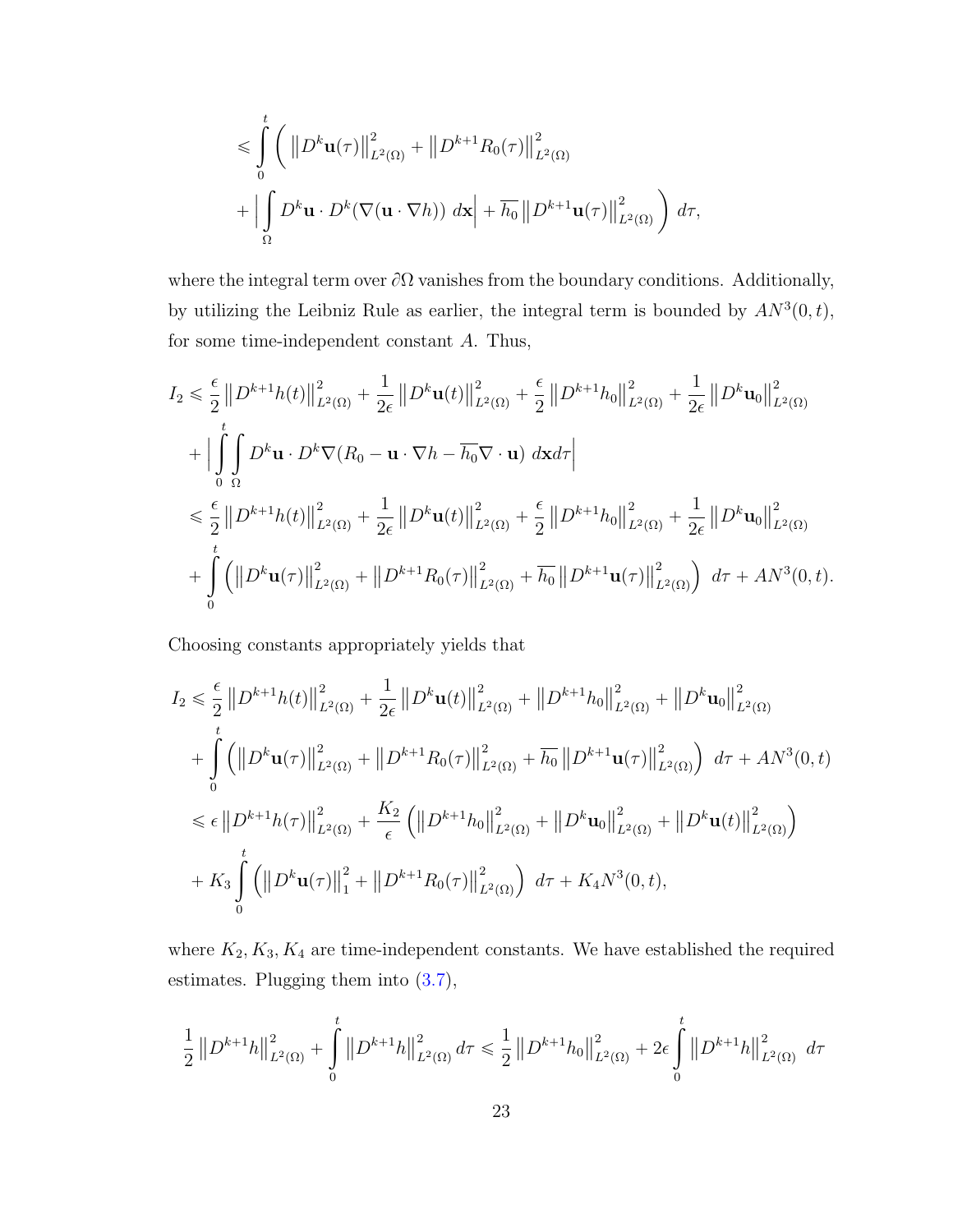$$\leqslant \int_0^t \Bigg( \left\| D^k \mathbf{u}(\tau) \right\|_{L^2(\Omega)}^2 + \left\| D^{k+1} R_0(\tau) \right\|_{L^2(\Omega)}^2 + \Big| \int_\Omega D^k \mathbf{u} \cdot D^k (\nabla (\mathbf{u} \cdot \nabla h)) \, d\mathbf{x} \Big| + \overline{h_0} \left\| D^{k+1} \mathbf{u}(\tau) \right\|_{L^2(\Omega)}^2 \Bigg) \, d\tau,$$

where the integral term over $\partial\Omega$ vanishes from the boundary conditions. Additionally, by utilizing the Leibniz Rule as earlier, the integral term is bounded by $AN^3(0,t)$, for some time-independent constant $A$. Thus,

$$\begin{aligned}
I_2 &\leqslant \frac{\epsilon}{2} \left\| D^{k+1} h(t) \right\|_{L^2(\Omega)}^2 + \frac{1}{2\epsilon} \left\| D^k \mathbf{u}(t) \right\|_{L^2(\Omega)}^2 + \frac{\epsilon}{2} \left\| D^{k+1} h_0 \right\|_{L^2(\Omega)}^2 + \frac{1}{2\epsilon} \left\| D^k \mathbf{u}_0 \right\|_{L^2(\Omega)}^2 \\
&\quad + \Big| \int_0^t \int_\Omega D^k \mathbf{u} \cdot D^k \nabla (R_0 - \mathbf{u} \cdot \nabla h - \overline{h_0} \nabla \cdot \mathbf{u}) \, d\mathbf{x} d\tau \Big| \\
&\leqslant \frac{\epsilon}{2} \left\| D^{k+1} h(t) \right\|_{L^2(\Omega)}^2 + \frac{1}{2\epsilon} \left\| D^k \mathbf{u}(t) \right\|_{L^2(\Omega)}^2 + \frac{\epsilon}{2} \left\| D^{k+1} h_0 \right\|_{L^2(\Omega)}^2 + \frac{1}{2\epsilon} \left\| D^k \mathbf{u}_0 \right\|_{L^2(\Omega)}^2 \\
&\quad + \int_0^t \left( \left\| D^k \mathbf{u}(\tau) \right\|_{L^2(\Omega)}^2 + \left\| D^{k+1} R_0(\tau) \right\|_{L^2(\Omega)}^2 + \overline{h_0} \left\| D^{k+1} \mathbf{u}(\tau) \right\|_{L^2(\Omega)}^2 \right) \, d\tau + AN^3(0,t).
\end{aligned}$$

Choosing constants appropriately yields that

$$\begin{aligned}
I_2 &\leqslant \frac{\epsilon}{2} \left\| D^{k+1} h(t) \right\|_{L^2(\Omega)}^2 + \frac{1}{2\epsilon} \left\| D^k \mathbf{u}(t) \right\|_{L^2(\Omega)}^2 + \left\| D^{k+1} h_0 \right\|_{L^2(\Omega)}^2 + \left\| D^k \mathbf{u}_0 \right\|_{L^2(\Omega)}^2 \\
&\quad + \int_0^t \left( \left\| D^k \mathbf{u}(\tau) \right\|_{L^2(\Omega)}^2 + \left\| D^{k+1} R_0(\tau) \right\|_{L^2(\Omega)}^2 + \overline{h_0} \left\| D^{k+1} \mathbf{u}(\tau) \right\|_{L^2(\Omega)}^2 \right) \, d\tau + AN^3(0,t) \\
&\leqslant \epsilon \left\| D^{k+1} h(\tau) \right\|_{L^2(\Omega)}^2 + \frac{K_2}{\epsilon} \left( \left\| D^{k+1} h_0 \right\|_{L^2(\Omega)}^2 + \left\| D^k \mathbf{u}_0 \right\|_{L^2(\Omega)}^2 + \left\| D^k \mathbf{u}(t) \right\|_{L^2(\Omega)}^2 \right) \\
&\quad + K_3 \int_0^t \left( \left\| D^k \mathbf{u}(\tau) \right\|_1^2 + \left\| D^{k+1} R_0(\tau) \right\|_{L^2(\Omega)}^2 \right) \, d\tau + K_4 N^3(0,t),
\end{aligned}$$

where $K_2, K_3, K_4$ are time-independent constants. We have established the required estimates. Plugging them into (3.7),

$$\frac{1}{2} \left\| D^{k+1} h \right\|_{L^2(\Omega)}^2 + \int_0^t \left\| D^{k+1} h \right\|_{L^2(\Omega)}^2 d\tau \leqslant \frac{1}{2} \left\| D^{k+1} h_0 \right\|_{L^2(\Omega)}^2 + 2\epsilon \int_0^t \left\| D^{k+1} h \right\|_{L^2(\Omega)}^2 \, d\tau$$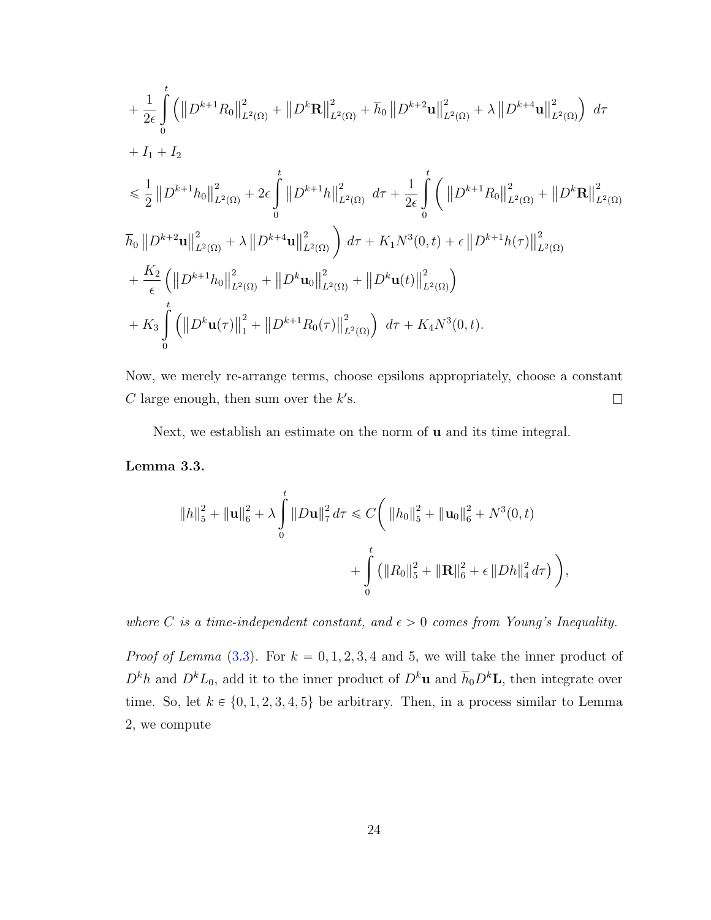$$
\begin{aligned}
&+ \frac{1}{2\epsilon} \int_0^t \left( \left\| D^{k+1} R_0 \right\|_{L^2(\Omega)}^2 + \left\| D^k \mathbf{R} \right\|_{L^2(\Omega)}^2 + \overline{h}_0 \left\| D^{k+2} \mathbf{u} \right\|_{L^2(\Omega)}^2 + \lambda \left\| D^{k+4} \mathbf{u} \right\|_{L^2(\Omega)}^2 \right) \, d\tau \\
&+ I_1 + I_2 \\
&\leqslant \frac{1}{2} \left\| D^{k+1} h_0 \right\|_{L^2(\Omega)}^2 + 2\epsilon \int_0^t \left\| D^{k+1} h \right\|_{L^2(\Omega)}^2 \, d\tau + \frac{1}{2\epsilon} \int_0^t \Bigg( \left\| D^{k+1} R_0 \right\|_{L^2(\Omega)}^2 + \left\| D^k \mathbf{R} \right\|_{L^2(\Omega)}^2 \\
&\overline{h}_0 \left\| D^{k+2} \mathbf{u} \right\|_{L^2(\Omega)}^2 + \lambda \left\| D^{k+4} \mathbf{u} \right\|_{L^2(\Omega)}^2 \Bigg) \, d\tau + K_1 N^3(0,t) + \epsilon \left\| D^{k+1} h(\tau) \right\|_{L^2(\Omega)}^2 \\
&+ \frac{K_2}{\epsilon} \left( \left\| D^{k+1} h_0 \right\|_{L^2(\Omega)}^2 + \left\| D^k \mathbf{u}_0 \right\|_{L^2(\Omega)}^2 + \left\| D^k \mathbf{u}(t) \right\|_{L^2(\Omega)}^2 \right) \\
&+ K_3 \int_0^t \left( \left\| D^k \mathbf{u}(\tau) \right\|_1^2 + \left\| D^{k+1} R_0(\tau) \right\|_{L^2(\Omega)}^2 \right) \, d\tau + K_4 N^3(0,t).
\end{aligned}
$$

Now, we merely re-arrange terms, choose epsilons appropriately, choose a constant $C$ large enough, then sum over the $k'$s. □

Next, we establish an estimate on the norm of $\mathbf{u}$ and its time integral.

**Lemma 3.3.**

$$
\begin{aligned}
\|h\|_5^2 + \|\mathbf{u}\|_6^2 + \lambda \int_0^t \|D\mathbf{u}\|_7^2 \, d\tau \leqslant C\Bigg( & \|h_0\|_5^2 + \|\mathbf{u}_0\|_6^2 + N^3(0,t) \\
& + \int_0^t \left( \|R_0\|_5^2 + \|\mathbf{R}\|_6^2 + \epsilon \|Dh\|_4^2 \, d\tau \right) \Bigg),
\end{aligned}
$$

*where $C$ is a time-independent constant, and $\epsilon > 0$ comes from Young's Inequality.*

*Proof of Lemma* (3.3). For $k = 0, 1, 2, 3, 4$ and $5$, we will take the inner product of $D^k h$ and $D^k L_0$, add it to the inner product of $D^k \mathbf{u}$ and $\overline{h}_0 D^k \mathbf{L}$, then integrate over time. So, let $k \in \{0, 1, 2, 3, 4, 5\}$ be arbitrary. Then, in a process similar to Lemma 2, we compute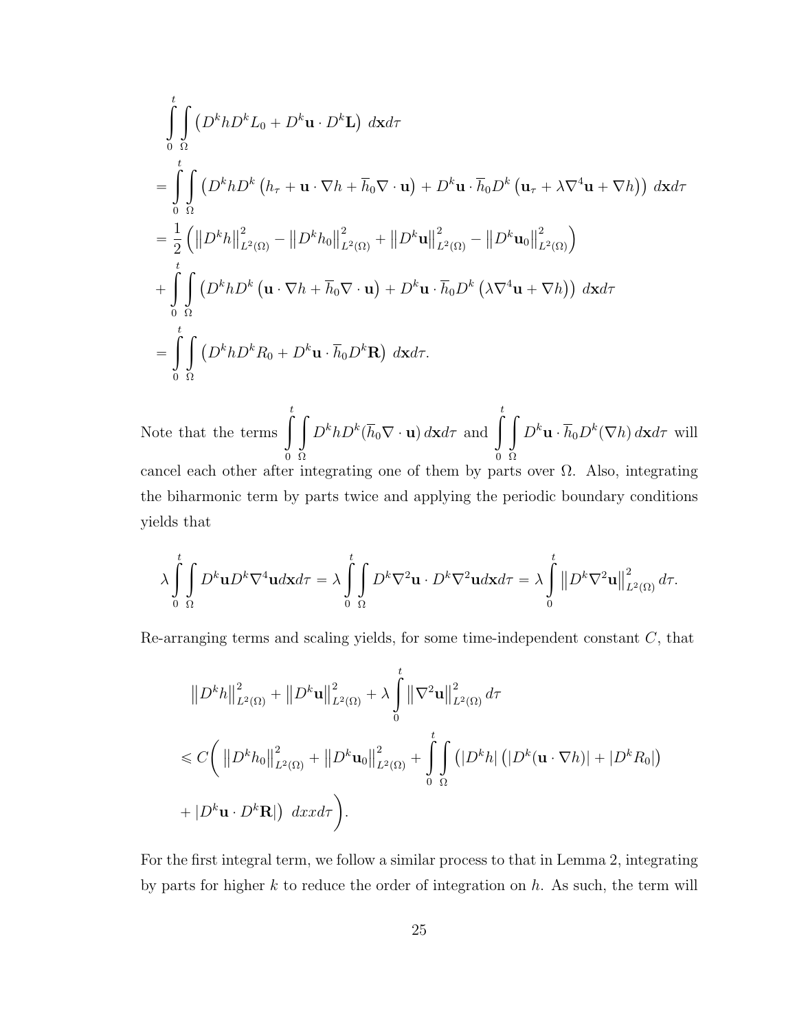$$
\begin{aligned}
&\int_0^t \int_\Omega \left( D^k h D^k L_0 + D^k \mathbf{u} \cdot D^k \mathbf{L} \right) \, d\mathbf{x} d\tau \\
&= \int_0^t \int_\Omega \left( D^k h D^k \left( h_\tau + \mathbf{u} \cdot \nabla h + \overline{h}_0 \nabla \cdot \mathbf{u} \right) + D^k \mathbf{u} \cdot \overline{h}_0 D^k \left( \mathbf{u}_\tau + \lambda \nabla^4 \mathbf{u} + \nabla h \right) \right) \, d\mathbf{x} d\tau \\
&= \frac{1}{2} \left( \left\| D^k h \right\|^2_{L^2(\Omega)} - \left\| D^k h_0 \right\|^2_{L^2(\Omega)} + \left\| D^k \mathbf{u} \right\|^2_{L^2(\Omega)} - \left\| D^k \mathbf{u}_0 \right\|^2_{L^2(\Omega)} \right) \\
&+ \int_0^t \int_\Omega \left( D^k h D^k \left( \mathbf{u} \cdot \nabla h + \overline{h}_0 \nabla \cdot \mathbf{u} \right) + D^k \mathbf{u} \cdot \overline{h}_0 D^k \left( \lambda \nabla^4 \mathbf{u} + \nabla h \right) \right) \, d\mathbf{x} d\tau \\
&= \int_0^t \int_\Omega \left( D^k h D^k R_0 + D^k \mathbf{u} \cdot \overline{h}_0 D^k \mathbf{R} \right) \, d\mathbf{x} d\tau.
\end{aligned}
$$

Note that the terms $\int_0^t \int_\Omega D^k h D^k (\overline{h}_0 \nabla \cdot \mathbf{u}) \, d\mathbf{x} d\tau$ and $\int_0^t \int_\Omega D^k \mathbf{u} \cdot \overline{h}_0 D^k (\nabla h) \, d\mathbf{x} d\tau$ will cancel each other after integrating one of them by parts over $\Omega$. Also, integrating the biharmonic term by parts twice and applying the periodic boundary conditions yields that

$$
\lambda \int_0^t \int_\Omega D^k \mathbf{u} D^k \nabla^4 \mathbf{u} d\mathbf{x} d\tau = \lambda \int_0^t \int_\Omega D^k \nabla^2 \mathbf{u} \cdot D^k \nabla^2 \mathbf{u} d\mathbf{x} d\tau = \lambda \int_0^t \left\| D^k \nabla^2 \mathbf{u} \right\|^2_{L^2(\Omega)} d\tau.
$$

Re-arranging terms and scaling yields, for some time-independent constant $C$, that

$$
\begin{aligned}
&\left\| D^k h \right\|^2_{L^2(\Omega)} + \left\| D^k \mathbf{u} \right\|^2_{L^2(\Omega)} + \lambda \int_0^t \left\| \nabla^2 \mathbf{u} \right\|^2_{L^2(\Omega)} d\tau \\
&\leqslant C \Bigg( \left\| D^k h_0 \right\|^2_{L^2(\Omega)} + \left\| D^k \mathbf{u}_0 \right\|^2_{L^2(\Omega)} + \int_0^t \int_\Omega \left( |D^k h| \left( |D^k (\mathbf{u} \cdot \nabla h)| + |D^k R_0| \right) \right. \\
&\left. + |D^k \mathbf{u} \cdot D^k \mathbf{R}| \right) \, dxx d\tau \Bigg).
\end{aligned}
$$

For the first integral term, we follow a similar process to that in Lemma 2, integrating by parts for higher $k$ to reduce the order of integration on $h$. As such, the term will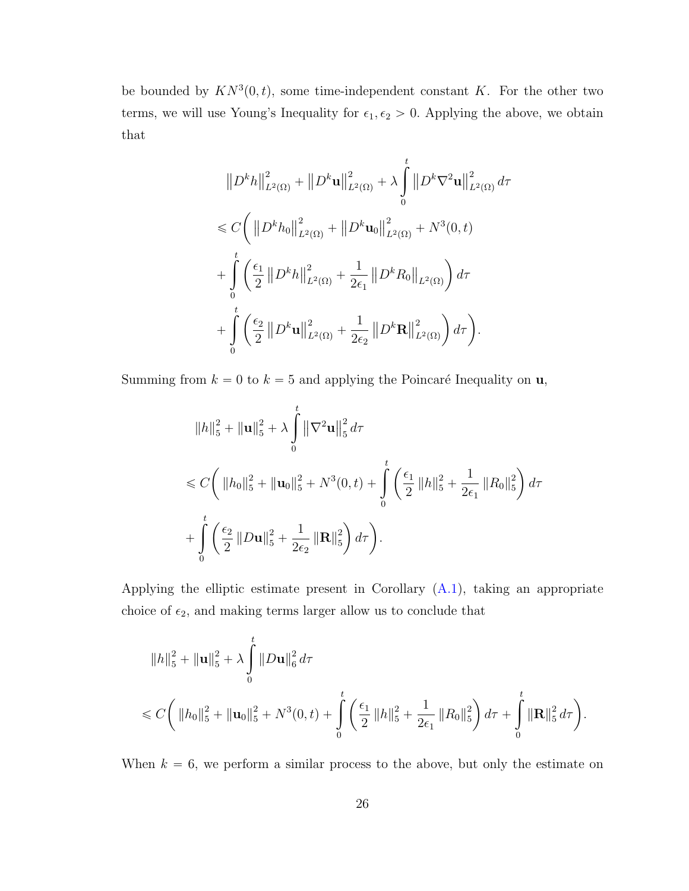be bounded by $KN^3(0,t)$, some time-independent constant $K$. For the other two terms, we will use Young's Inequality for $\epsilon_1, \epsilon_2 > 0$. Applying the above, we obtain that

$$\begin{aligned}
&\left\|D^k h\right\|^2_{L^2(\Omega)} + \left\|D^k \mathbf{u}\right\|^2_{L^2(\Omega)} + \lambda \int_0^t \left\|D^k \nabla^2 \mathbf{u}\right\|^2_{L^2(\Omega)} d\tau \\
&\leqslant C\Bigg( \left\|D^k h_0\right\|^2_{L^2(\Omega)} + \left\|D^k \mathbf{u}_0\right\|^2_{L^2(\Omega)} + N^3(0,t) \\
&+ \int_0^t \left( \frac{\epsilon_1}{2} \left\|D^k h\right\|^2_{L^2(\Omega)} + \frac{1}{2\epsilon_1} \left\|D^k R_0\right\|_{L^2(\Omega)} \right) d\tau \\
&+ \int_0^t \left( \frac{\epsilon_2}{2} \left\|D^k \mathbf{u}\right\|^2_{L^2(\Omega)} + \frac{1}{2\epsilon_2} \left\|D^k \mathbf{R}\right\|^2_{L^2(\Omega)} \right) d\tau \Bigg).
\end{aligned}$$

Summing from $k = 0$ to $k = 5$ and applying the Poincaré Inequality on $\mathbf{u}$,

$$\begin{aligned}
&\|h\|_5^2 + \|\mathbf{u}\|_5^2 + \lambda \int_0^t \left\|\nabla^2 \mathbf{u}\right\|_5^2 d\tau \\
&\leqslant C\Bigg( \|h_0\|_5^2 + \|\mathbf{u}_0\|_5^2 + N^3(0,t) + \int_0^t \left( \frac{\epsilon_1}{2} \|h\|_5^2 + \frac{1}{2\epsilon_1} \|R_0\|_5^2 \right) d\tau \\
&+ \int_0^t \left( \frac{\epsilon_2}{2} \|D\mathbf{u}\|_5^2 + \frac{1}{2\epsilon_2} \|\mathbf{R}\|_5^2 \right) d\tau \Bigg).
\end{aligned}$$

Applying the elliptic estimate present in Corollary (A.1), taking an appropriate choice of $\epsilon_2$, and making terms larger allow us to conclude that

$$\begin{aligned}
&\|h\|_5^2 + \|\mathbf{u}\|_5^2 + \lambda \int_0^t \|D\mathbf{u}\|_6^2 d\tau \\
&\leqslant C\Bigg( \|h_0\|_5^2 + \|\mathbf{u}_0\|_5^2 + N^3(0,t) + \int_0^t \left( \frac{\epsilon_1}{2} \|h\|_5^2 + \frac{1}{2\epsilon_1} \|R_0\|_5^2 \right) d\tau + \int_0^t \|\mathbf{R}\|_5^2 d\tau \Bigg).
\end{aligned}$$

When $k = 6$, we perform a similar process to the above, but only the estimate on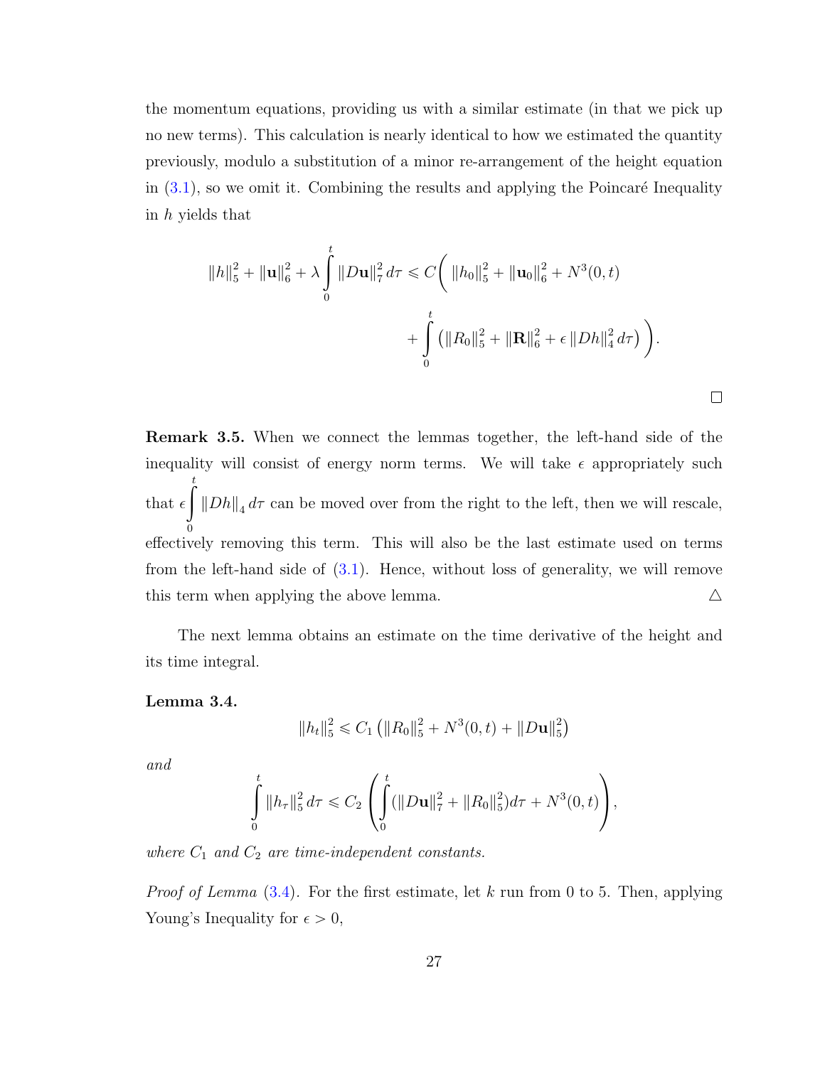the momentum equations, providing us with a similar estimate (in that we pick up no new terms). This calculation is nearly identical to how we estimated the quantity previously, modulo a substitution of a minor re-arrangement of the height equation in (3.1), so we omit it. Combining the results and applying the Poincaré Inequality in $h$ yields that

$$\|h\|_5^2 + \|\mathbf{u}\|_6^2 + \lambda \int_0^t \|D\mathbf{u}\|_7^2 \, d\tau \leqslant C\bigg( \|h_0\|_5^2 + \|\mathbf{u}_0\|_6^2 + N^3(0,t) + \int_0^t \left( \|R_0\|_5^2 + \|\mathbf{R}\|_6^2 + \epsilon \|Dh\|_4^2 \, d\tau \right) \bigg).$$

□

**Remark 3.5.** When we connect the lemmas together, the left-hand side of the inequality will consist of energy norm terms. We will take $\epsilon$ appropriately such that $\epsilon \int_0^t \|Dh\|_4 \, d\tau$ can be moved over from the right to the left, then we will rescale, effectively removing this term. This will also be the last estimate used on terms from the left-hand side of (3.1). Hence, without loss of generality, we will remove this term when applying the above lemma. △

The next lemma obtains an estimate on the time derivative of the height and its time integral.

**Lemma 3.4.**

$$\|h_t\|_5^2 \leqslant C_1 \left( \|R_0\|_5^2 + N^3(0,t) + \|D\mathbf{u}\|_5^2 \right)$$

*and*

$$\int_0^t \|h_\tau\|_5^2 \, d\tau \leqslant C_2 \left( \int_0^t (\|D\mathbf{u}\|_7^2 + \|R_0\|_5^2) d\tau + N^3(0,t) \right),$$

*where $C_1$ and $C_2$ are time-independent constants.*

*Proof of Lemma* (3.4). For the first estimate, let $k$ run from 0 to 5. Then, applying Young's Inequality for $\epsilon > 0$,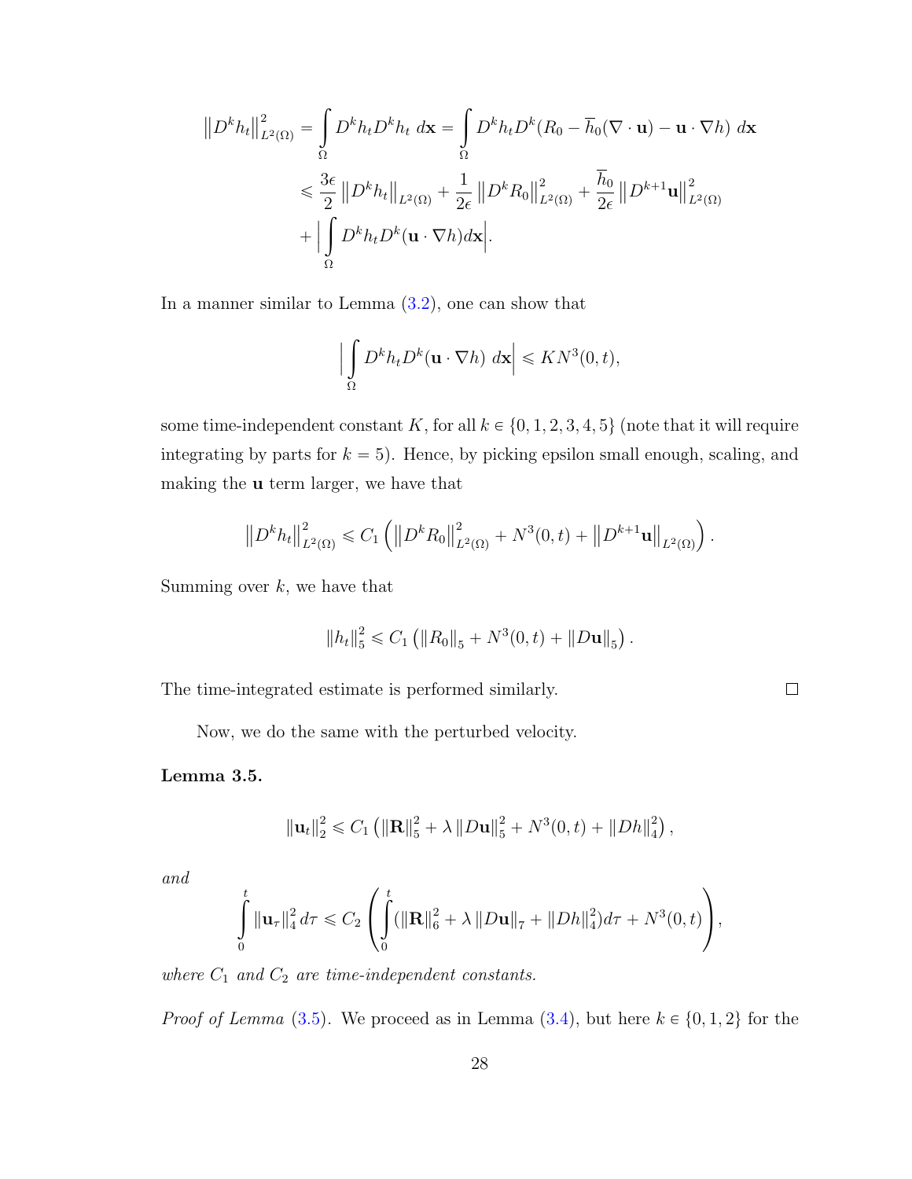$$
\begin{aligned}
\left\|D^k h_t\right\|_{L^2(\Omega)}^2 &= \int_\Omega D^k h_t D^k h_t \; d\mathbf{x} = \int_\Omega D^k h_t D^k (R_0 - \overline{h}_0(\nabla \cdot \mathbf{u}) - \mathbf{u} \cdot \nabla h) \; d\mathbf{x} \\
&\leqslant \frac{3\epsilon}{2} \left\|D^k h_t\right\|_{L^2(\Omega)} + \frac{1}{2\epsilon} \left\|D^k R_0\right\|_{L^2(\Omega)}^2 + \frac{\overline{h}_0}{2\epsilon} \left\|D^{k+1} \mathbf{u}\right\|_{L^2(\Omega)}^2 \\
&+ \Big| \int_\Omega D^k h_t D^k (\mathbf{u} \cdot \nabla h) d\mathbf{x} \Big|.
\end{aligned}
$$

In a manner similar to Lemma (3.2), one can show that

$$
\Big| \int_\Omega D^k h_t D^k (\mathbf{u} \cdot \nabla h) \; d\mathbf{x} \Big| \leqslant K N^3(0,t),
$$

some time-independent constant $K$, for all $k \in \{0, 1, 2, 3, 4, 5\}$ (note that it will require integrating by parts for $k = 5$). Hence, by picking epsilon small enough, scaling, and making the $\mathbf{u}$ term larger, we have that

$$
\left\|D^k h_t\right\|_{L^2(\Omega)}^2 \leqslant C_1 \left( \left\|D^k R_0\right\|_{L^2(\Omega)}^2 + N^3(0,t) + \left\|D^{k+1} \mathbf{u}\right\|_{L^2(\Omega)} \right).
$$

Summing over $k$, we have that

$$
\|h_t\|_5^2 \leqslant C_1 \left( \|R_0\|_5 + N^3(0,t) + \|D\mathbf{u}\|_5 \right).
$$

The time-integrated estimate is performed similarly. $\square$

Now, we do the same with the perturbed velocity.

**Lemma 3.5.**

$$
\|\mathbf{u}_t\|_2^2 \leqslant C_1 \left( \|\mathbf{R}\|_5^2 + \lambda \|D\mathbf{u}\|_5^2 + N^3(0,t) + \|Dh\|_4^2 \right),
$$

*and*

$$
\int_0^t \|\mathbf{u}_\tau\|_4^2 \, d\tau \leqslant C_2 \left( \int_0^t (\|\mathbf{R}\|_6^2 + \lambda \|D\mathbf{u}\|_7 + \|Dh\|_4^2) d\tau + N^3(0,t) \right),
$$

*where $C_1$ and $C_2$ are time-independent constants.*

*Proof of Lemma* (3.5). We proceed as in Lemma (3.4), but here $k \in \{0, 1, 2\}$ for the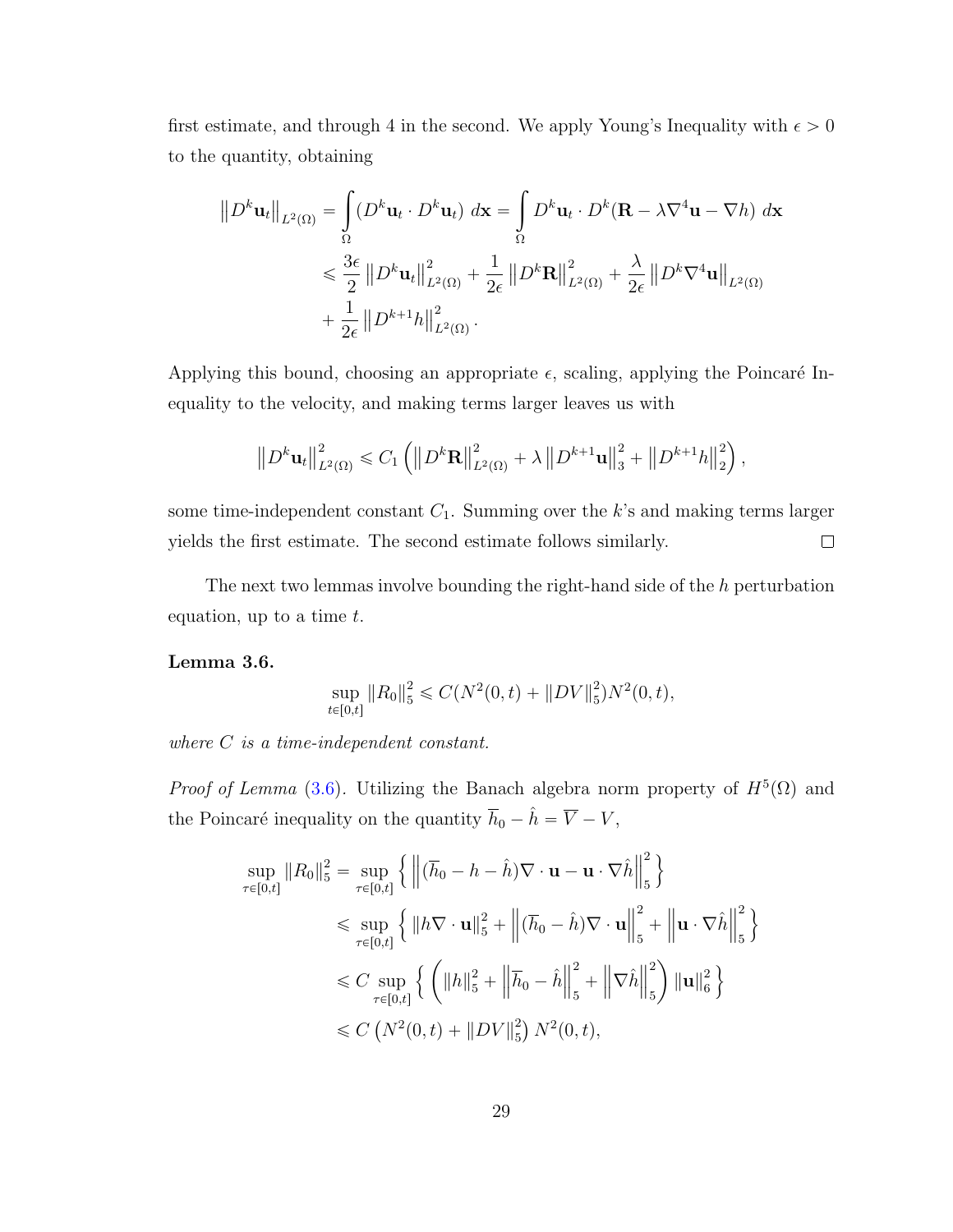first estimate, and through 4 in the second. We apply Young's Inequality with $\epsilon > 0$ to the quantity, obtaining

$$
\begin{aligned}
\left\|D^k \mathbf{u}_t\right\|_{L^2(\Omega)} &= \int_{\Omega} (D^k \mathbf{u}_t \cdot D^k \mathbf{u}_t)\ d\mathbf{x} = \int_{\Omega} D^k \mathbf{u}_t \cdot D^k(\mathbf{R} - \lambda \nabla^4 \mathbf{u} - \nabla h)\ d\mathbf{x} \\
&\leqslant \frac{3\epsilon}{2} \left\|D^k \mathbf{u}_t\right\|^2_{L^2(\Omega)} + \frac{1}{2\epsilon} \left\|D^k \mathbf{R}\right\|^2_{L^2(\Omega)} + \frac{\lambda}{2\epsilon} \left\|D^k \nabla^4 \mathbf{u}\right\|_{L^2(\Omega)} \\
&+ \frac{1}{2\epsilon} \left\|D^{k+1} h\right\|^2_{L^2(\Omega)}.
\end{aligned}
$$

Applying this bound, choosing an appropriate $\epsilon$, scaling, applying the Poincaré Inequality to the velocity, and making terms larger leaves us with

$$
\left\|D^k \mathbf{u}_t\right\|^2_{L^2(\Omega)} \leqslant C_1 \left( \left\|D^k \mathbf{R}\right\|^2_{L^2(\Omega)} + \lambda \left\|D^{k+1} \mathbf{u}\right\|^2_3 + \left\|D^{k+1} h\right\|^2_2 \right),
$$

some time-independent constant $C_1$. Summing over the $k$'s and making terms larger yields the first estimate. The second estimate follows similarly. ∎

The next two lemmas involve bounding the right-hand side of the $h$ perturbation equation, up to a time $t$.

**Lemma 3.6.**

$$
\sup_{t \in [0,t]} \|R_0\|^2_5 \leqslant C(N^2(0,t) + \|DV\|^2_5) N^2(0,t),
$$

*where $C$ is a time-independent constant.*

*Proof of Lemma* (3.6). Utilizing the Banach algebra norm property of $H^5(\Omega)$ and the Poincaré inequality on the quantity $\overline{h}_0 - \hat{h} = \overline{V} - V$,

$$
\begin{aligned}
\sup_{\tau \in [0,t]} \|R_0\|^2_5 &= \sup_{\tau \in [0,t]} \left\{ \left\|(\overline{h}_0 - h - \hat{h}) \nabla \cdot \mathbf{u} - \mathbf{u} \cdot \nabla \hat{h}\right\|^2_5 \right\} \\
&\leqslant \sup_{\tau \in [0,t]} \left\{ \|h \nabla \cdot \mathbf{u}\|^2_5 + \left\|(\overline{h}_0 - \hat{h}) \nabla \cdot \mathbf{u}\right\|^2_5 + \left\|\mathbf{u} \cdot \nabla \hat{h}\right\|^2_5 \right\} \\
&\leqslant C \sup_{\tau \in [0,t]} \left\{ \left( \|h\|^2_5 + \left\|\overline{h}_0 - \hat{h}\right\|^2_5 + \left\|\nabla \hat{h}\right\|^2_5 \right) \|\mathbf{u}\|^2_6 \right\} \\
&\leqslant C \left( N^2(0,t) + \|DV\|^2_5 \right) N^2(0,t),
\end{aligned}
$$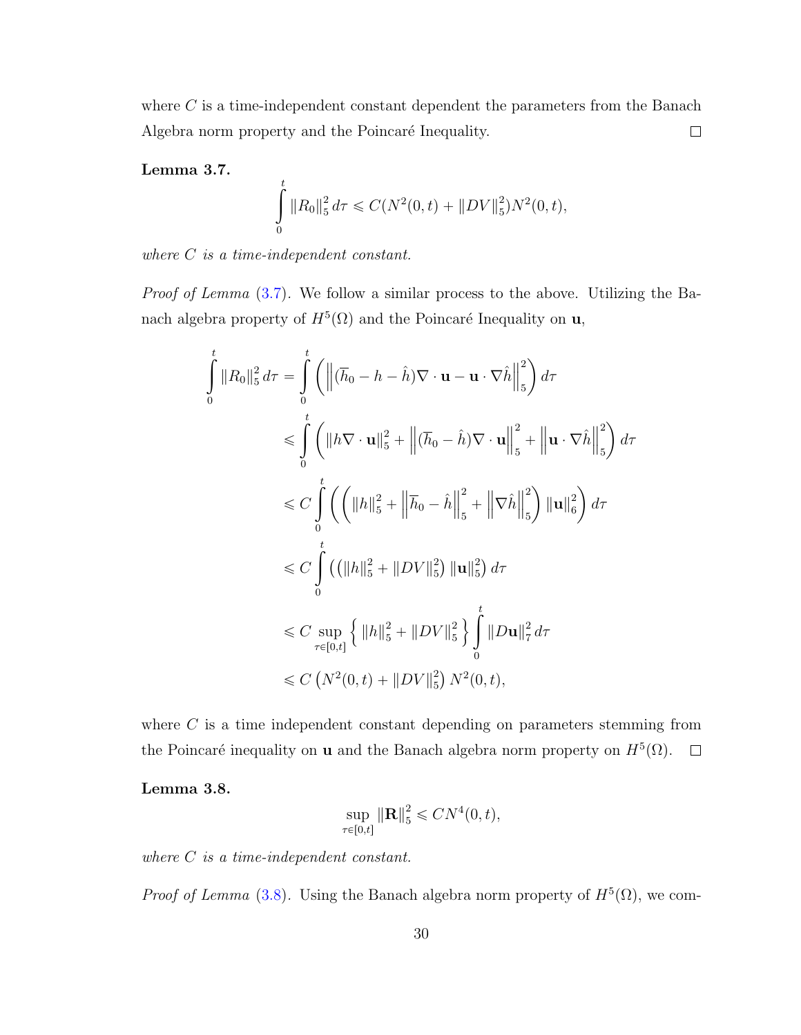where $C$ is a time-independent constant dependent the parameters from the Banach Algebra norm property and the Poincaré Inequality. $\square$

**Lemma 3.7.**

$$\int_0^t \|R_0\|_5^2 \, d\tau \leqslant C(N^2(0,t) + \|DV\|_5^2)N^2(0,t),$$

*where $C$ is a time-independent constant.*

*Proof of Lemma* (3.7). We follow a similar process to the above. Utilizing the Banach algebra property of $H^5(\Omega)$ and the Poincaré Inequality on $\mathbf{u}$,

$$\begin{aligned}
\int_0^t \|R_0\|_5^2 \, d\tau &= \int_0^t \left( \left\| (\overline{h}_0 - h - \hat{h})\nabla \cdot \mathbf{u} - \mathbf{u} \cdot \nabla \hat{h} \right\|_5^2 \right) d\tau \\
&\leqslant \int_0^t \left( \|h \nabla \cdot \mathbf{u}\|_5^2 + \left\| (\overline{h}_0 - \hat{h})\nabla \cdot \mathbf{u} \right\|_5^2 + \left\| \mathbf{u} \cdot \nabla \hat{h} \right\|_5^2 \right) d\tau \\
&\leqslant C \int_0^t \left( \left( \|h\|_5^2 + \left\| \overline{h}_0 - \hat{h} \right\|_5^2 + \left\| \nabla \hat{h} \right\|_5^2 \right) \|\mathbf{u}\|_6^2 \right) d\tau \\
&\leqslant C \int_0^t \left( \left( \|h\|_5^2 + \|DV\|_5^2 \right) \|\mathbf{u}\|_5^2 \right) d\tau \\
&\leqslant C \sup_{\tau \in [0,t]} \left\{ \|h\|_5^2 + \|DV\|_5^2 \right\} \int_0^t \|D\mathbf{u}\|_7^2 \, d\tau \\
&\leqslant C \left( N^2(0,t) + \|DV\|_5^2 \right) N^2(0,t),
\end{aligned}$$

where $C$ is a time independent constant depending on parameters stemming from the Poincaré inequality on $\mathbf{u}$ and the Banach algebra norm property on $H^5(\Omega)$. $\square$

**Lemma 3.8.**

$$\sup_{\tau \in [0,t]} \|\mathbf{R}\|_5^2 \leqslant CN^4(0,t),$$

*where $C$ is a time-independent constant.*

*Proof of Lemma* (3.8). Using the Banach algebra norm property of $H^5(\Omega)$, we com-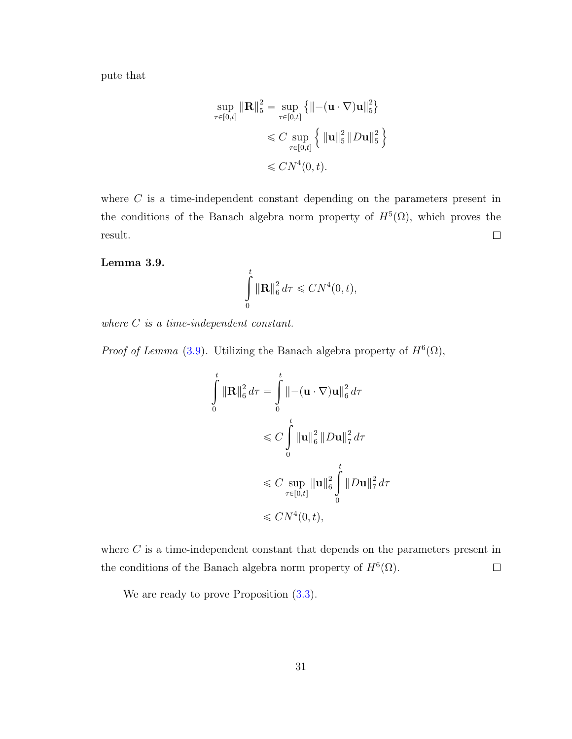pute that

$$
\begin{aligned}
\sup_{\tau\in[0,t]} \|\mathbf{R}\|_5^2 &= \sup_{\tau\in[0,t]} \left\{ \|-(\mathbf{u}\cdot\nabla)\mathbf{u}\|_5^2 \right\} \\
&\leqslant C \sup_{\tau\in[0,t]} \left\{ \|\mathbf{u}\|_5^2 \, \|D\mathbf{u}\|_5^2 \right\} \\
&\leqslant C N^4(0,t).
\end{aligned}
$$

where $C$ is a time-independent constant depending on the parameters present in the conditions of the Banach algebra norm property of $H^5(\Omega)$, which proves the result. ☐

**Lemma 3.9.**

$$
\int_0^t \|\mathbf{R}\|_6^2 \, d\tau \leqslant C N^4(0,t),
$$

*where $C$ is a time-independent constant.*

*Proof of Lemma* (3.9). Utilizing the Banach algebra property of $H^6(\Omega)$,

$$
\begin{aligned}
\int_0^t \|\mathbf{R}\|_6^2 \, d\tau &= \int_0^t \|-(\mathbf{u}\cdot\nabla)\mathbf{u}\|_6^2 \, d\tau \\
&\leqslant C \int_0^t \|\mathbf{u}\|_6^2 \, \|D\mathbf{u}\|_7^2 \, d\tau \\
&\leqslant C \sup_{\tau\in[0,t]} \|\mathbf{u}\|_6^2 \int_0^t \|D\mathbf{u}\|_7^2 \, d\tau \\
&\leqslant C N^4(0,t),
\end{aligned}
$$

where $C$ is a time-independent constant that depends on the parameters present in the conditions of the Banach algebra norm property of $H^6(\Omega)$. ☐

We are ready to prove Proposition (3.3).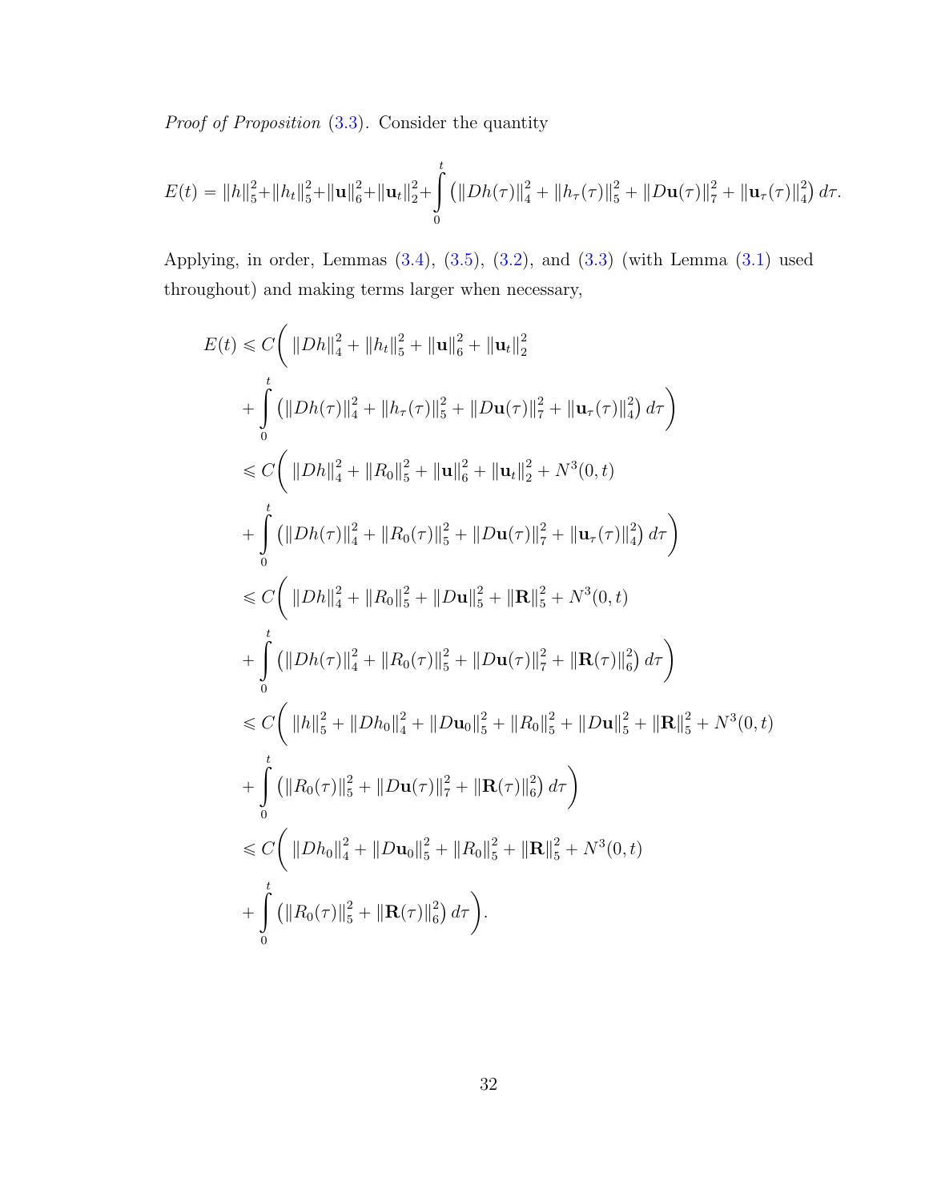*Proof of Proposition* (3.3). Consider the quantity

$$E(t) = \|h\|_5^2 + \|h_t\|_5^2 + \|\mathbf{u}\|_6^2 + \|\mathbf{u}_t\|_2^2 + \int_0^t \left(\|Dh(\tau)\|_4^2 + \|h_\tau(\tau)\|_5^2 + \|D\mathbf{u}(\tau)\|_7^2 + \|\mathbf{u}_\tau(\tau)\|_4^2\right) d\tau.$$

Applying, in order, Lemmas (3.4), (3.5), (3.2), and (3.3) (with Lemma (3.1) used throughout) and making terms larger when necessary,

$$\begin{aligned}
E(t) &\leqslant C\Bigg( \|Dh\|_4^2 + \|h_t\|_5^2 + \|\mathbf{u}\|_6^2 + \|\mathbf{u}_t\|_2^2 \\
&\quad + \int_0^t \left(\|Dh(\tau)\|_4^2 + \|h_\tau(\tau)\|_5^2 + \|D\mathbf{u}(\tau)\|_7^2 + \|\mathbf{u}_\tau(\tau)\|_4^2\right) d\tau \Bigg) \\
&\leqslant C\Bigg( \|Dh\|_4^2 + \|R_0\|_5^2 + \|\mathbf{u}\|_6^2 + \|\mathbf{u}_t\|_2^2 + N^3(0,t) \\
&\quad + \int_0^t \left(\|Dh(\tau)\|_4^2 + \|R_0(\tau)\|_5^2 + \|D\mathbf{u}(\tau)\|_7^2 + \|\mathbf{u}_\tau(\tau)\|_4^2\right) d\tau \Bigg) \\
&\leqslant C\Bigg( \|Dh\|_4^2 + \|R_0\|_5^2 + \|D\mathbf{u}\|_5^2 + \|\mathbf{R}\|_5^2 + N^3(0,t) \\
&\quad + \int_0^t \left(\|Dh(\tau)\|_4^2 + \|R_0(\tau)\|_5^2 + \|D\mathbf{u}(\tau)\|_7^2 + \|\mathbf{R}(\tau)\|_6^2\right) d\tau \Bigg) \\
&\leqslant C\Bigg( \|h\|_5^2 + \|Dh_0\|_4^2 + \|D\mathbf{u}_0\|_5^2 + \|R_0\|_5^2 + \|D\mathbf{u}\|_5^2 + \|\mathbf{R}\|_5^2 + N^3(0,t) \\
&\quad + \int_0^t \left(\|R_0(\tau)\|_5^2 + \|D\mathbf{u}(\tau)\|_7^2 + \|\mathbf{R}(\tau)\|_6^2\right) d\tau \Bigg) \\
&\leqslant C\Bigg( \|Dh_0\|_4^2 + \|D\mathbf{u}_0\|_5^2 + \|R_0\|_5^2 + \|\mathbf{R}\|_5^2 + N^3(0,t) \\
&\quad + \int_0^t \left(\|R_0(\tau)\|_5^2 + \|\mathbf{R}(\tau)\|_6^2\right) d\tau \Bigg).
\end{aligned}$$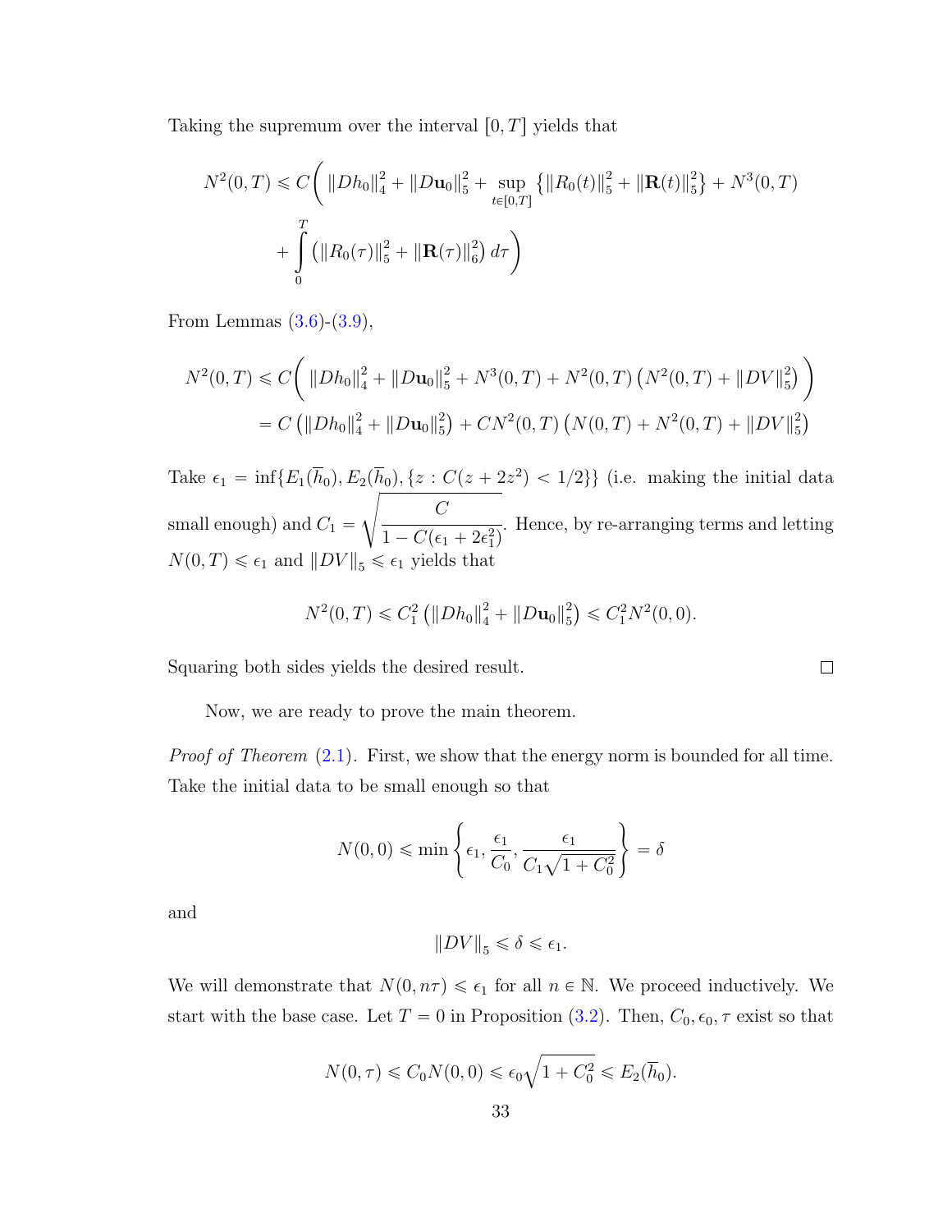Taking the supremum over the interval $[0,T]$ yields that

$$N^2(0,T) \leqslant C\Bigg( \|Dh_0\|_4^2 + \|D\mathbf{u}_0\|_5^2 + \sup_{t\in[0,T]} \left\{ \|R_0(t)\|_5^2 + \|\mathbf{R}(t)\|_5^2 \right\} + N^3(0,T) + \int_0^T \left( \|R_0(\tau)\|_5^2 + \|\mathbf{R}(\tau)\|_6^2 \right) d\tau \Bigg)$$

From Lemmas (3.6)-(3.9),

$$\begin{aligned} N^2(0,T) &\leqslant C\Bigg( \|Dh_0\|_4^2 + \|D\mathbf{u}_0\|_5^2 + N^3(0,T) + N^2(0,T)\left(N^2(0,T) + \|DV\|_5^2\right) \Bigg) \\ &= C\left( \|Dh_0\|_4^2 + \|D\mathbf{u}_0\|_5^2 \right) + CN^2(0,T)\left( N(0,T) + N^2(0,T) + \|DV\|_5^2 \right) \end{aligned}$$

Take $\epsilon_1 = \inf\{E_1(\overline{h}_0), E_2(\overline{h}_0), \{z : C(z+2z^2) < 1/2\}\}$ (i.e. making the initial data small enough) and $C_1 = \sqrt{\dfrac{C}{1 - C(\epsilon_1 + 2\epsilon_1^2)}}$. Hence, by re-arranging terms and letting $N(0,T) \leqslant \epsilon_1$ and $\|DV\|_5 \leqslant \epsilon_1$ yields that

$$N^2(0,T) \leqslant C_1^2 \left( \|Dh_0\|_4^2 + \|D\mathbf{u}_0\|_5^2 \right) \leqslant C_1^2 N^2(0,0).$$

Squaring both sides yields the desired result. $\square$

Now, we are ready to prove the main theorem.

*Proof of Theorem* (2.1). First, we show that the energy norm is bounded for all time. Take the initial data to be small enough so that

$$N(0,0) \leqslant \min\left\{ \epsilon_1, \frac{\epsilon_1}{C_0}, \frac{\epsilon_1}{C_1\sqrt{1+C_0^2}} \right\} = \delta$$

and

$$\|DV\|_5 \leqslant \delta \leqslant \epsilon_1.$$

We will demonstrate that $N(0, n\tau) \leqslant \epsilon_1$ for all $n \in \mathbb{N}$. We proceed inductively. We start with the base case. Let $T = 0$ in Proposition (3.2). Then, $C_0, \epsilon_0, \tau$ exist so that

$$N(0,\tau) \leqslant C_0 N(0,0) \leqslant \epsilon_0 \sqrt{1 + C_0^2} \leqslant E_2(\overline{h}_0).$$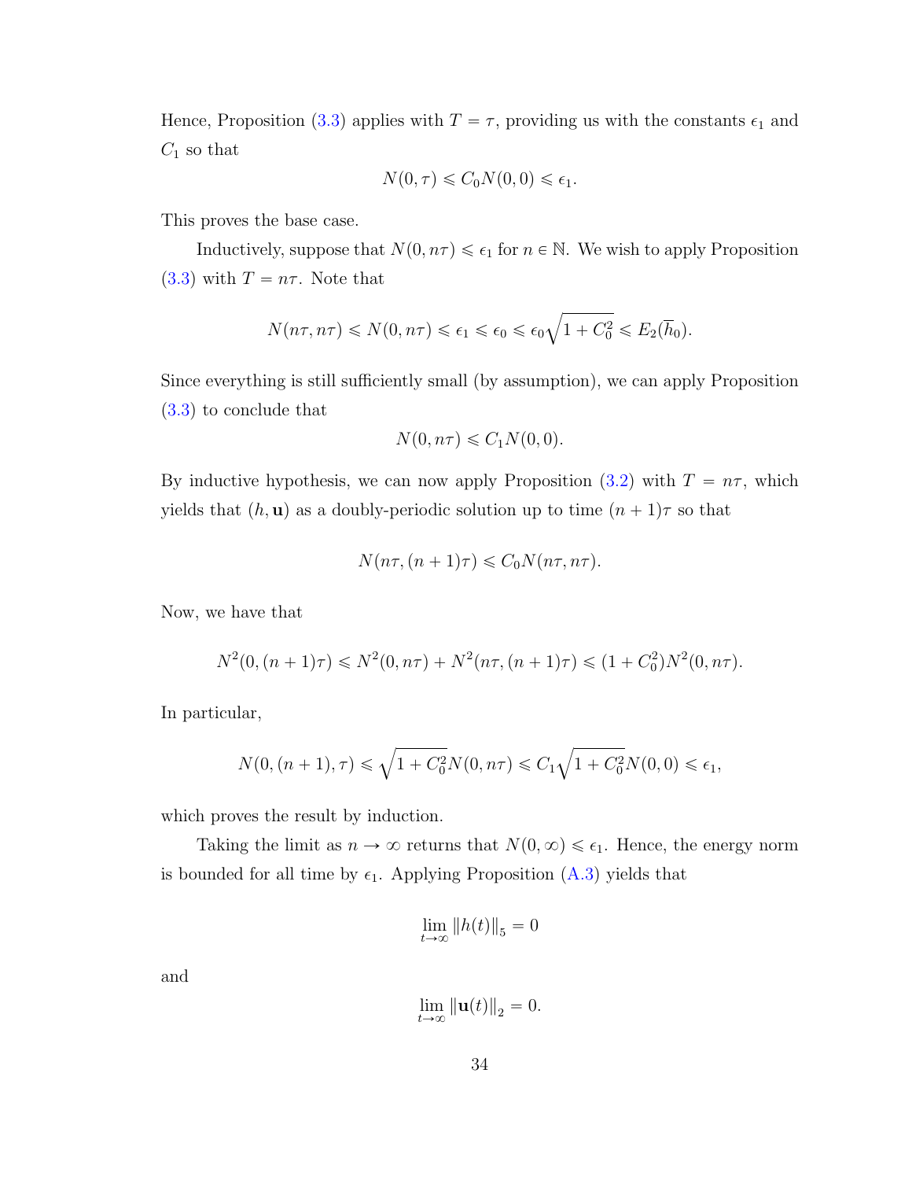Hence, Proposition (3.3) applies with $T = \tau$, providing us with the constants $\epsilon_1$ and $C_1$ so that

$$N(0, \tau) \leqslant C_0 N(0, 0) \leqslant \epsilon_1.$$

This proves the base case.

Inductively, suppose that $N(0, n\tau) \leqslant \epsilon_1$ for $n \in \mathbb{N}$. We wish to apply Proposition (3.3) with $T = n\tau$. Note that

$$N(n\tau, n\tau) \leqslant N(0, n\tau) \leqslant \epsilon_1 \leqslant \epsilon_0 \leqslant \epsilon_0 \sqrt{1 + C_0^2} \leqslant E_2(\overline{h}_0).$$

Since everything is still sufficiently small (by assumption), we can apply Proposition (3.3) to conclude that

$$N(0, n\tau) \leqslant C_1 N(0, 0).$$

By inductive hypothesis, we can now apply Proposition (3.2) with $T = n\tau$, which yields that $(h, \mathbf{u})$ as a doubly-periodic solution up to time $(n+1)\tau$ so that

$$N(n\tau, (n+1)\tau) \leqslant C_0 N(n\tau, n\tau).$$

Now, we have that

$$N^2(0, (n+1)\tau) \leqslant N^2(0, n\tau) + N^2(n\tau, (n+1)\tau) \leqslant (1 + C_0^2) N^2(0, n\tau).$$

In particular,

$$N(0, (n+1), \tau) \leqslant \sqrt{1 + C_0^2} N(0, n\tau) \leqslant C_1 \sqrt{1 + C_0^2} N(0, 0) \leqslant \epsilon_1,$$

which proves the result by induction.

Taking the limit as $n \to \infty$ returns that $N(0, \infty) \leqslant \epsilon_1$. Hence, the energy norm is bounded for all time by $\epsilon_1$. Applying Proposition (A.3) yields that

$$\lim_{t \to \infty} \|h(t)\|_5 = 0$$

and

$$\lim_{t \to \infty} \|\mathbf{u}(t)\|_2 = 0.$$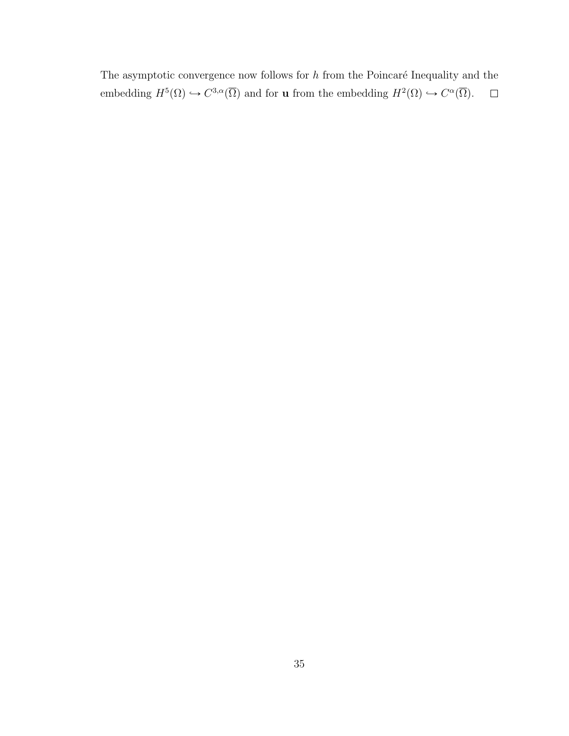The asymptotic convergence now follows for $h$ from the Poincaré Inequality and the embedding $H^5(\Omega) \hookrightarrow C^{3,\alpha}(\overline{\Omega})$ and for $\mathbf{u}$ from the embedding $H^2(\Omega) \hookrightarrow C^{\alpha}(\overline{\Omega})$. $\square$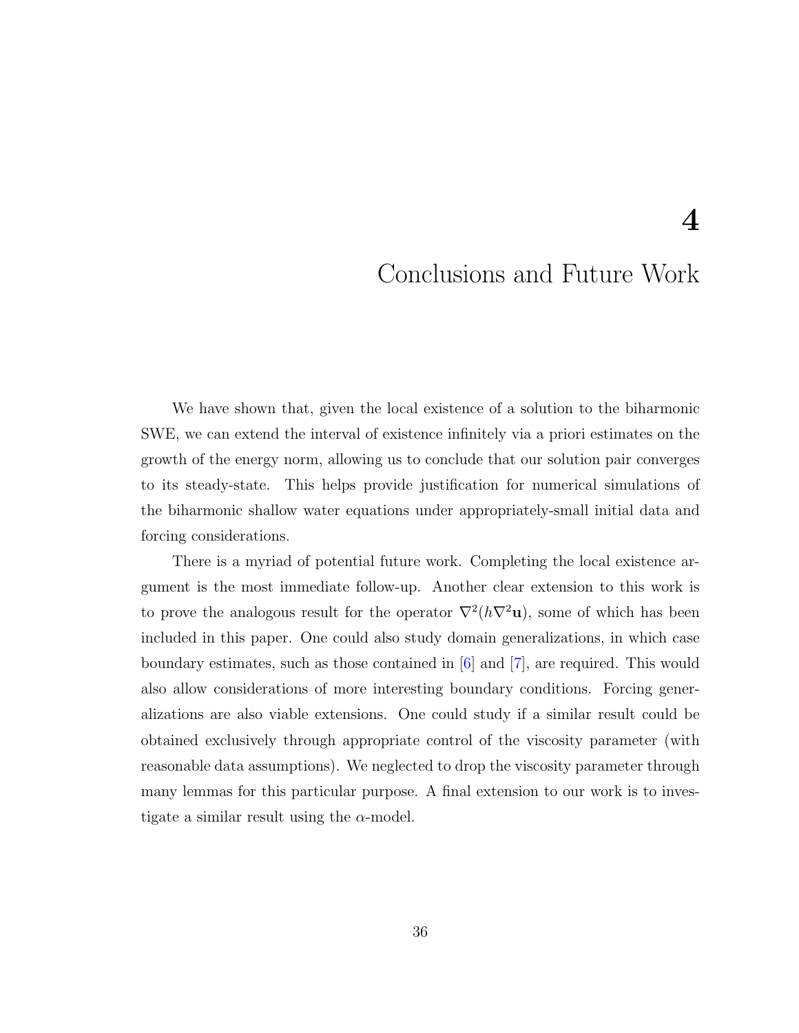# 4 Conclusions and Future Work

We have shown that, given the local existence of a solution to the biharmonic SWE, we can extend the interval of existence infinitely via a priori estimates on the growth of the energy norm, allowing us to conclude that our solution pair converges to its steady-state. This helps provide justification for numerical simulations of the biharmonic shallow water equations under appropriately-small initial data and forcing considerations.

There is a myriad of potential future work. Completing the local existence argument is the most immediate follow-up. Another clear extension to this work is to prove the analogous result for the operator $\nabla^2(h\nabla^2\mathbf{u})$, some of which has been included in this paper. One could also study domain generalizations, in which case boundary estimates, such as those contained in [6] and [7], are required. This would also allow considerations of more interesting boundary conditions. Forcing generalizations are also viable extensions. One could study if a similar result could be obtained exclusively through appropriate control of the viscosity parameter (with reasonable data assumptions). We neglected to drop the viscosity parameter through many lemmas for this particular purpose. A final extension to our work is to investigate a similar result using the $\alpha$-model.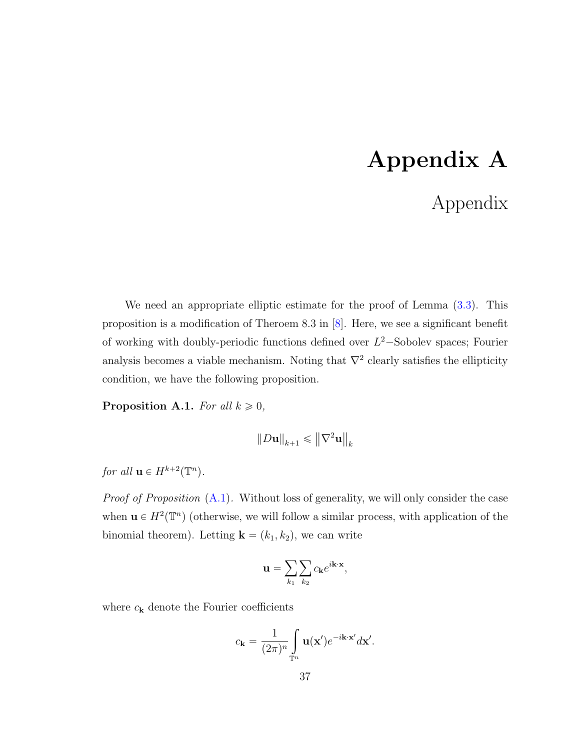# Appendix A

## Appendix

We need an appropriate elliptic estimate for the proof of Lemma (3.3). This proposition is a modification of Theroem 8.3 in [8]. Here, we see a significant benefit of working with doubly-periodic functions defined over $L^2-$Sobolev spaces; Fourier analysis becomes a viable mechanism. Noting that $\nabla^2$ clearly satisfies the ellipticity condition, we have the following proposition.

**Proposition A.1.** *For all $k \geqslant 0$,*

$$\|D\mathbf{u}\|_{k+1} \leqslant \left\|\nabla^2 \mathbf{u}\right\|_k$$

*for all $\mathbf{u} \in H^{k+2}(\mathbb{T}^n)$.*

*Proof of Proposition* (A.1). Without loss of generality, we will only consider the case when $\mathbf{u} \in H^2(\mathbb{T}^n)$ (otherwise, we will follow a similar process, with application of the binomial theorem). Letting $\mathbf{k} = (k_1, k_2)$, we can write

$$\mathbf{u} = \sum_{k_1} \sum_{k_2} c_{\mathbf{k}} e^{i\mathbf{k}\cdot\mathbf{x}},$$

where $c_{\mathbf{k}}$ denote the Fourier coefficients

$$c_{\mathbf{k}} = \frac{1}{(2\pi)^n} \int_{\mathbb{T}^n} \mathbf{u}(\mathbf{x}') e^{-i\mathbf{k}\cdot\mathbf{x}'} d\mathbf{x}'.$$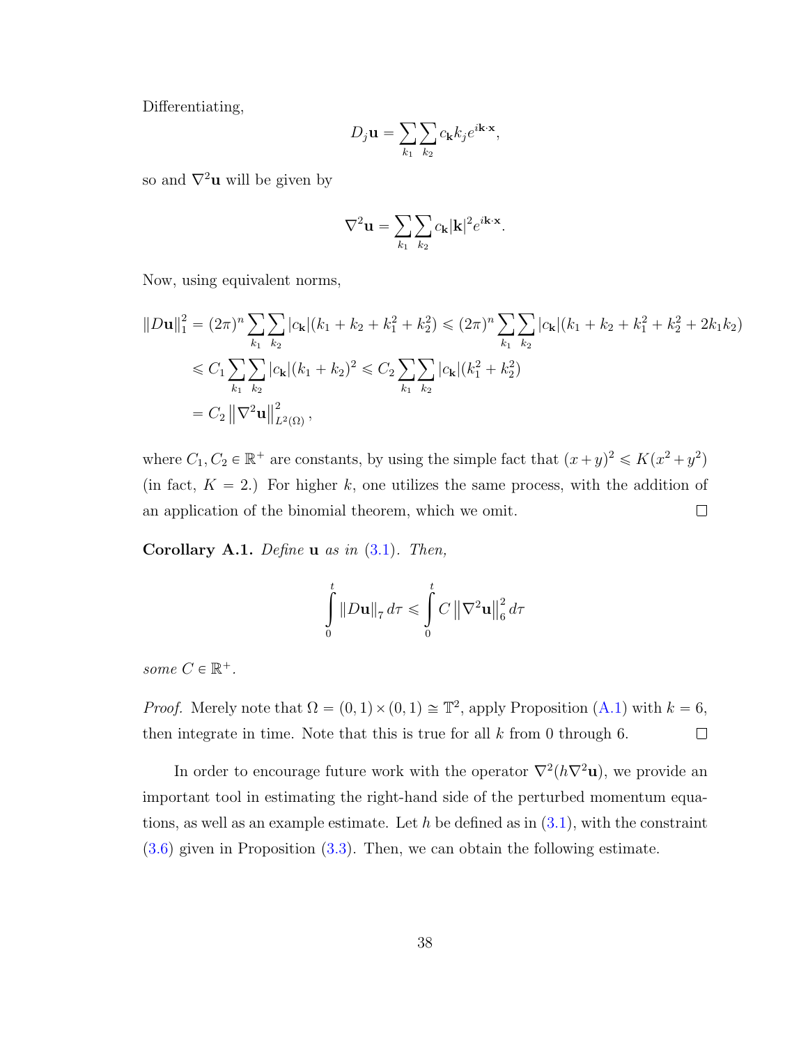Differentiating,

$$D_j \mathbf{u} = \sum_{k_1} \sum_{k_2} c_{\mathbf{k}} k_j e^{i\mathbf{k}\cdot\mathbf{x}},$$

so and $\nabla^2 \mathbf{u}$ will be given by

$$\nabla^2 \mathbf{u} = \sum_{k_1} \sum_{k_2} c_{\mathbf{k}} |\mathbf{k}|^2 e^{i\mathbf{k}\cdot\mathbf{x}}.$$

Now, using equivalent norms,

$$\begin{aligned}
\|D\mathbf{u}\|_1^2 &= (2\pi)^n \sum_{k_1} \sum_{k_2} |c_{\mathbf{k}}|(k_1 + k_2 + k_1^2 + k_2^2) \leqslant (2\pi)^n \sum_{k_1} \sum_{k_2} |c_{\mathbf{k}}|(k_1 + k_2 + k_1^2 + k_2^2 + 2k_1 k_2) \\
&\leqslant C_1 \sum_{k_1} \sum_{k_2} |c_{\mathbf{k}}|(k_1 + k_2)^2 \leqslant C_2 \sum_{k_1} \sum_{k_2} |c_{\mathbf{k}}|(k_1^2 + k_2^2) \\
&= C_2 \left\|\nabla^2 \mathbf{u}\right\|_{L^2(\Omega)}^2,
\end{aligned}$$

where $C_1, C_2 \in \mathbb{R}^+$ are constants, by using the simple fact that $(x+y)^2 \leqslant K(x^2+y^2)$ (in fact, $K = 2$.) For higher $k$, one utilizes the same process, with the addition of an application of the binomial theorem, which we omit. ☐

**Corollary A.1.** *Define* $\mathbf{u}$ *as in* (3.1). *Then,*

$$\int_0^t \|D\mathbf{u}\|_7 \, d\tau \leqslant \int_0^t C \left\|\nabla^2 \mathbf{u}\right\|_6^2 d\tau$$

*some* $C \in \mathbb{R}^+$.

*Proof.* Merely note that $\Omega = (0,1) \times (0,1) \cong \mathbb{T}^2$, apply Proposition (A.1) with $k = 6$, then integrate in time. Note that this is true for all $k$ from 0 through 6. ☐

In order to encourage future work with the operator $\nabla^2(h\nabla^2 \mathbf{u})$, we provide an important tool in estimating the right-hand side of the perturbed momentum equations, as well as an example estimate. Let $h$ be defined as in (3.1), with the constraint (3.6) given in Proposition (3.3). Then, we can obtain the following estimate.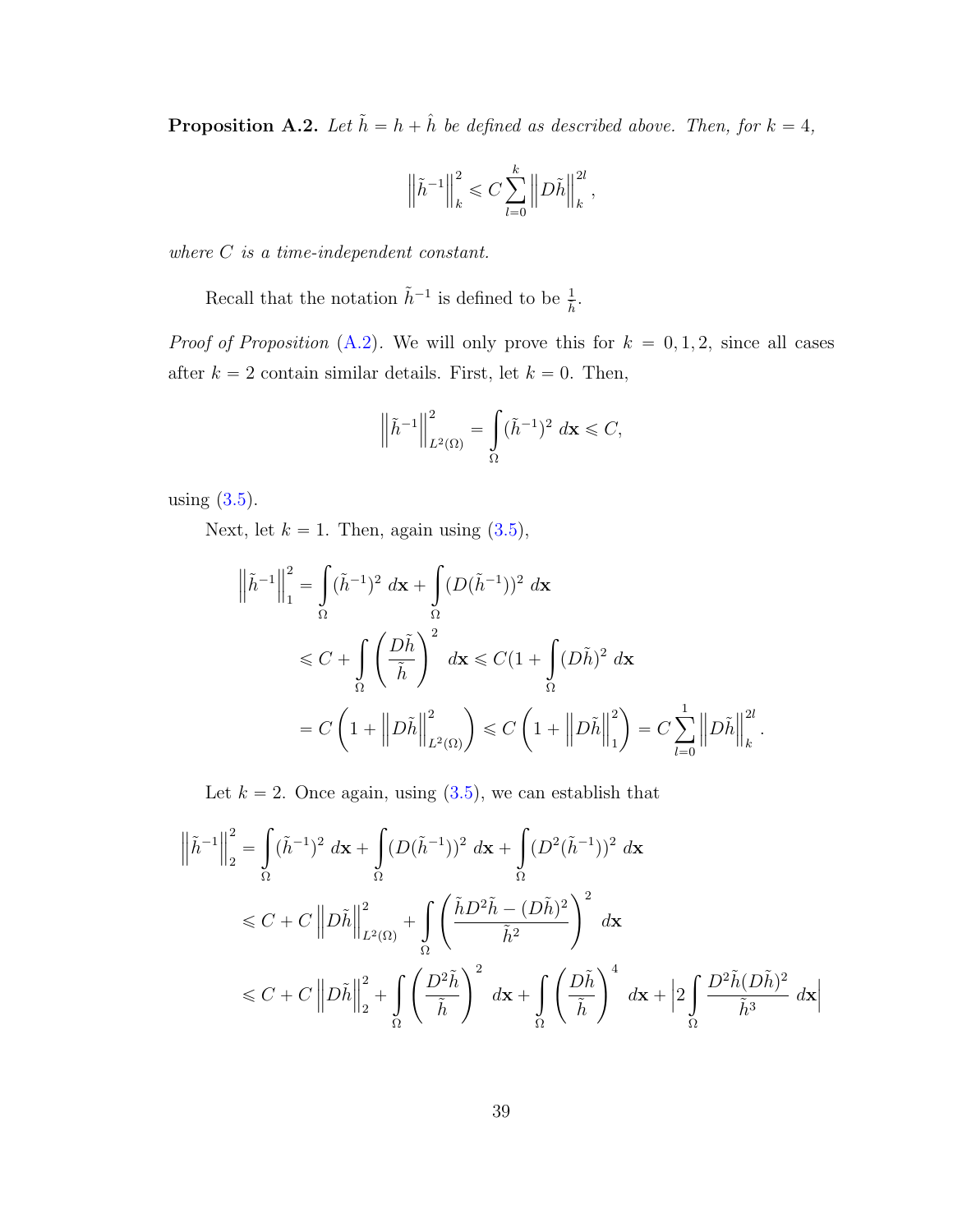**Proposition A.2.** *Let $\tilde{h} = h + \hat{h}$ be defined as described above. Then, for $k = 4$,*

$$\left\|\tilde{h}^{-1}\right\|_k^2 \leqslant C \sum_{l=0}^{k} \left\|D\tilde{h}\right\|_k^{2l},$$

*where $C$ is a time-independent constant.*

Recall that the notation $\tilde{h}^{-1}$ is defined to be $\frac{1}{\tilde{h}}$.

*Proof of Proposition* (A.2). We will only prove this for $k = 0, 1, 2$, since all cases after $k = 2$ contain similar details. First, let $k = 0$. Then,

$$\left\|\tilde{h}^{-1}\right\|_{L^2(\Omega)}^2 = \int_\Omega (\tilde{h}^{-1})^2 \, d\mathbf{x} \leqslant C,$$

using (3.5).

Next, let $k = 1$. Then, again using (3.5),

$$\begin{aligned}
\left\|\tilde{h}^{-1}\right\|_1^2 &= \int_\Omega (\tilde{h}^{-1})^2 \, d\mathbf{x} + \int_\Omega (D(\tilde{h}^{-1}))^2 \, d\mathbf{x} \\
&\leqslant C + \int_\Omega \left(\frac{D\tilde{h}}{\tilde{h}}\right)^2 \, d\mathbf{x} \leqslant C(1 + \int_\Omega (D\tilde{h})^2 \, d\mathbf{x} \\
&= C\left(1 + \left\|D\tilde{h}\right\|_{L^2(\Omega)}^2\right) \leqslant C\left(1 + \left\|D\tilde{h}\right\|_1^2\right) = C\sum_{l=0}^{1} \left\|D\tilde{h}\right\|_k^{2l}.
\end{aligned}$$

Let $k = 2$. Once again, using (3.5), we can establish that

$$\begin{aligned}
\left\|\tilde{h}^{-1}\right\|_2^2 &= \int_\Omega (\tilde{h}^{-1})^2 \, d\mathbf{x} + \int_\Omega (D(\tilde{h}^{-1}))^2 \, d\mathbf{x} + \int_\Omega (D^2(\tilde{h}^{-1}))^2 \, d\mathbf{x} \\
&\leqslant C + C\left\|D\tilde{h}\right\|_{L^2(\Omega)}^2 + \int_\Omega \left(\frac{\tilde{h}D^2\tilde{h} - (D\tilde{h})^2}{\tilde{h}^2}\right)^2 \, d\mathbf{x} \\
&\leqslant C + C\left\|D\tilde{h}\right\|_2^2 + \int_\Omega \left(\frac{D^2\tilde{h}}{\tilde{h}}\right)^2 \, d\mathbf{x} + \int_\Omega \left(\frac{D\tilde{h}}{\tilde{h}}\right)^4 \, d\mathbf{x} + \left|2\int_\Omega \frac{D^2\tilde{h}(D\tilde{h})^2}{\tilde{h}^3} \, d\mathbf{x}\right|
\end{aligned}$$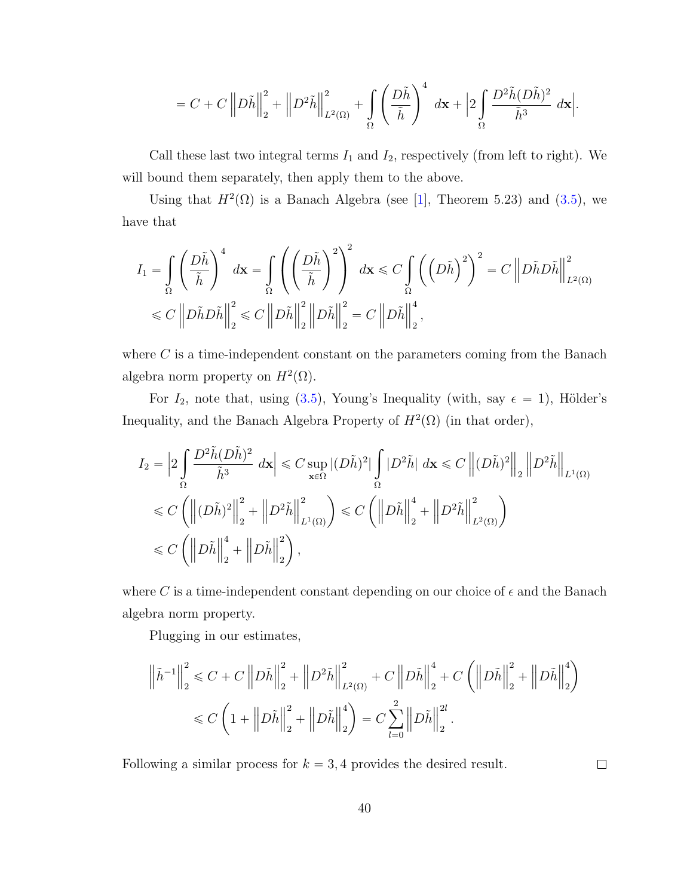$$= C + C\left\|D\tilde{h}\right\|_2^2 + \left\|D^2\tilde{h}\right\|_{L^2(\Omega)}^2 + \int_\Omega \left(\frac{D\tilde{h}}{\tilde{h}}\right)^4 \, d\mathbf{x} + \left|2\int_\Omega \frac{D^2\tilde{h}(D\tilde{h})^2}{\tilde{h}^3} \, d\mathbf{x}\right|.$$

Call these last two integral terms $I_1$ and $I_2$, respectively (from left to right). We will bound them separately, then apply them to the above.

Using that $H^2(\Omega)$ is a Banach Algebra (see [1], Theorem 5.23) and (3.5), we have that

$$\begin{aligned}
I_1 &= \int_\Omega \left(\frac{D\tilde{h}}{\tilde{h}}\right)^4 \, d\mathbf{x} = \int_\Omega \left(\left(\frac{D\tilde{h}}{\tilde{h}}\right)^2\right)^2 \, d\mathbf{x} \leqslant C\int_\Omega \left(\left(D\tilde{h}\right)^2\right)^2 = C\left\|D\tilde{h}D\tilde{h}\right\|_{L^2(\Omega)}^2 \\
&\leqslant C\left\|D\tilde{h}D\tilde{h}\right\|_2^2 \leqslant C\left\|D\tilde{h}\right\|_2^2\left\|D\tilde{h}\right\|_2^2 = C\left\|D\tilde{h}\right\|_2^4,
\end{aligned}$$

where $C$ is a time-independent constant on the parameters coming from the Banach algebra norm property on $H^2(\Omega)$.

For $I_2$, note that, using (3.5), Young's Inequality (with, say $\epsilon = 1$), Hölder's Inequality, and the Banach Algebra Property of $H^2(\Omega)$ (in that order),

$$\begin{aligned}
I_2 &= \left|2\int_\Omega \frac{D^2\tilde{h}(D\tilde{h})^2}{\tilde{h}^3} \, d\mathbf{x}\right| \leqslant C\sup_{\mathbf{x}\in\Omega}|(D\tilde{h})^2|\int_\Omega |D^2\tilde{h}| \, d\mathbf{x} \leqslant C\left\|(D\tilde{h})^2\right\|_2\left\|D^2\tilde{h}\right\|_{L^1(\Omega)} \\
&\leqslant C\left(\left\|(D\tilde{h})^2\right\|_2^2 + \left\|D^2\tilde{h}\right\|_{L^1(\Omega)}^2\right) \leqslant C\left(\left\|D\tilde{h}\right\|_2^4 + \left\|D^2\tilde{h}\right\|_{L^2(\Omega)}^2\right) \\
&\leqslant C\left(\left\|D\tilde{h}\right\|_2^4 + \left\|D\tilde{h}\right\|_2^2\right),
\end{aligned}$$

where $C$ is a time-independent constant depending on our choice of $\epsilon$ and the Banach algebra norm property.

Plugging in our estimates,

$$\begin{aligned}
\left\|\tilde{h}^{-1}\right\|_2^2 &\leqslant C + C\left\|D\tilde{h}\right\|_2^2 + \left\|D^2\tilde{h}\right\|_{L^2(\Omega)}^2 + C\left\|D\tilde{h}\right\|_2^4 + C\left(\left\|D\tilde{h}\right\|_2^2 + \left\|D\tilde{h}\right\|_2^4\right) \\
&\leqslant C\left(1 + \left\|D\tilde{h}\right\|_2^2 + \left\|D\tilde{h}\right\|_2^4\right) = C\sum_{l=0}^{2}\left\|D\tilde{h}\right\|_2^{2l}.
\end{aligned}$$

Following a similar process for $k = 3, 4$ provides the desired result. $\square$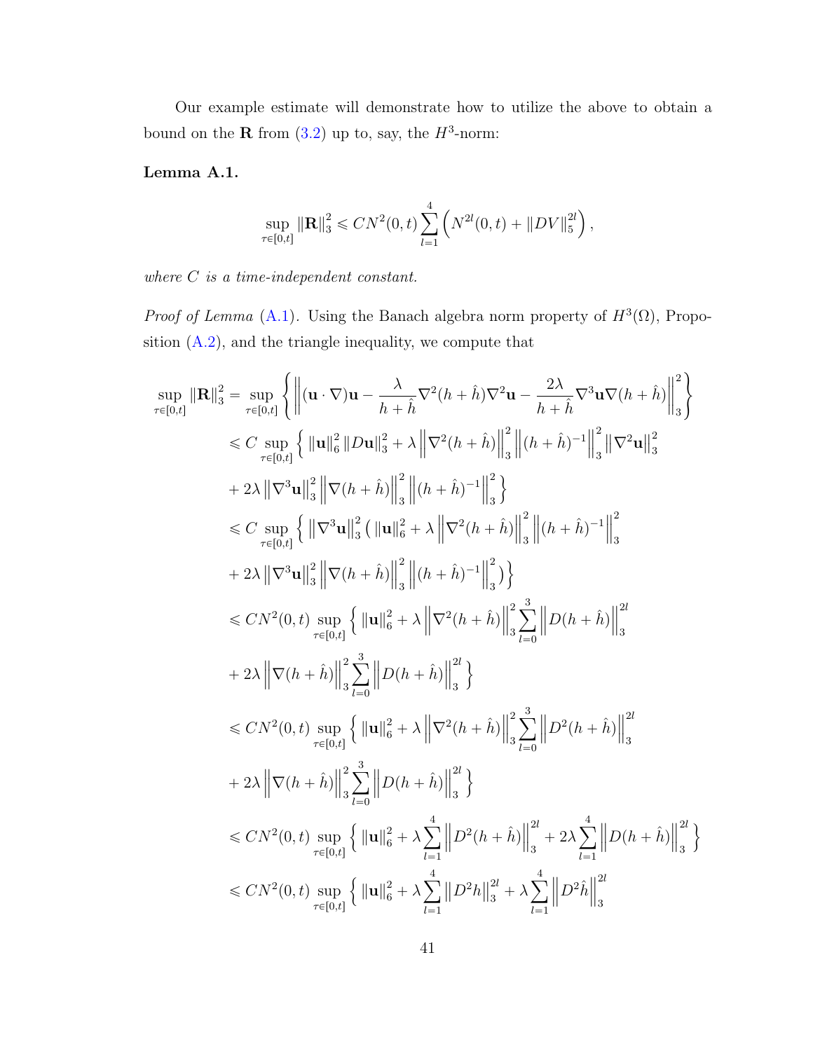Our example estimate will demonstrate how to utilize the above to obtain a bound on the $\mathbf{R}$ from (3.2) up to, say, the $H^3$-norm:

**Lemma A.1.**

$$\sup_{\tau\in[0,t]} \|\mathbf{R}\|_3^2 \leqslant CN^2(0,t)\sum_{l=1}^{4}\left(N^{2l}(0,t) + \|DV\|_5^{2l}\right),$$

*where $C$ is a time-independent constant.*

*Proof of Lemma* (A.1). Using the Banach algebra norm property of $H^3(\Omega)$, Proposition (A.2), and the triangle inequality, we compute that

$$\begin{aligned}
\sup_{\tau\in[0,t]} \|\mathbf{R}\|_3^2 &= \sup_{\tau\in[0,t]}\left\{\left\|(\mathbf{u}\cdot\nabla)\mathbf{u} - \frac{\lambda}{h+\hat{h}}\nabla^2(h+\hat{h})\nabla^2\mathbf{u} - \frac{2\lambda}{h+\hat{h}}\nabla^3\mathbf{u}\nabla(h+\hat{h})\right\|_3^2\right\} \\
&\leqslant C\sup_{\tau\in[0,t]}\Big\{ \|\mathbf{u}\|_6^2\|D\mathbf{u}\|_3^2 + \lambda\left\|\nabla^2(h+\hat{h})\right\|_3^2\left\|(h+\hat{h})^{-1}\right\|_3^2\left\|\nabla^2\mathbf{u}\right\|_3^2 \\
&\quad + 2\lambda\left\|\nabla^3\mathbf{u}\right\|_3^2\left\|\nabla(h+\hat{h})\right\|_3^2\left\|(h+\hat{h})^{-1}\right\|_3^2\Big\} \\
&\leqslant C\sup_{\tau\in[0,t]}\Big\{ \left\|\nabla^3\mathbf{u}\right\|_3^2\big(\|\mathbf{u}\|_6^2 + \lambda\left\|\nabla^2(h+\hat{h})\right\|_3^2\left\|(h+\hat{h})^{-1}\right\|_3^2 \\
&\quad + 2\lambda\left\|\nabla^3\mathbf{u}\right\|_3^2\left\|\nabla(h+\hat{h})\right\|_3^2\left\|(h+\hat{h})^{-1}\right\|_3^2\big)\Big\} \\
&\leqslant CN^2(0,t)\sup_{\tau\in[0,t]}\Big\{ \|\mathbf{u}\|_6^2 + \lambda\left\|\nabla^2(h+\hat{h})\right\|_3^2\sum_{l=0}^{3}\left\|D(h+\hat{h})\right\|_3^{2l} \\
&\quad + 2\lambda\left\|\nabla(h+\hat{h})\right\|_3^2\sum_{l=0}^{3}\left\|D(h+\hat{h})\right\|_3^{2l}\Big\} \\
&\leqslant CN^2(0,t)\sup_{\tau\in[0,t]}\Big\{ \|\mathbf{u}\|_6^2 + \lambda\left\|\nabla^2(h+\hat{h})\right\|_3^2\sum_{l=0}^{3}\left\|D^2(h+\hat{h})\right\|_3^{2l} \\
&\quad + 2\lambda\left\|\nabla(h+\hat{h})\right\|_3^2\sum_{l=0}^{3}\left\|D(h+\hat{h})\right\|_3^{2l}\Big\} \\
&\leqslant CN^2(0,t)\sup_{\tau\in[0,t]}\Big\{ \|\mathbf{u}\|_6^2 + \lambda\sum_{l=1}^{4}\left\|D^2(h+\hat{h})\right\|_3^{2l} + 2\lambda\sum_{l=1}^{4}\left\|D(h+\hat{h})\right\|_3^{2l}\Big\} \\
&\leqslant CN^2(0,t)\sup_{\tau\in[0,t]}\Big\{ \|\mathbf{u}\|_6^2 + \lambda\sum_{l=1}^{4}\left\|D^2h\right\|_3^{2l} + \lambda\sum_{l=1}^{4}\left\|D^2\hat{h}\right\|_3^{2l}
\end{aligned}$$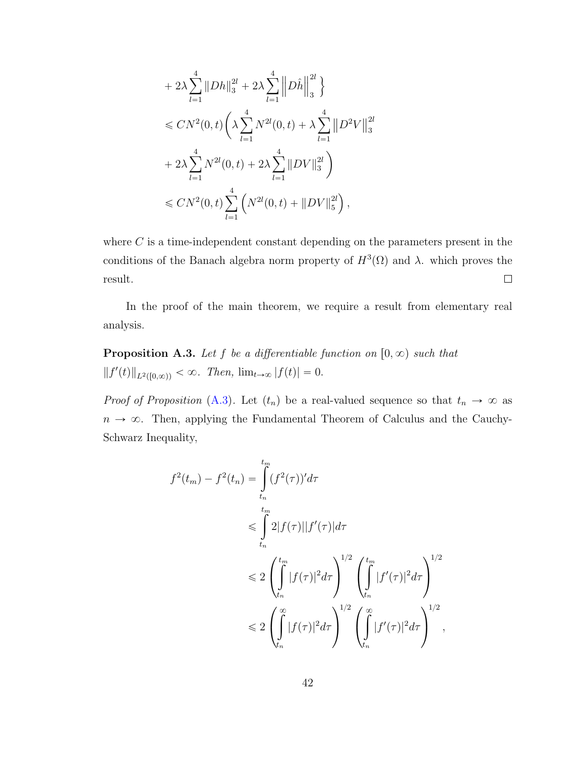$$
\begin{aligned}
&+ 2\lambda \sum_{l=1}^{4} \|Dh\|_3^{2l} + 2\lambda \sum_{l=1}^{4} \left\|D\hat{h}\right\|_3^{2l} \Bigg\} \\
&\leqslant CN^2(0,t)\Bigg( \lambda \sum_{l=1}^{4} N^{2l}(0,t) + \lambda \sum_{l=1}^{4} \left\|D^2 V\right\|_3^{2l} \\
&+ 2\lambda \sum_{l=1}^{4} N^{2l}(0,t) + 2\lambda \sum_{l=1}^{4} \|DV\|_3^{2l} \Bigg) \\
&\leqslant CN^2(0,t) \sum_{l=1}^{4} \left( N^{2l}(0,t) + \|DV\|_5^{2l} \right),
\end{aligned}
$$

where $C$ is a time-independent constant depending on the parameters present in the conditions of the Banach algebra norm property of $H^3(\Omega)$ and $\lambda$. which proves the result. □

In the proof of the main theorem, we require a result from elementary real analysis.

**Proposition A.3.** *Let $f$ be a differentiable function on $[0, \infty)$ such that $\|f'(t)\|_{L^2([0,\infty))} < \infty$. Then, $\lim_{t\to\infty} |f(t)| = 0$.*

*Proof of Proposition* (A.3). Let $(t_n)$ be a real-valued sequence so that $t_n \to \infty$ as $n \to \infty$. Then, applying the Fundamental Theorem of Calculus and the Cauchy-Schwarz Inequality,

$$
\begin{aligned}
f^2(t_m) - f^2(t_n) &= \int_{t_n}^{t_m} (f^2(\tau))' d\tau \\
&\leqslant \int_{t_n}^{t_m} 2|f(\tau)||f'(\tau)| d\tau \\
&\leqslant 2 \left( \int_{t_n}^{t_m} |f(\tau)|^2 d\tau \right)^{1/2} \left( \int_{t_n}^{t_m} |f'(\tau)|^2 d\tau \right)^{1/2} \\
&\leqslant 2 \left( \int_{t_n}^{\infty} |f(\tau)|^2 d\tau \right)^{1/2} \left( \int_{t_n}^{\infty} |f'(\tau)|^2 d\tau \right)^{1/2},
\end{aligned}
$$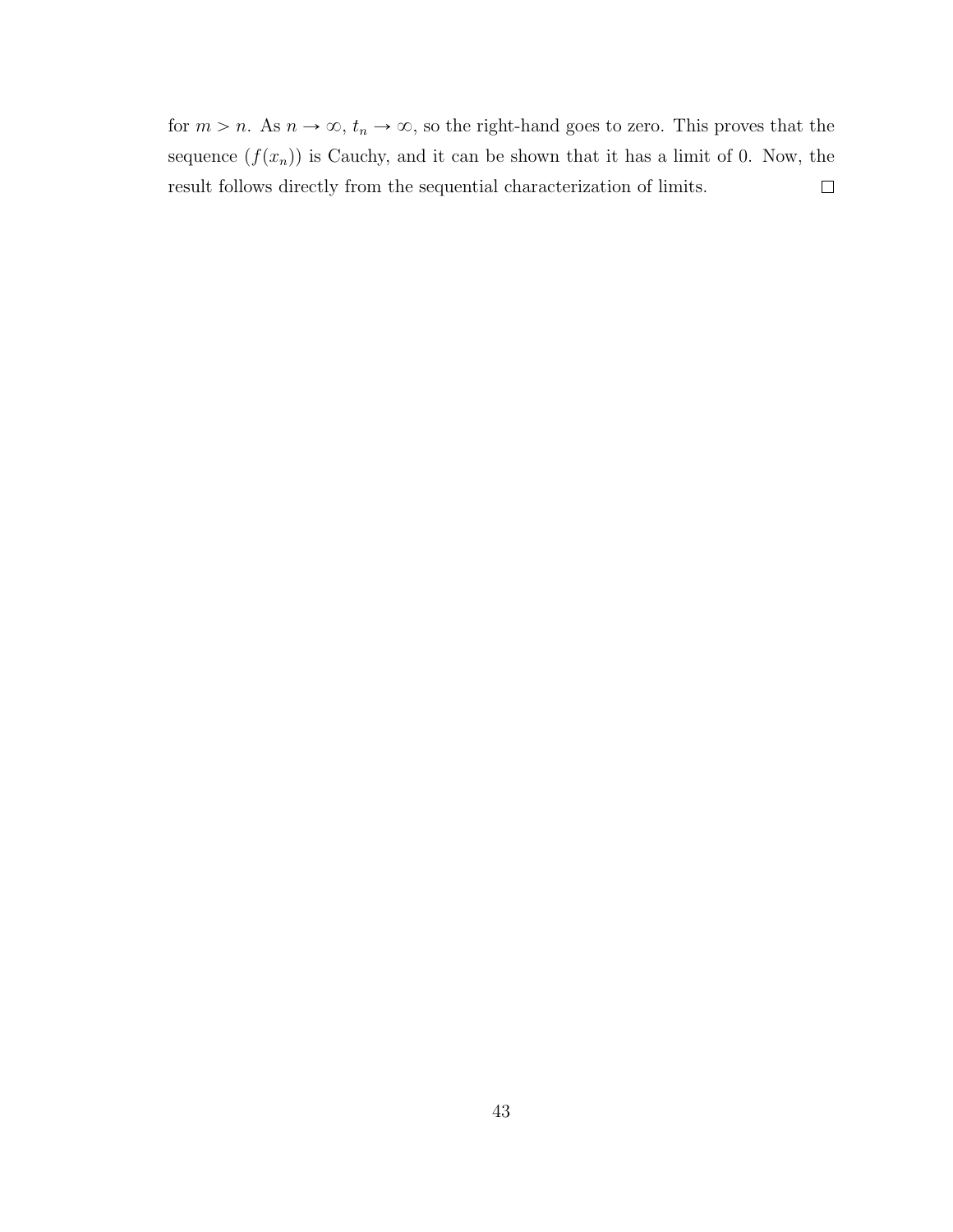for $m > n$. As $n \to \infty$, $t_n \to \infty$, so the right-hand goes to zero. This proves that the sequence $(f(x_n))$ is Cauchy, and it can be shown that it has a limit of 0. Now, the result follows directly from the sequential characterization of limits. $\square$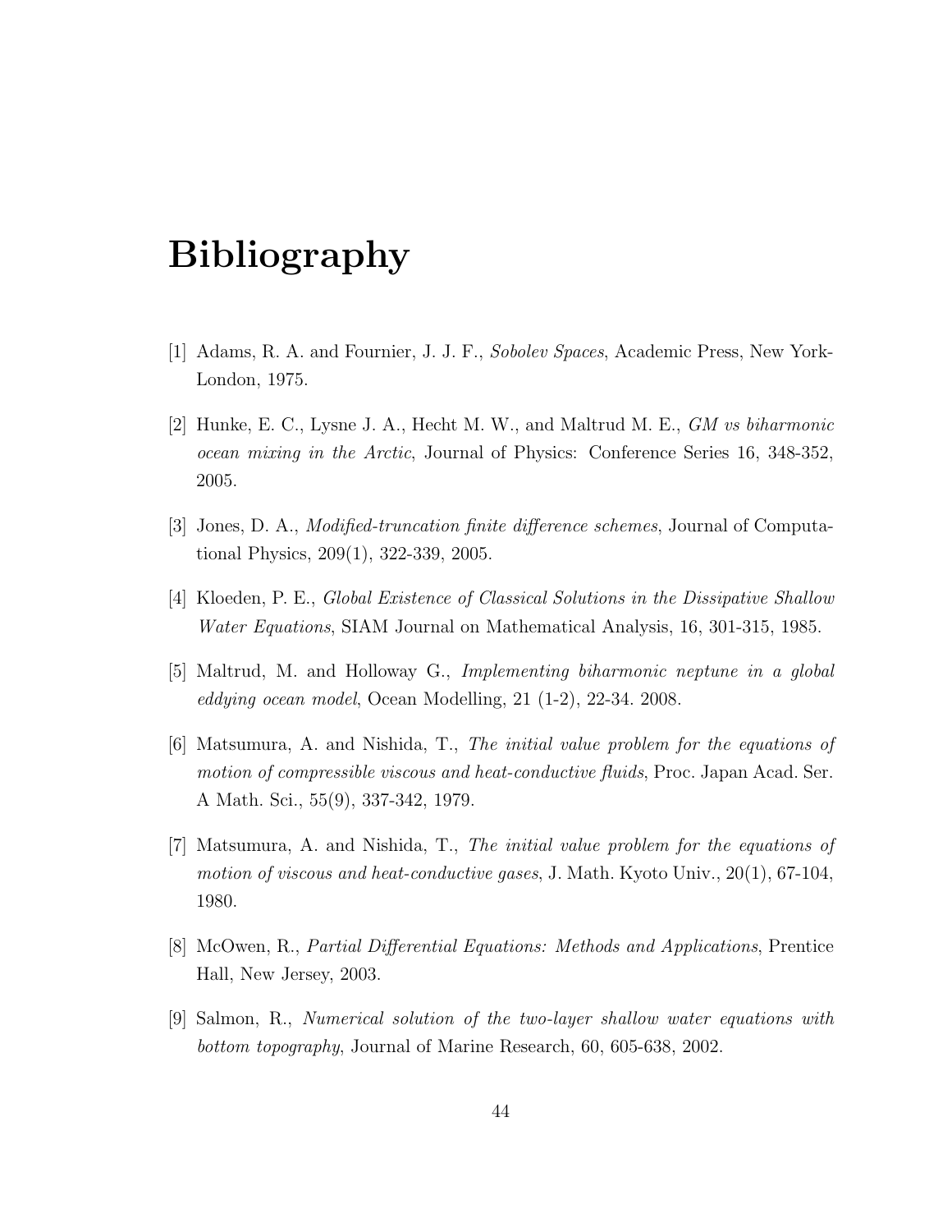# Bibliography

[1] Adams, R. A. and Fournier, J. J. F., *Sobolev Spaces*, Academic Press, New York-London, 1975.

[2] Hunke, E. C., Lysne J. A., Hecht M. W., and Maltrud M. E., *GM vs biharmonic ocean mixing in the Arctic*, Journal of Physics: Conference Series 16, 348-352, 2005.

[3] Jones, D. A., *Modified-truncation finite difference schemes*, Journal of Computational Physics, 209(1), 322-339, 2005.

[4] Kloeden, P. E., *Global Existence of Classical Solutions in the Dissipative Shallow Water Equations*, SIAM Journal on Mathematical Analysis, 16, 301-315, 1985.

[5] Maltrud, M. and Holloway G., *Implementing biharmonic neptune in a global eddying ocean model*, Ocean Modelling, 21 (1-2), 22-34. 2008.

[6] Matsumura, A. and Nishida, T., *The initial value problem for the equations of motion of compressible viscous and heat-conductive fluids*, Proc. Japan Acad. Ser. A Math. Sci., 55(9), 337-342, 1979.

[7] Matsumura, A. and Nishida, T., *The initial value problem for the equations of motion of viscous and heat-conductive gases*, J. Math. Kyoto Univ., 20(1), 67-104, 1980.

[8] McOwen, R., *Partial Differential Equations: Methods and Applications*, Prentice Hall, New Jersey, 2003.

[9] Salmon, R., *Numerical solution of the two-layer shallow water equations with bottom topography*, Journal of Marine Research, 60, 605-638, 2002.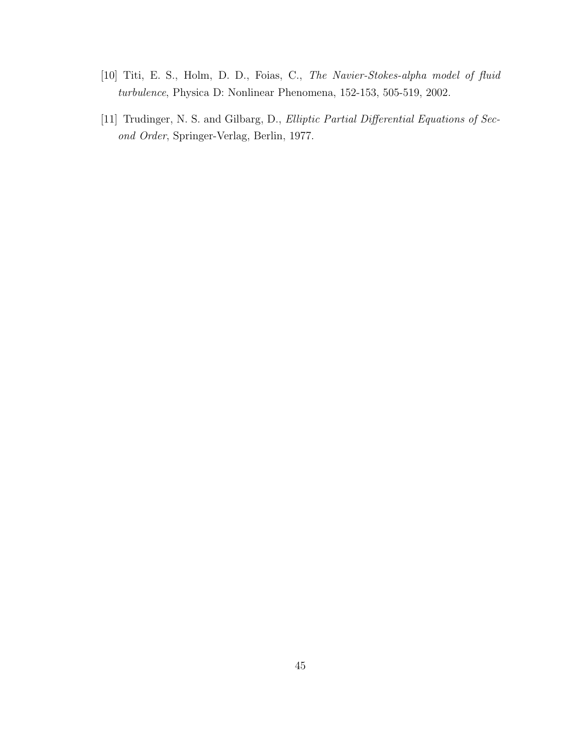[10] Titi, E. S., Holm, D. D., Foias, C., *The Navier-Stokes-alpha model of fluid turbulence*, Physica D: Nonlinear Phenomena, 152-153, 505-519, 2002.

[11] Trudinger, N. S. and Gilbarg, D., *Elliptic Partial Differential Equations of Second Order*, Springer-Verlag, Berlin, 1977.